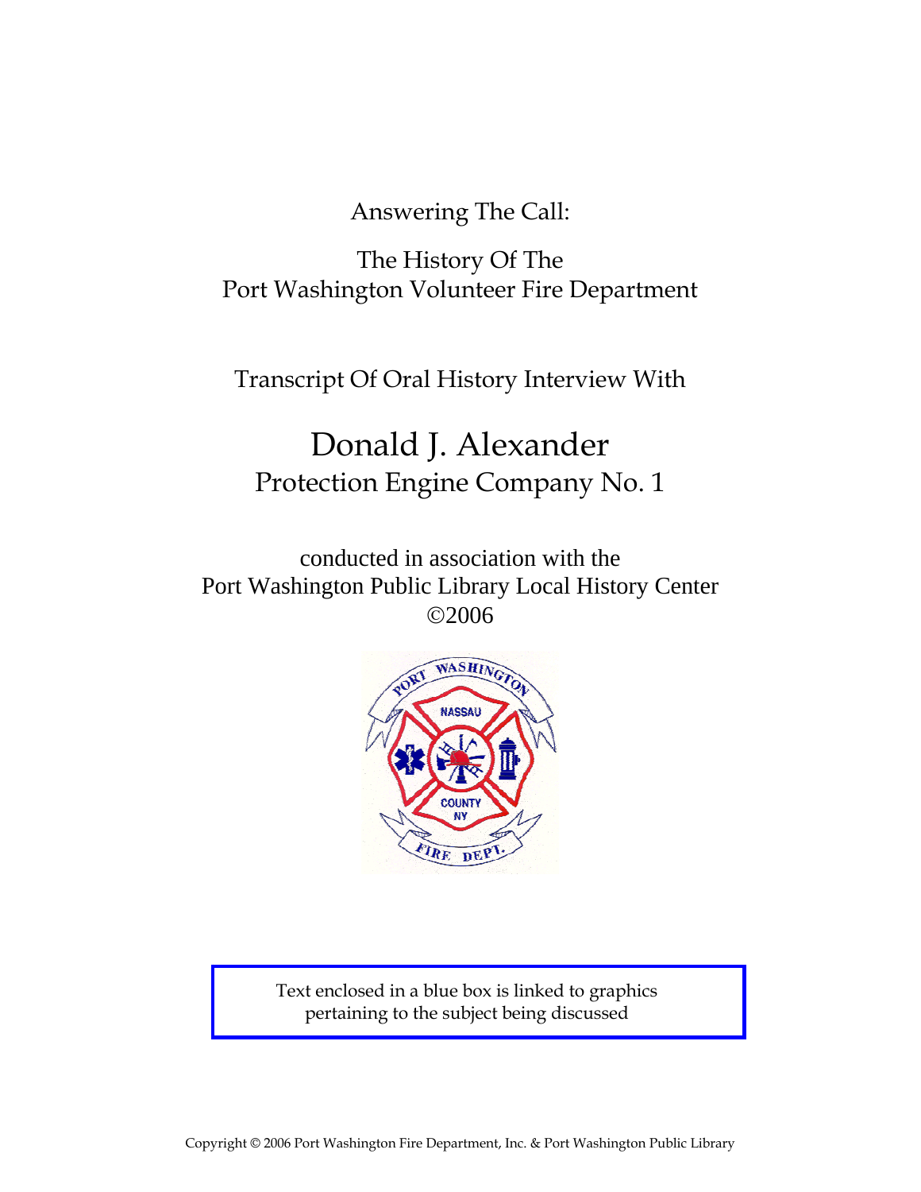Answering The Call:

The History Of The
Port Washington Volunteer Fire Department

Transcript Of Oral History Interview With

# Donald J. Alexander

## Protection Engine Company No. 1

conducted in association with the
Port Washington Public Library Local History Center
©2006

Text enclosed in a blue box is linked to graphics pertaining to the subject being discussed

Copyright © 2006 Port Washington Fire Department, Inc. & Port Washington Public Library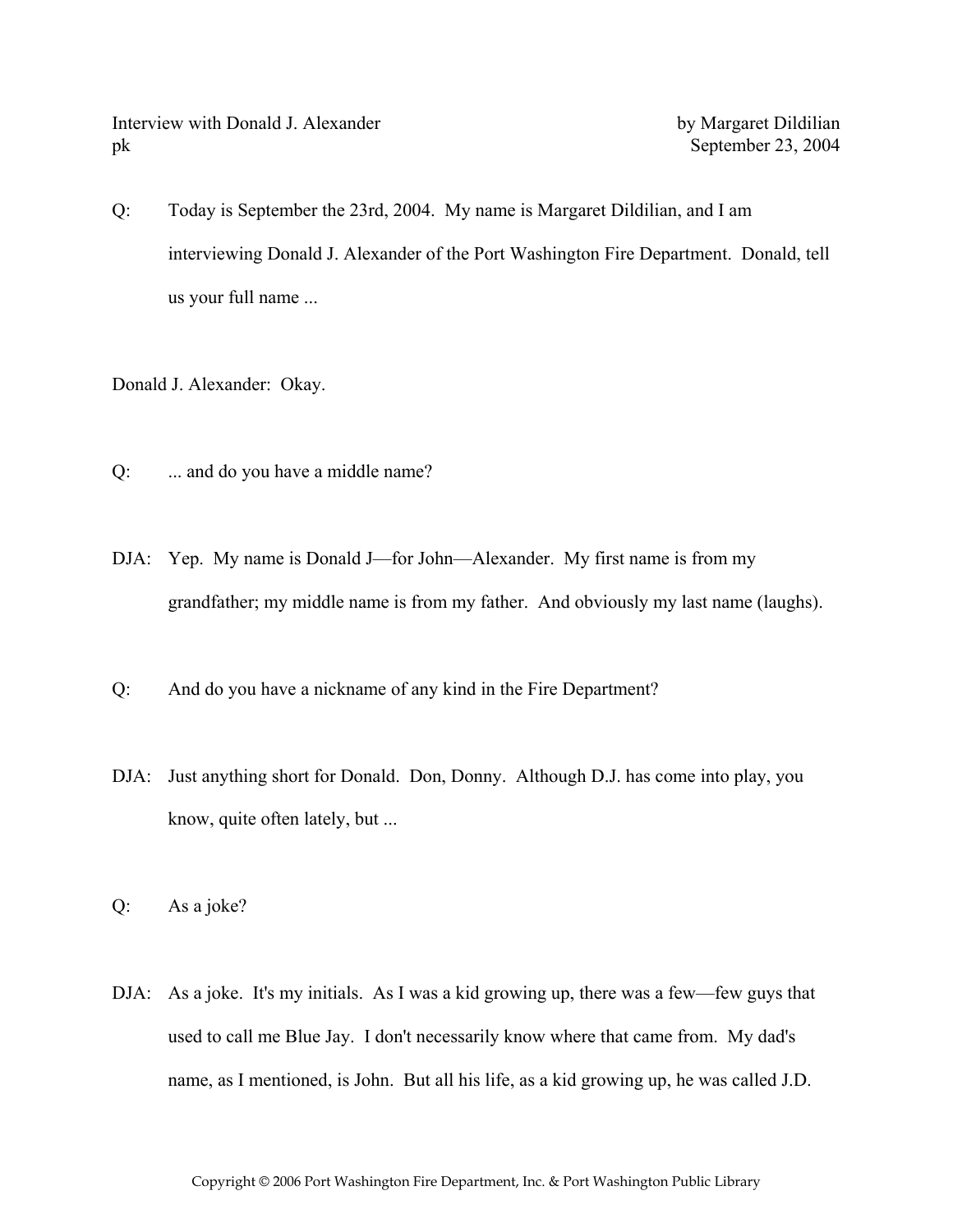Interview with Donald J. Alexander by Margaret Dildilian
pk September 23, 2004

Q: Today is September the 23rd, 2004. My name is Margaret Dildilian, and I am interviewing Donald J. Alexander of the Port Washington Fire Department. Donald, tell us your full name ...

Donald J. Alexander: Okay.

Q: ... and do you have a middle name?

DJA: Yep. My name is Donald J—for John—Alexander. My first name is from my grandfather; my middle name is from my father. And obviously my last name (laughs).

Q: And do you have a nickname of any kind in the Fire Department?

DJA: Just anything short for Donald. Don, Donny. Although D.J. has come into play, you know, quite often lately, but ...

Q: As a joke?

DJA: As a joke. It's my initials. As I was a kid growing up, there was a few—few guys that used to call me Blue Jay. I don't necessarily know where that came from. My dad's name, as I mentioned, is John. But all his life, as a kid growing up, he was called J.D.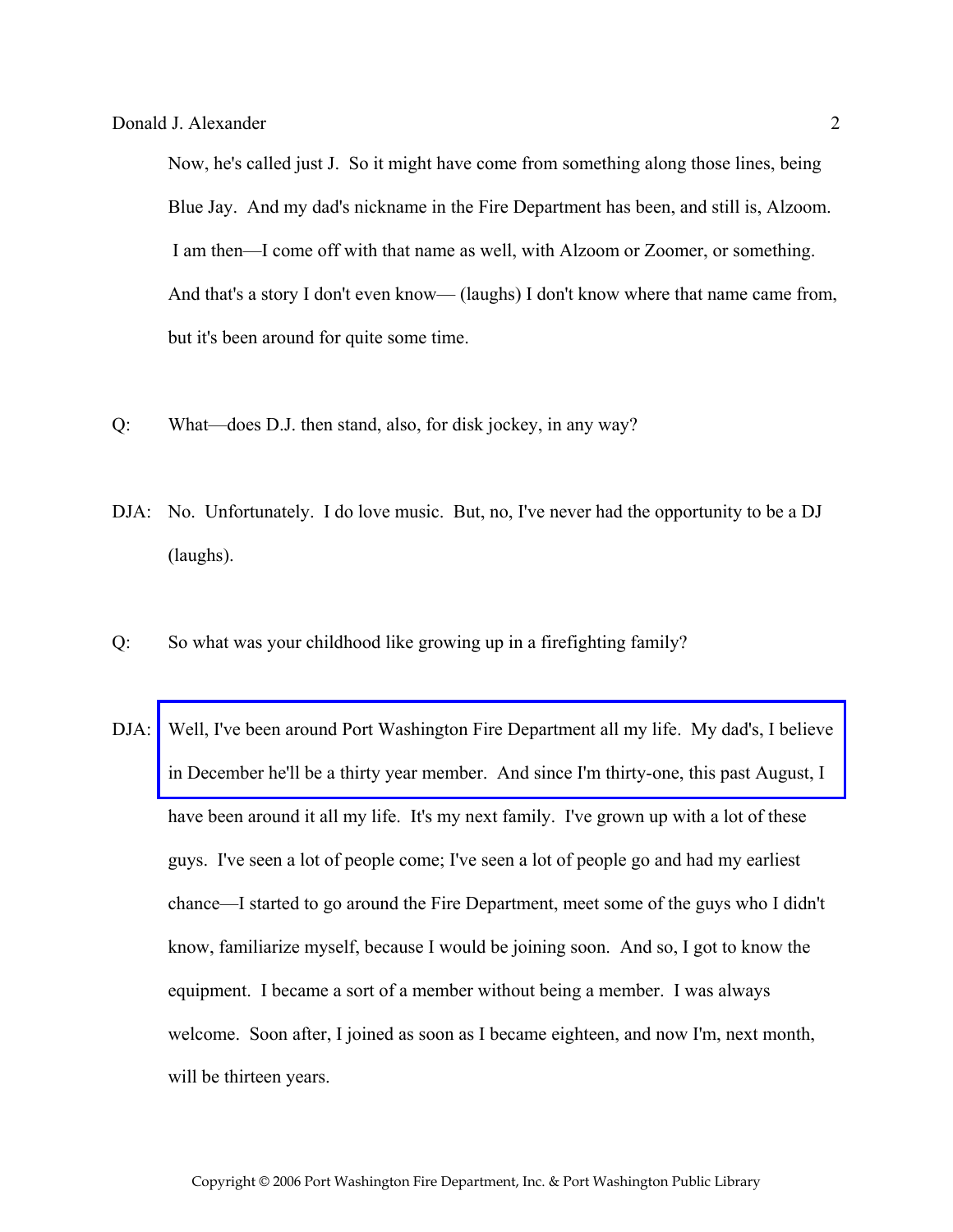Now, he's called just J. So it might have come from something along those lines, being Blue Jay. And my dad's nickname in the Fire Department has been, and still is, Alzoom. I am then—I come off with that name as well, with Alzoom or Zoomer, or something. And that's a story I don't even know— (laughs) I don't know where that name came from, but it's been around for quite some time.

Q: What—does D.J. then stand, also, for disk jockey, in any way?

DJA: No. Unfortunately. I do love music. But, no, I've never had the opportunity to be a DJ (laughs).

Q: So what was your childhood like growing up in a firefighting family?

DJA: Well, I've been around Port Washington Fire Department all my life. My dad's, I believe in December he'll be a thirty year member. And since I'm thirty-one, this past August, I have been around it all my life. It's my next family. I've grown up with a lot of these guys. I've seen a lot of people come; I've seen a lot of people go and had my earliest chance—I started to go around the Fire Department, meet some of the guys who I didn't know, familiarize myself, because I would be joining soon. And so, I got to know the equipment. I became a sort of a member without being a member. I was always welcome. Soon after, I joined as soon as I became eighteen, and now I'm, next month, will be thirteen years.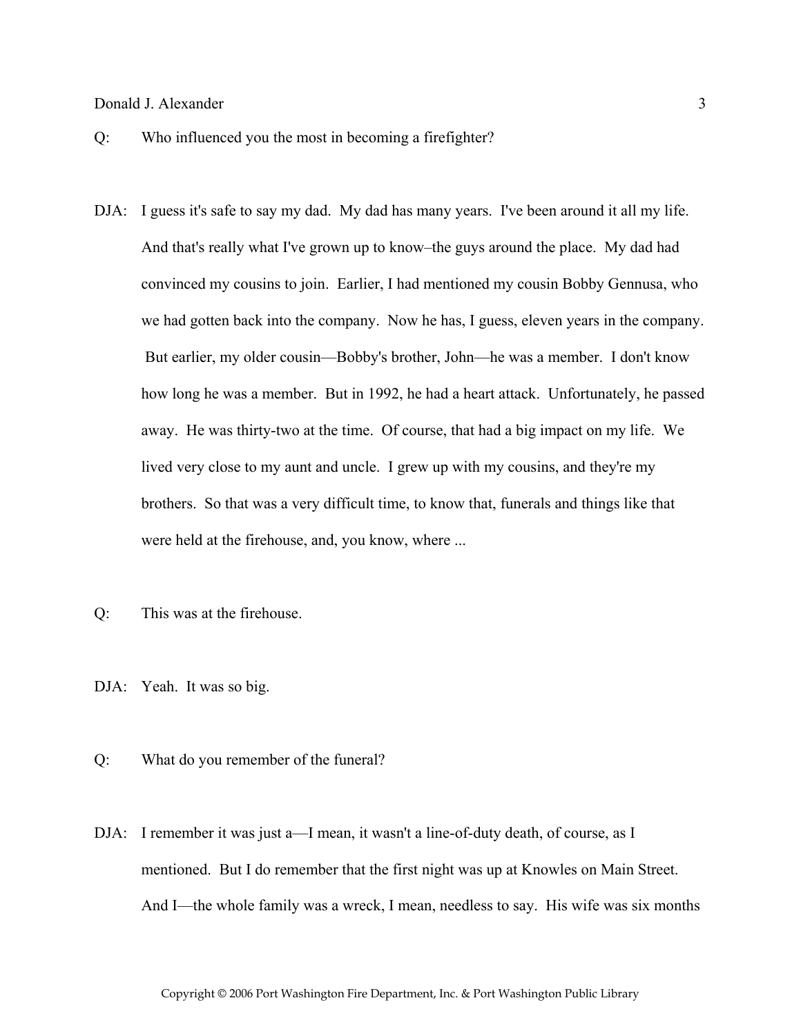Q: Who influenced you the most in becoming a firefighter?

DJA: I guess it's safe to say my dad. My dad has many years. I've been around it all my life. And that's really what I've grown up to know–the guys around the place. My dad had convinced my cousins to join. Earlier, I had mentioned my cousin Bobby Gennusa, who we had gotten back into the company. Now he has, I guess, eleven years in the company. But earlier, my older cousin—Bobby's brother, John—he was a member. I don't know how long he was a member. But in 1992, he had a heart attack. Unfortunately, he passed away. He was thirty-two at the time. Of course, that had a big impact on my life. We lived very close to my aunt and uncle. I grew up with my cousins, and they're my brothers. So that was a very difficult time, to know that, funerals and things like that were held at the firehouse, and, you know, where ...

Q: This was at the firehouse.

DJA: Yeah. It was so big.

Q: What do you remember of the funeral?

DJA: I remember it was just a—I mean, it wasn't a line-of-duty death, of course, as I mentioned. But I do remember that the first night was up at Knowles on Main Street. And I—the whole family was a wreck, I mean, needless to say. His wife was six months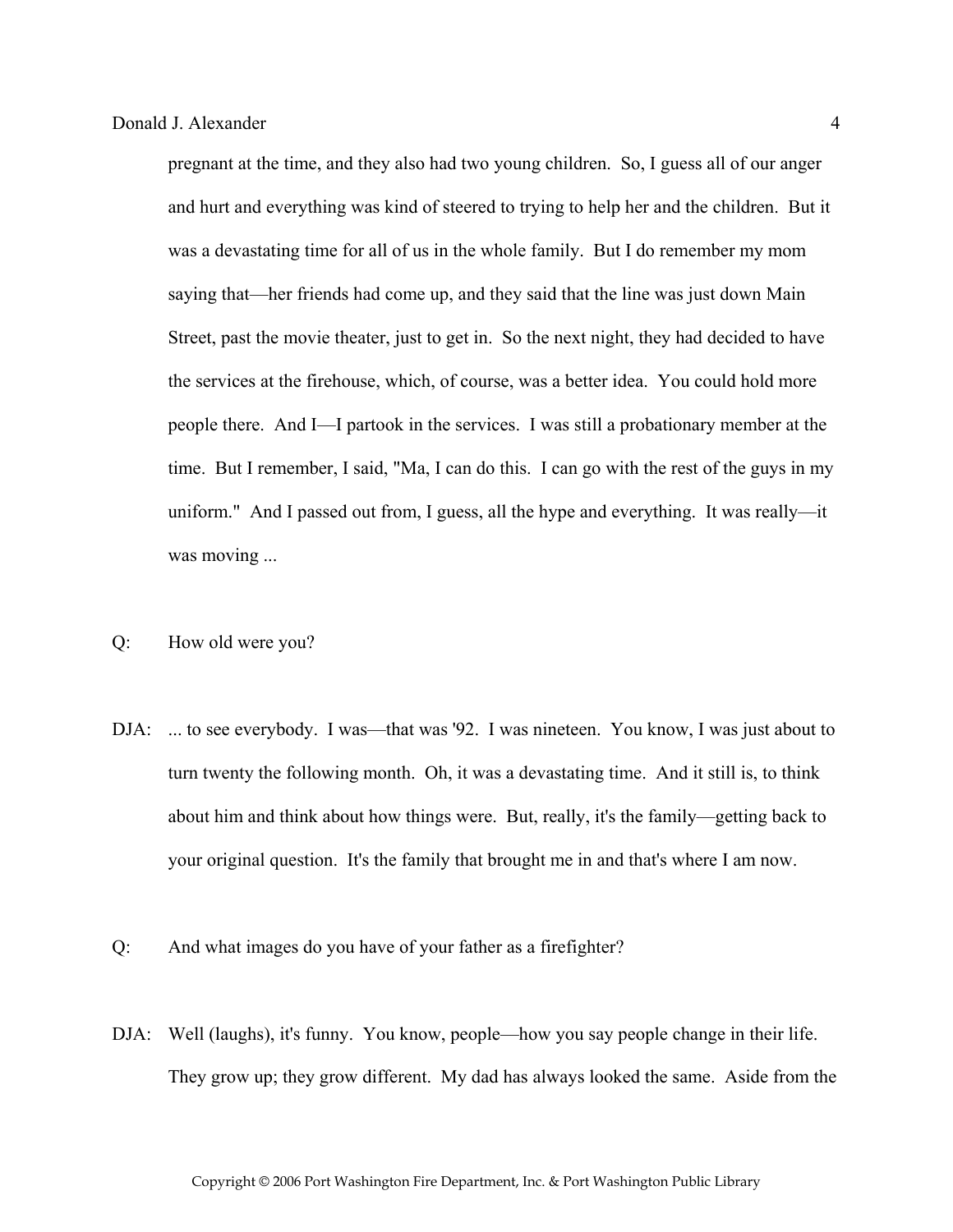pregnant at the time, and they also had two young children. So, I guess all of our anger and hurt and everything was kind of steered to trying to help her and the children. But it was a devastating time for all of us in the whole family. But I do remember my mom saying that—her friends had come up, and they said that the line was just down Main Street, past the movie theater, just to get in. So the next night, they had decided to have the services at the firehouse, which, of course, was a better idea. You could hold more people there. And I—I partook in the services. I was still a probationary member at the time. But I remember, I said, "Ma, I can do this. I can go with the rest of the guys in my uniform." And I passed out from, I guess, all the hype and everything. It was really—it was moving ...

Q: How old were you?

DJA: ... to see everybody. I was—that was '92. I was nineteen. You know, I was just about to turn twenty the following month. Oh, it was a devastating time. And it still is, to think about him and think about how things were. But, really, it's the family—getting back to your original question. It's the family that brought me in and that's where I am now.

Q: And what images do you have of your father as a firefighter?

DJA: Well (laughs), it's funny. You know, people—how you say people change in their life. They grow up; they grow different. My dad has always looked the same. Aside from the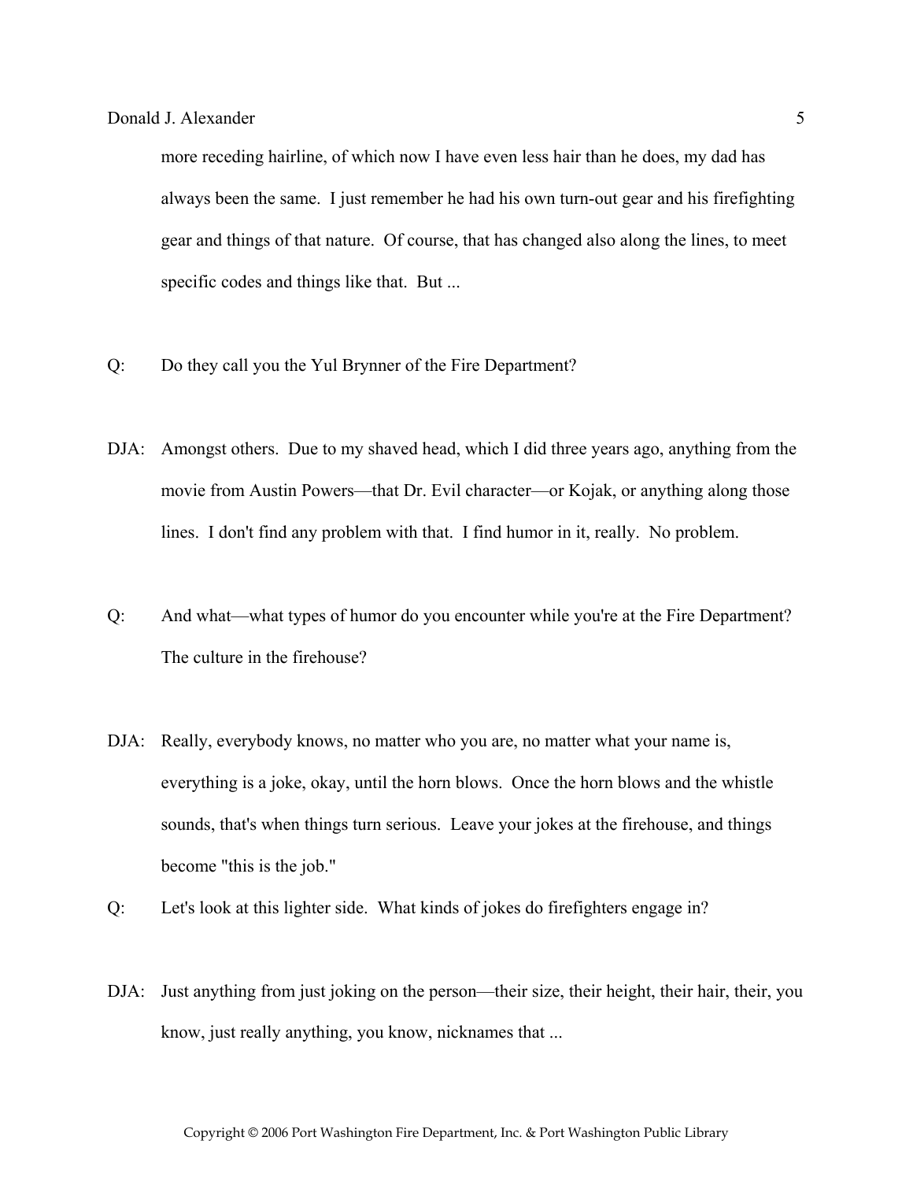more receding hairline, of which now I have even less hair than he does, my dad has always been the same. I just remember he had his own turn-out gear and his firefighting gear and things of that nature. Of course, that has changed also along the lines, to meet specific codes and things like that. But ...

Q: Do they call you the Yul Brynner of the Fire Department?

DJA: Amongst others. Due to my shaved head, which I did three years ago, anything from the movie from Austin Powers—that Dr. Evil character—or Kojak, or anything along those lines. I don't find any problem with that. I find humor in it, really. No problem.

Q: And what—what types of humor do you encounter while you're at the Fire Department? The culture in the firehouse?

DJA: Really, everybody knows, no matter who you are, no matter what your name is, everything is a joke, okay, until the horn blows. Once the horn blows and the whistle sounds, that's when things turn serious. Leave your jokes at the firehouse, and things become "this is the job."

Q: Let's look at this lighter side. What kinds of jokes do firefighters engage in?

DJA: Just anything from just joking on the person—their size, their height, their hair, their, you know, just really anything, you know, nicknames that ...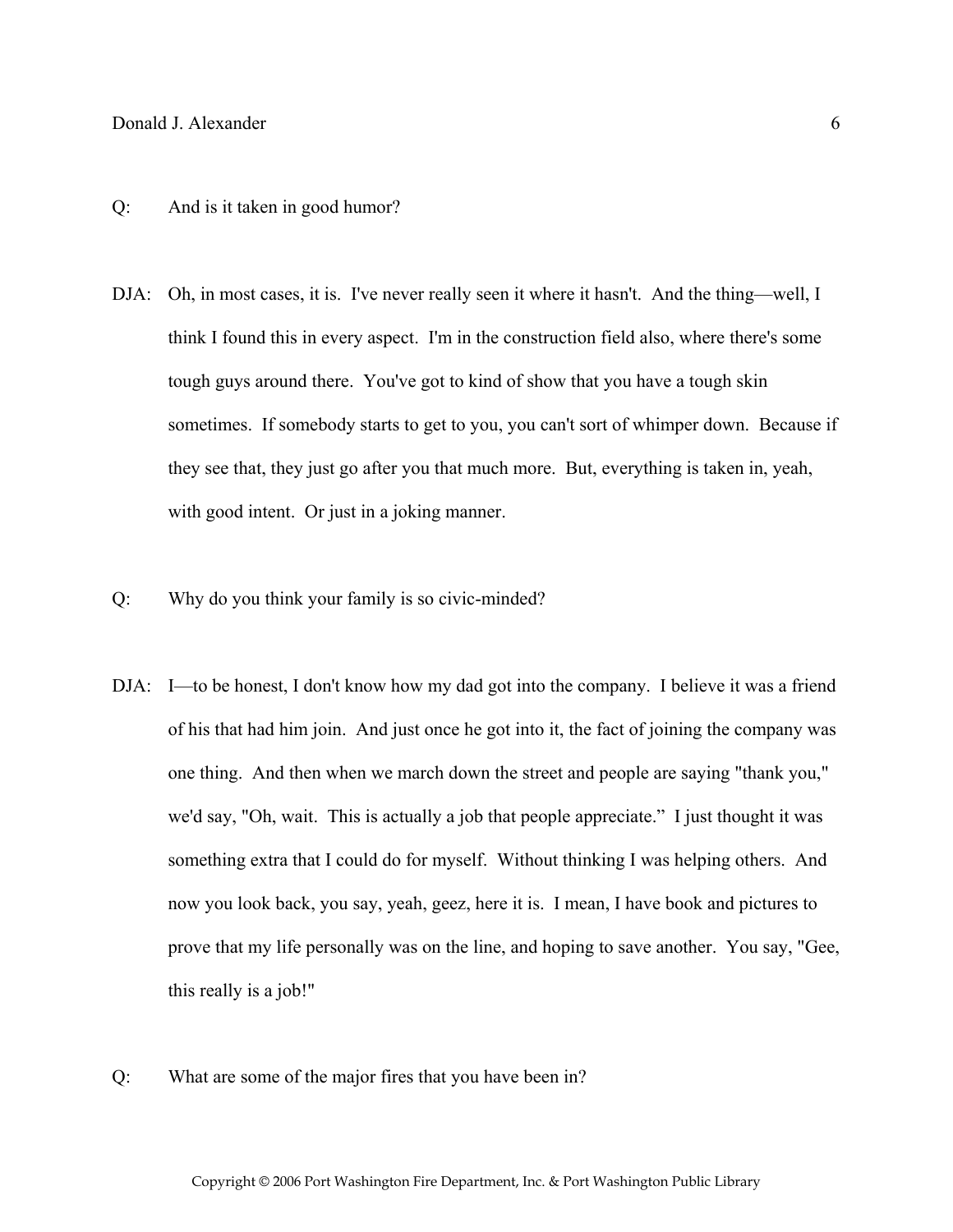Q: And is it taken in good humor?

DJA: Oh, in most cases, it is. I've never really seen it where it hasn't. And the thing—well, I think I found this in every aspect. I'm in the construction field also, where there's some tough guys around there. You've got to kind of show that you have a tough skin sometimes. If somebody starts to get to you, you can't sort of whimper down. Because if they see that, they just go after you that much more. But, everything is taken in, yeah, with good intent. Or just in a joking manner.

Q: Why do you think your family is so civic-minded?

DJA: I—to be honest, I don't know how my dad got into the company. I believe it was a friend of his that had him join. And just once he got into it, the fact of joining the company was one thing. And then when we march down the street and people are saying "thank you," we'd say, "Oh, wait. This is actually a job that people appreciate." I just thought it was something extra that I could do for myself. Without thinking I was helping others. And now you look back, you say, yeah, geez, here it is. I mean, I have book and pictures to prove that my life personally was on the line, and hoping to save another. You say, "Gee, this really is a job!"

Q: What are some of the major fires that you have been in?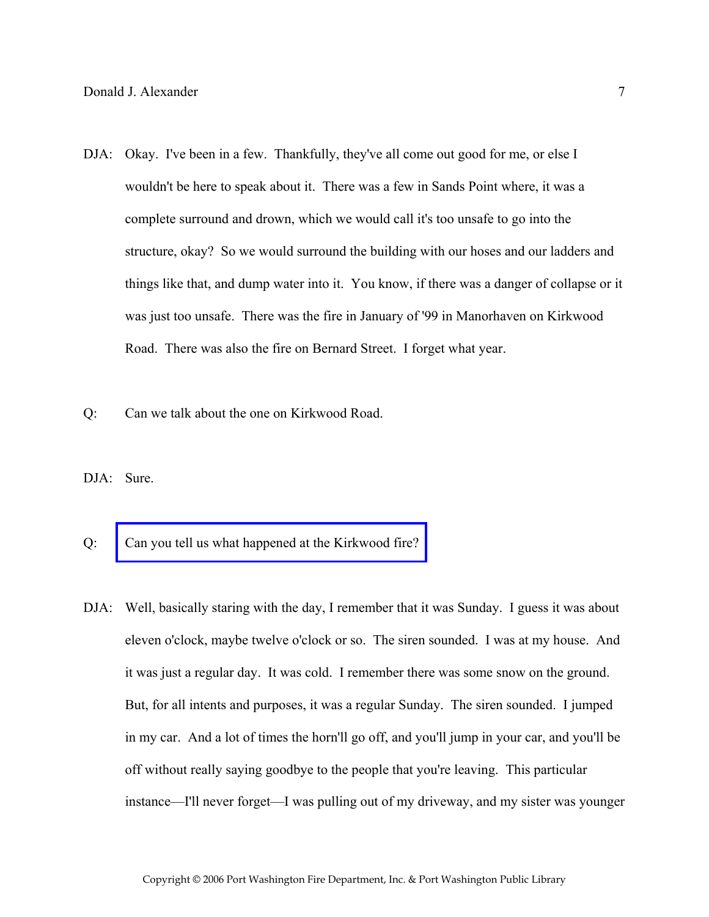DJA: Okay. I've been in a few. Thankfully, they've all come out good for me, or else I wouldn't be here to speak about it. There was a few in Sands Point where, it was a complete surround and drown, which we would call it's too unsafe to go into the structure, okay? So we would surround the building with our hoses and our ladders and things like that, and dump water into it. You know, if there was a danger of collapse or it was just too unsafe. There was the fire in January of '99 in Manorhaven on Kirkwood Road. There was also the fire on Bernard Street. I forget what year.

Q: Can we talk about the one on Kirkwood Road.

DJA: Sure.

Q: Can you tell us what happened at the Kirkwood fire?

DJA: Well, basically staring with the day, I remember that it was Sunday. I guess it was about eleven o'clock, maybe twelve o'clock or so. The siren sounded. I was at my house. And it was just a regular day. It was cold. I remember there was some snow on the ground. But, for all intents and purposes, it was a regular Sunday. The siren sounded. I jumped in my car. And a lot of times the horn'll go off, and you'll jump in your car, and you'll be off without really saying goodbye to the people that you're leaving. This particular instance—I'll never forget—I was pulling out of my driveway, and my sister was younger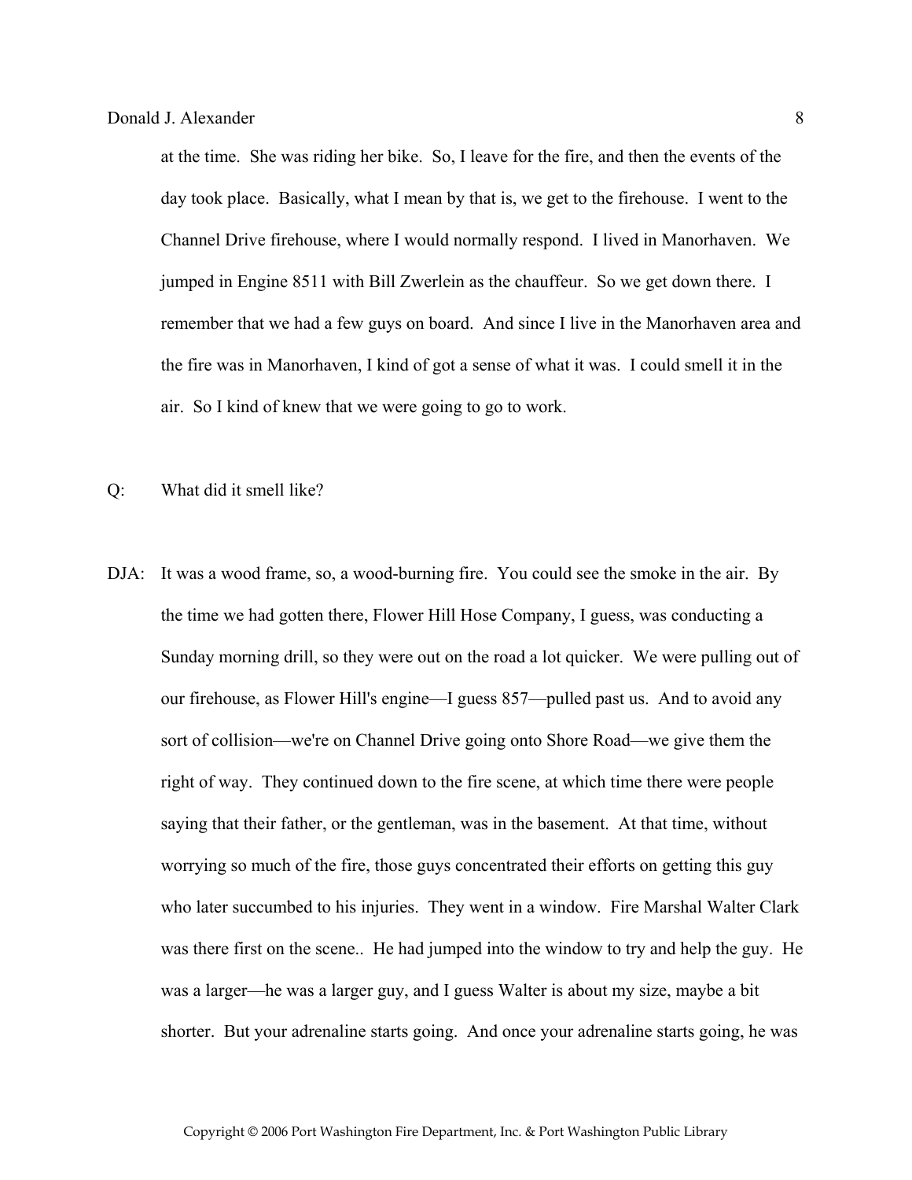at the time. She was riding her bike. So, I leave for the fire, and then the events of the day took place. Basically, what I mean by that is, we get to the firehouse. I went to the Channel Drive firehouse, where I would normally respond. I lived in Manorhaven. We jumped in Engine 8511 with Bill Zwerlein as the chauffeur. So we get down there. I remember that we had a few guys on board. And since I live in the Manorhaven area and the fire was in Manorhaven, I kind of got a sense of what it was. I could smell it in the air. So I kind of knew that we were going to go to work.

Q: What did it smell like?

DJA: It was a wood frame, so, a wood-burning fire. You could see the smoke in the air. By the time we had gotten there, Flower Hill Hose Company, I guess, was conducting a Sunday morning drill, so they were out on the road a lot quicker. We were pulling out of our firehouse, as Flower Hill's engine—I guess 857—pulled past us. And to avoid any sort of collision—we're on Channel Drive going onto Shore Road—we give them the right of way. They continued down to the fire scene, at which time there were people saying that their father, or the gentleman, was in the basement. At that time, without worrying so much of the fire, those guys concentrated their efforts on getting this guy who later succumbed to his injuries. They went in a window. Fire Marshal Walter Clark was there first on the scene.. He had jumped into the window to try and help the guy. He was a larger—he was a larger guy, and I guess Walter is about my size, maybe a bit shorter. But your adrenaline starts going. And once your adrenaline starts going, he was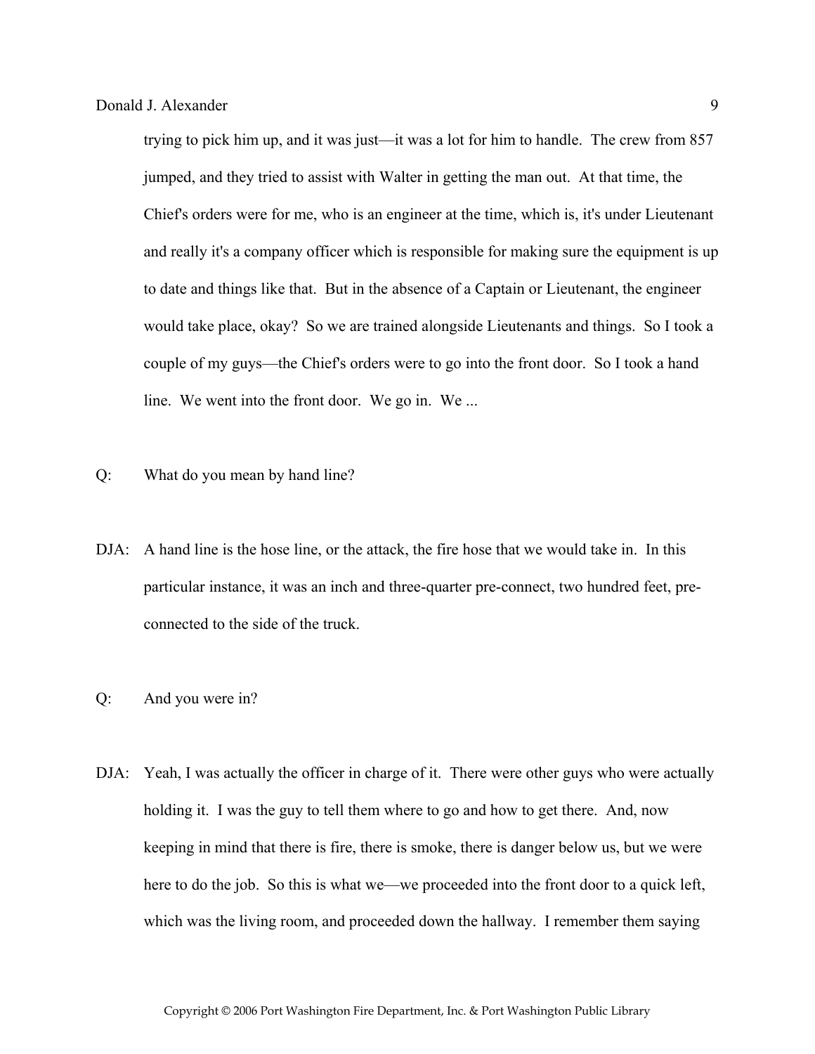trying to pick him up, and it was just—it was a lot for him to handle. The crew from 857 jumped, and they tried to assist with Walter in getting the man out. At that time, the Chief's orders were for me, who is an engineer at the time, which is, it's under Lieutenant and really it's a company officer which is responsible for making sure the equipment is up to date and things like that. But in the absence of a Captain or Lieutenant, the engineer would take place, okay? So we are trained alongside Lieutenants and things. So I took a couple of my guys—the Chief's orders were to go into the front door. So I took a hand line. We went into the front door. We go in. We ...

Q: What do you mean by hand line?

DJA: A hand line is the hose line, or the attack, the fire hose that we would take in. In this particular instance, it was an inch and three-quarter pre-connect, two hundred feet, pre-connected to the side of the truck.

Q: And you were in?

DJA: Yeah, I was actually the officer in charge of it. There were other guys who were actually holding it. I was the guy to tell them where to go and how to get there. And, now keeping in mind that there is fire, there is smoke, there is danger below us, but we were here to do the job. So this is what we—we proceeded into the front door to a quick left, which was the living room, and proceeded down the hallway. I remember them saying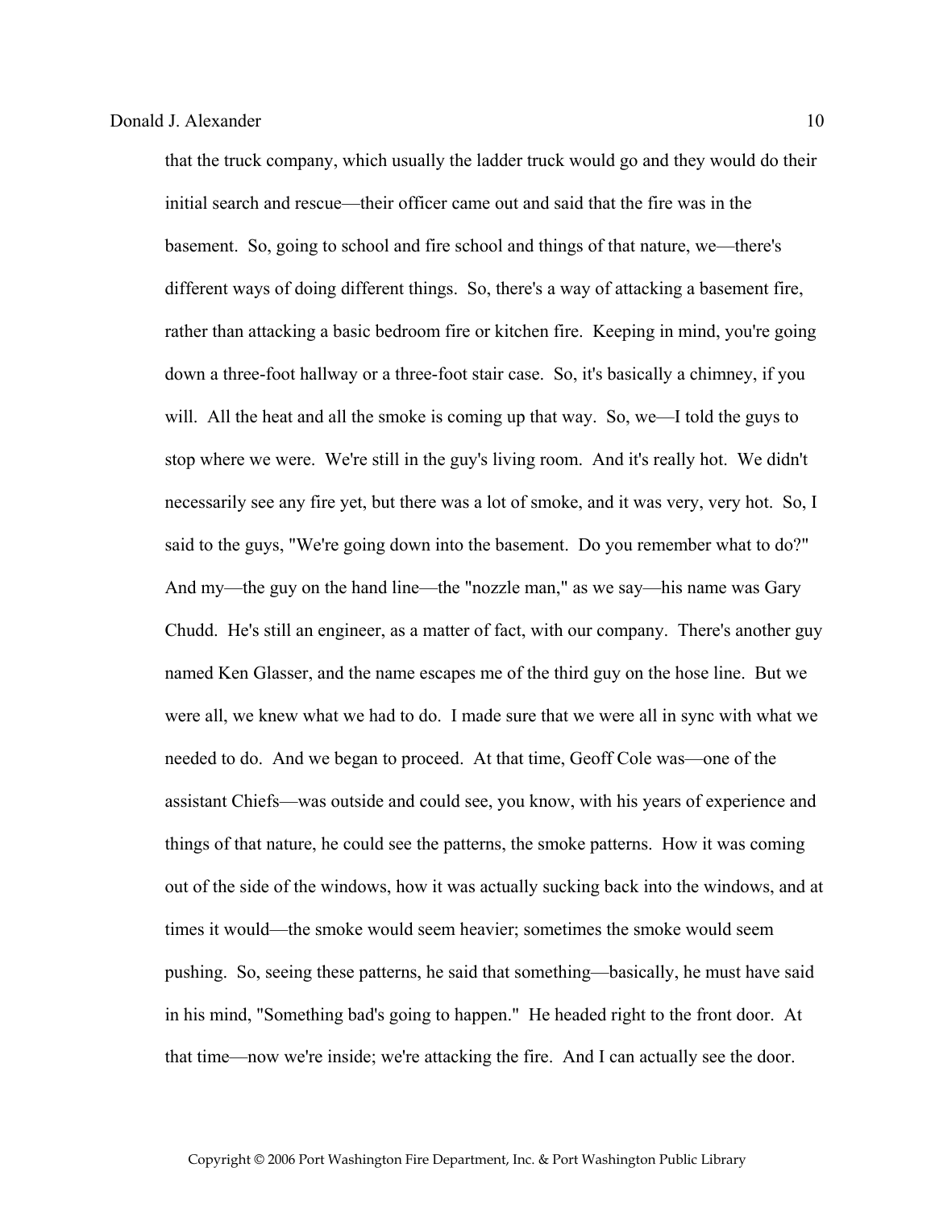that the truck company, which usually the ladder truck would go and they would do their initial search and rescue—their officer came out and said that the fire was in the basement. So, going to school and fire school and things of that nature, we—there's different ways of doing different things. So, there's a way of attacking a basement fire, rather than attacking a basic bedroom fire or kitchen fire. Keeping in mind, you're going down a three-foot hallway or a three-foot stair case. So, it's basically a chimney, if you will. All the heat and all the smoke is coming up that way. So, we—I told the guys to stop where we were. We're still in the guy's living room. And it's really hot. We didn't necessarily see any fire yet, but there was a lot of smoke, and it was very, very hot. So, I said to the guys, "We're going down into the basement. Do you remember what to do?" And my—the guy on the hand line—the "nozzle man," as we say—his name was Gary Chudd. He's still an engineer, as a matter of fact, with our company. There's another guy named Ken Glasser, and the name escapes me of the third guy on the hose line. But we were all, we knew what we had to do. I made sure that we were all in sync with what we needed to do. And we began to proceed. At that time, Geoff Cole was—one of the assistant Chiefs—was outside and could see, you know, with his years of experience and things of that nature, he could see the patterns, the smoke patterns. How it was coming out of the side of the windows, how it was actually sucking back into the windows, and at times it would—the smoke would seem heavier; sometimes the smoke would seem pushing. So, seeing these patterns, he said that something—basically, he must have said in his mind, "Something bad's going to happen." He headed right to the front door. At that time—now we're inside; we're attacking the fire. And I can actually see the door.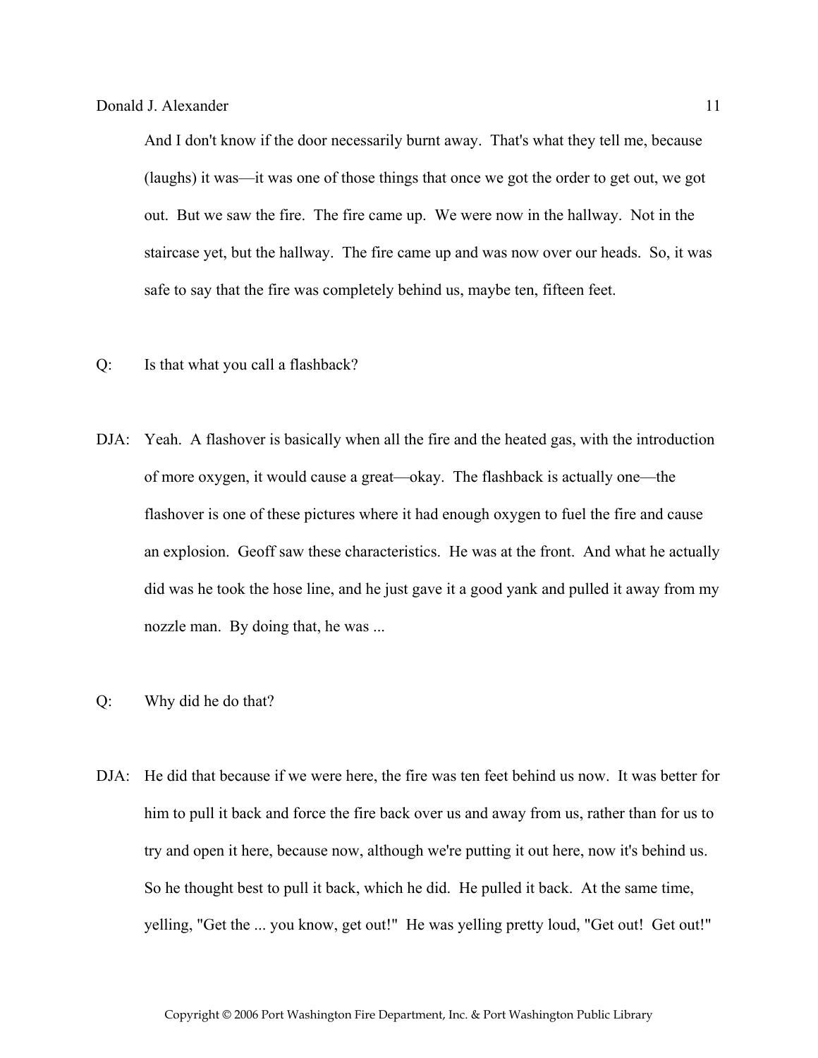And I don't know if the door necessarily burnt away. That's what they tell me, because (laughs) it was—it was one of those things that once we got the order to get out, we got out. But we saw the fire. The fire came up. We were now in the hallway. Not in the staircase yet, but the hallway. The fire came up and was now over our heads. So, it was safe to say that the fire was completely behind us, maybe ten, fifteen feet.

Q: Is that what you call a flashback?

DJA: Yeah. A flashover is basically when all the fire and the heated gas, with the introduction of more oxygen, it would cause a great—okay. The flashback is actually one—the flashover is one of these pictures where it had enough oxygen to fuel the fire and cause an explosion. Geoff saw these characteristics. He was at the front. And what he actually did was he took the hose line, and he just gave it a good yank and pulled it away from my nozzle man. By doing that, he was ...

Q: Why did he do that?

DJA: He did that because if we were here, the fire was ten feet behind us now. It was better for him to pull it back and force the fire back over us and away from us, rather than for us to try and open it here, because now, although we're putting it out here, now it's behind us. So he thought best to pull it back, which he did. He pulled it back. At the same time, yelling, "Get the ... you know, get out!" He was yelling pretty loud, "Get out! Get out!"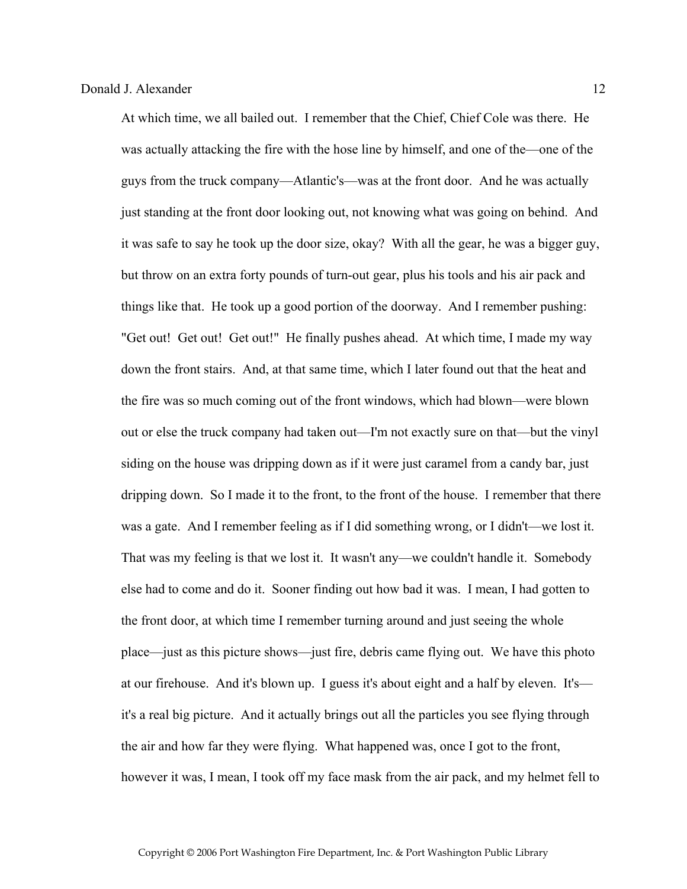At which time, we all bailed out. I remember that the Chief, Chief Cole was there. He was actually attacking the fire with the hose line by himself, and one of the—one of the guys from the truck company—Atlantic's—was at the front door. And he was actually just standing at the front door looking out, not knowing what was going on behind. And it was safe to say he took up the door size, okay? With all the gear, he was a bigger guy, but throw on an extra forty pounds of turn-out gear, plus his tools and his air pack and things like that. He took up a good portion of the doorway. And I remember pushing: "Get out! Get out! Get out!" He finally pushes ahead. At which time, I made my way down the front stairs. And, at that same time, which I later found out that the heat and the fire was so much coming out of the front windows, which had blown—were blown out or else the truck company had taken out—I'm not exactly sure on that—but the vinyl siding on the house was dripping down as if it were just caramel from a candy bar, just dripping down. So I made it to the front, to the front of the house. I remember that there was a gate. And I remember feeling as if I did something wrong, or I didn't—we lost it. That was my feeling is that we lost it. It wasn't any—we couldn't handle it. Somebody else had to come and do it. Sooner finding out how bad it was. I mean, I had gotten to the front door, at which time I remember turning around and just seeing the whole place—just as this picture shows—just fire, debris came flying out. We have this photo at our firehouse. And it's blown up. I guess it's about eight and a half by eleven. It's—it's a real big picture. And it actually brings out all the particles you see flying through the air and how far they were flying. What happened was, once I got to the front, however it was, I mean, I took off my face mask from the air pack, and my helmet fell to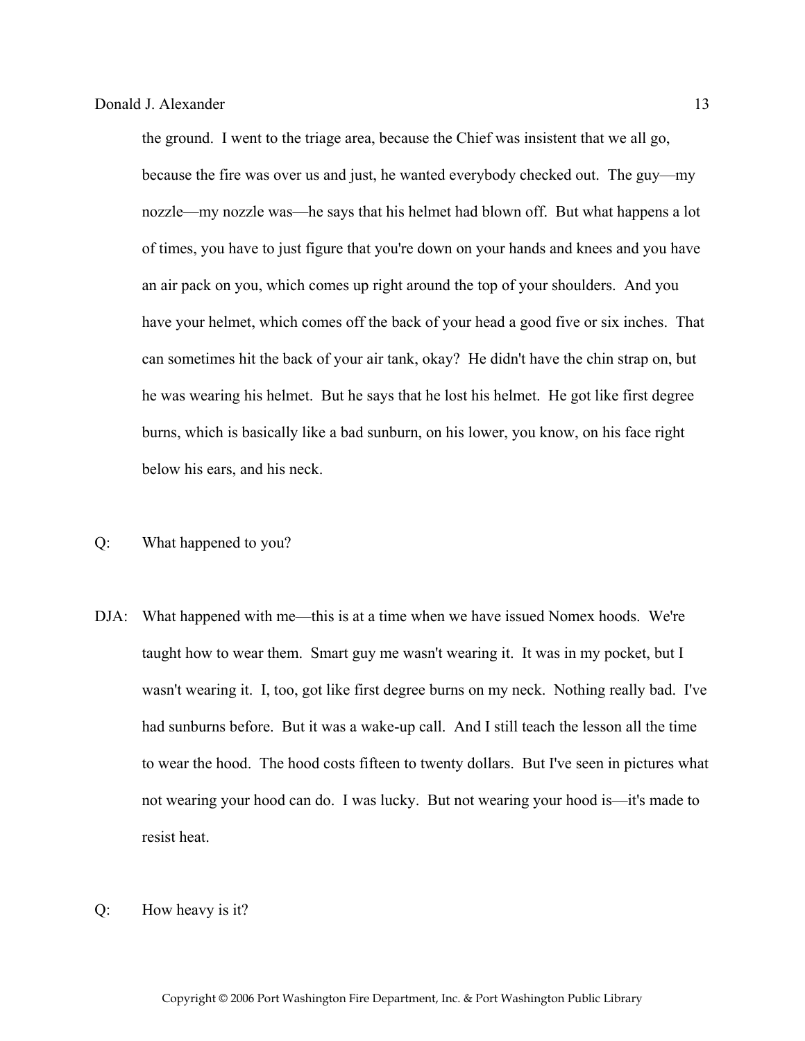the ground. I went to the triage area, because the Chief was insistent that we all go, because the fire was over us and just, he wanted everybody checked out. The guy—my nozzle—my nozzle was—he says that his helmet had blown off. But what happens a lot of times, you have to just figure that you're down on your hands and knees and you have an air pack on you, which comes up right around the top of your shoulders. And you have your helmet, which comes off the back of your head a good five or six inches. That can sometimes hit the back of your air tank, okay? He didn't have the chin strap on, but he was wearing his helmet. But he says that he lost his helmet. He got like first degree burns, which is basically like a bad sunburn, on his lower, you know, on his face right below his ears, and his neck.

Q: What happened to you?

DJA: What happened with me—this is at a time when we have issued Nomex hoods. We're taught how to wear them. Smart guy me wasn't wearing it. It was in my pocket, but I wasn't wearing it. I, too, got like first degree burns on my neck. Nothing really bad. I've had sunburns before. But it was a wake-up call. And I still teach the lesson all the time to wear the hood. The hood costs fifteen to twenty dollars. But I've seen in pictures what not wearing your hood can do. I was lucky. But not wearing your hood is—it's made to resist heat.

Q: How heavy is it?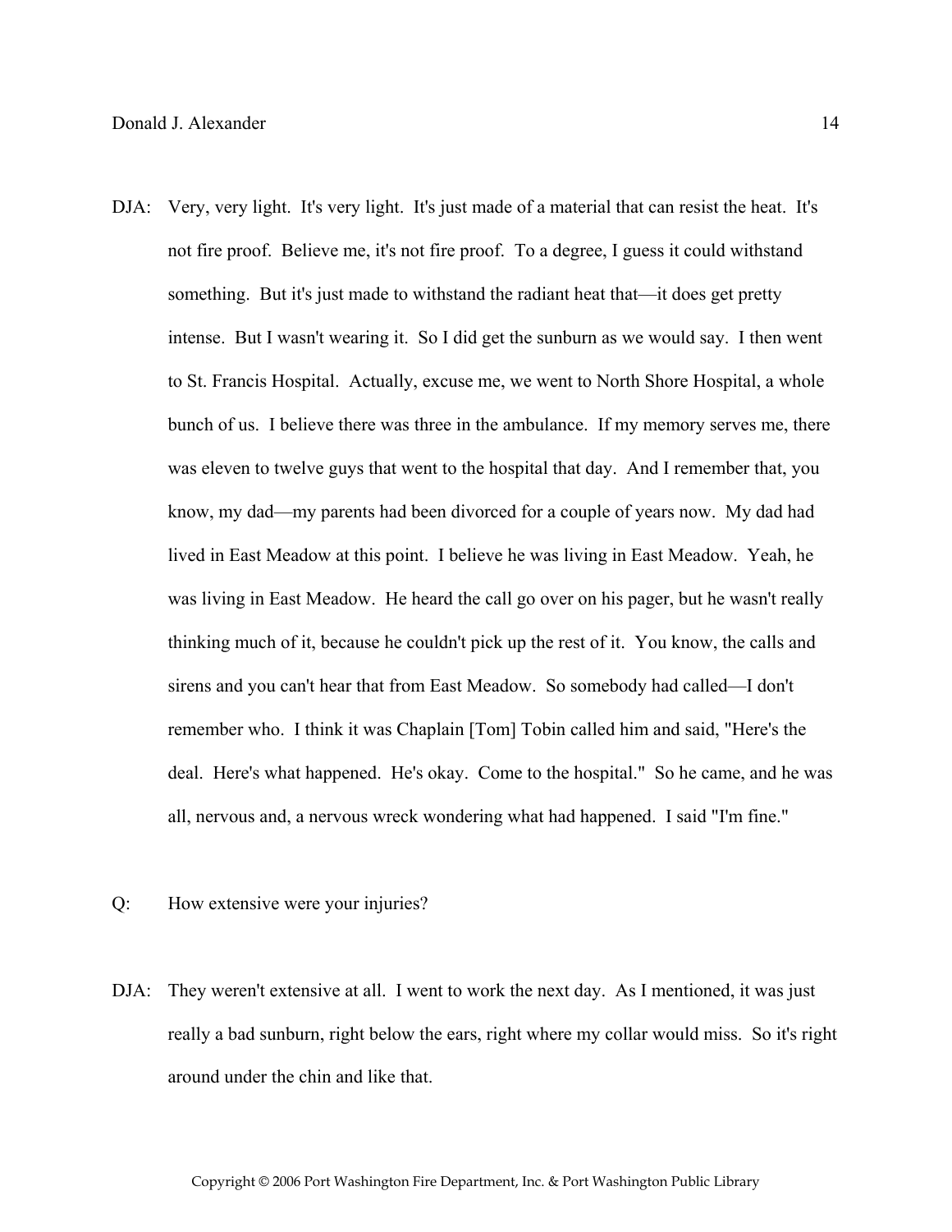DJA: Very, very light. It's very light. It's just made of a material that can resist the heat. It's not fire proof. Believe me, it's not fire proof. To a degree, I guess it could withstand something. But it's just made to withstand the radiant heat that—it does get pretty intense. But I wasn't wearing it. So I did get the sunburn as we would say. I then went to St. Francis Hospital. Actually, excuse me, we went to North Shore Hospital, a whole bunch of us. I believe there was three in the ambulance. If my memory serves me, there was eleven to twelve guys that went to the hospital that day. And I remember that, you know, my dad—my parents had been divorced for a couple of years now. My dad had lived in East Meadow at this point. I believe he was living in East Meadow. Yeah, he was living in East Meadow. He heard the call go over on his pager, but he wasn't really thinking much of it, because he couldn't pick up the rest of it. You know, the calls and sirens and you can't hear that from East Meadow. So somebody had called—I don't remember who. I think it was Chaplain [Tom] Tobin called him and said, "Here's the deal. Here's what happened. He's okay. Come to the hospital." So he came, and he was all, nervous and, a nervous wreck wondering what had happened. I said "I'm fine."

Q: How extensive were your injuries?

DJA: They weren't extensive at all. I went to work the next day. As I mentioned, it was just really a bad sunburn, right below the ears, right where my collar would miss. So it's right around under the chin and like that.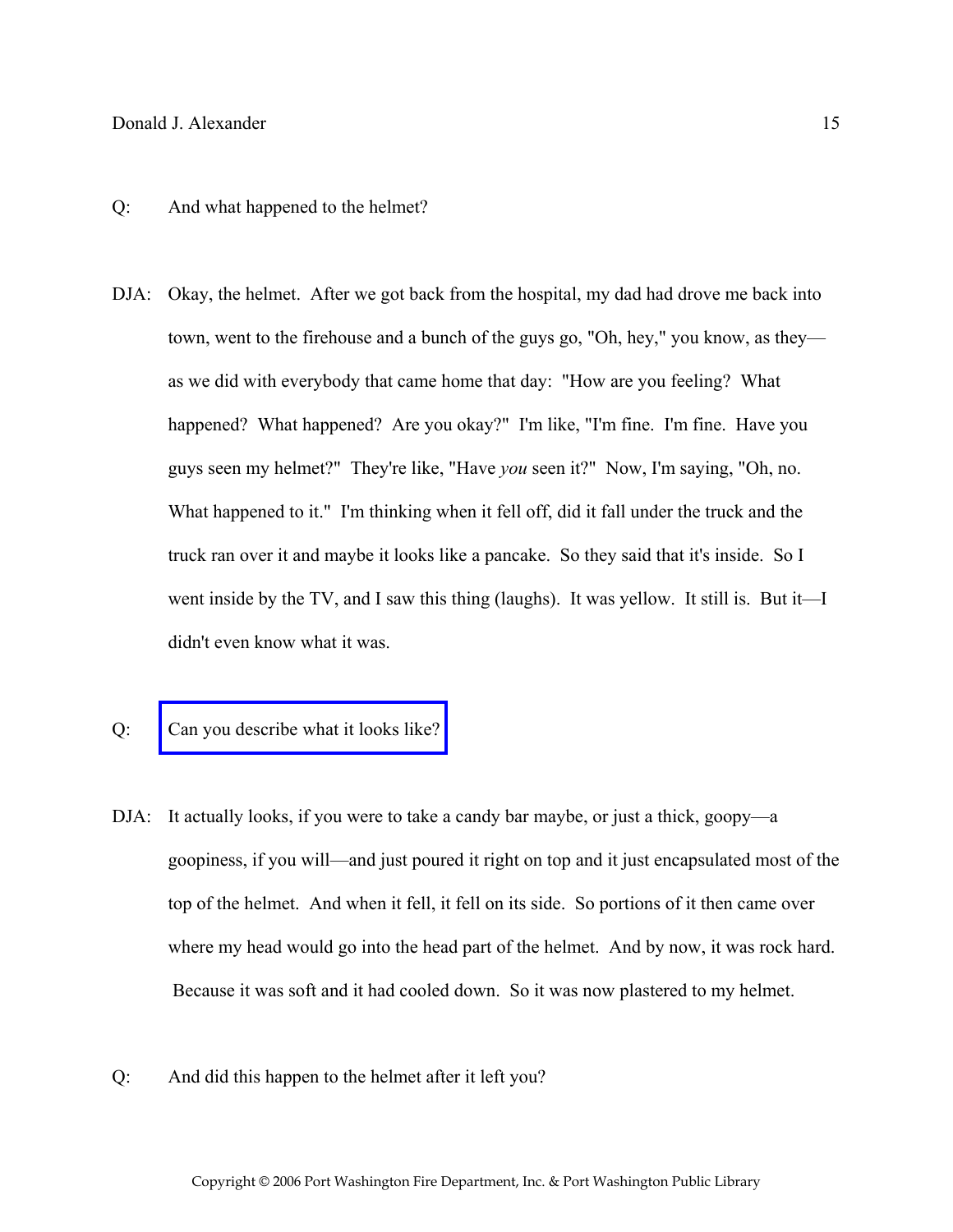Q: And what happened to the helmet?

DJA: Okay, the helmet. After we got back from the hospital, my dad had drove me back into town, went to the firehouse and a bunch of the guys go, "Oh, hey," you know, as they—as we did with everybody that came home that day: "How are you feeling? What happened? What happened? Are you okay?" I'm like, "I'm fine. I'm fine. Have you guys seen my helmet?" They're like, "Have *you* seen it?" Now, I'm saying, "Oh, no. What happened to it." I'm thinking when it fell off, did it fall under the truck and the truck ran over it and maybe it looks like a pancake. So they said that it's inside. So I went inside by the TV, and I saw this thing (laughs). It was yellow. It still is. But it—I didn't even know what it was.

Q: Can you describe what it looks like?

DJA: It actually looks, if you were to take a candy bar maybe, or just a thick, goopy—a goopiness, if you will—and just poured it right on top and it just encapsulated most of the top of the helmet. And when it fell, it fell on its side. So portions of it then came over where my head would go into the head part of the helmet. And by now, it was rock hard. Because it was soft and it had cooled down. So it was now plastered to my helmet.

Q: And did this happen to the helmet after it left you?

Copyright © 2006 Port Washington Fire Department, Inc. & Port Washington Public Library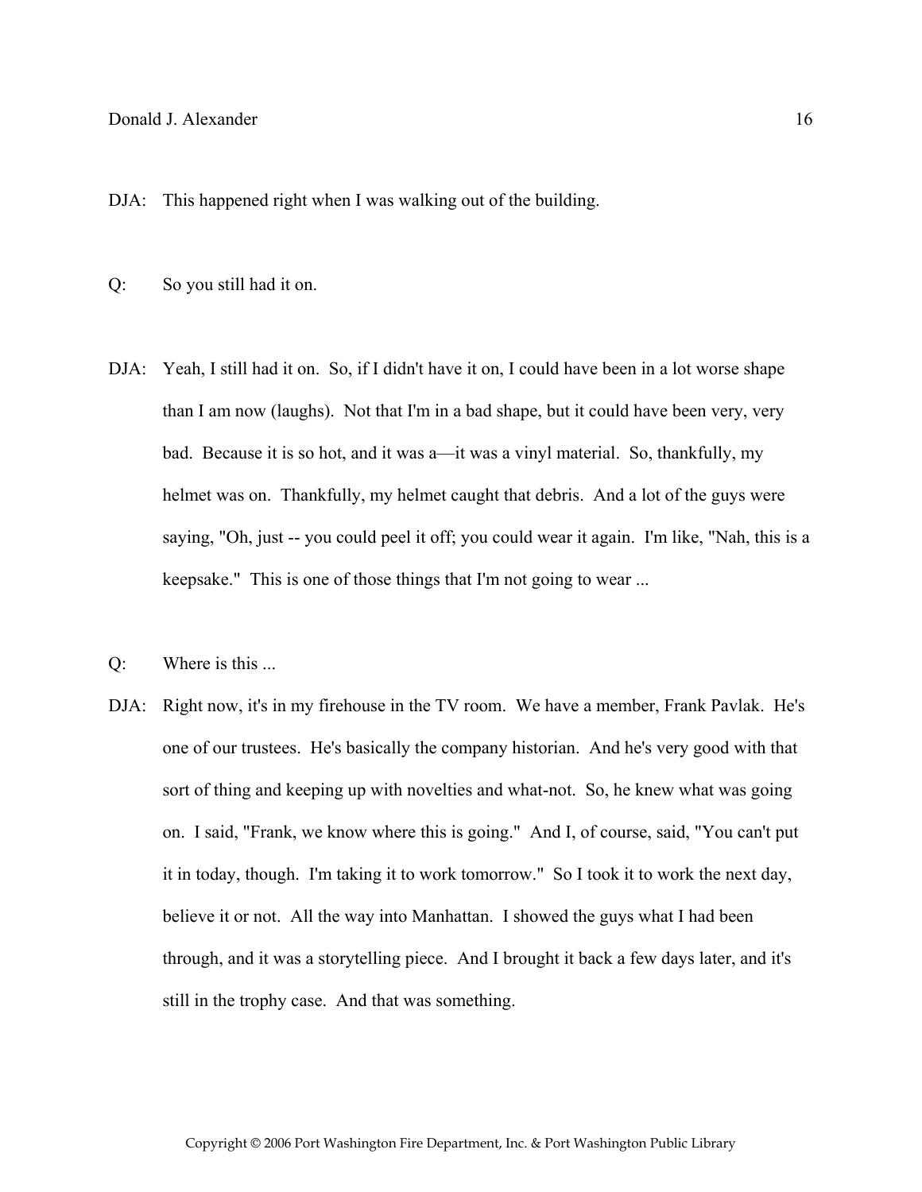DJA: This happened right when I was walking out of the building.

Q: So you still had it on.

DJA: Yeah, I still had it on. So, if I didn't have it on, I could have been in a lot worse shape than I am now (laughs). Not that I'm in a bad shape, but it could have been very, very bad. Because it is so hot, and it was a—it was a vinyl material. So, thankfully, my helmet was on. Thankfully, my helmet caught that debris. And a lot of the guys were saying, "Oh, just -- you could peel it off; you could wear it again. I'm like, "Nah, this is a keepsake." This is one of those things that I'm not going to wear ...

Q: Where is this ...

DJA: Right now, it's in my firehouse in the TV room. We have a member, Frank Pavlak. He's one of our trustees. He's basically the company historian. And he's very good with that sort of thing and keeping up with novelties and what-not. So, he knew what was going on. I said, "Frank, we know where this is going." And I, of course, said, "You can't put it in today, though. I'm taking it to work tomorrow." So I took it to work the next day, believe it or not. All the way into Manhattan. I showed the guys what I had been through, and it was a storytelling piece. And I brought it back a few days later, and it's still in the trophy case. And that was something.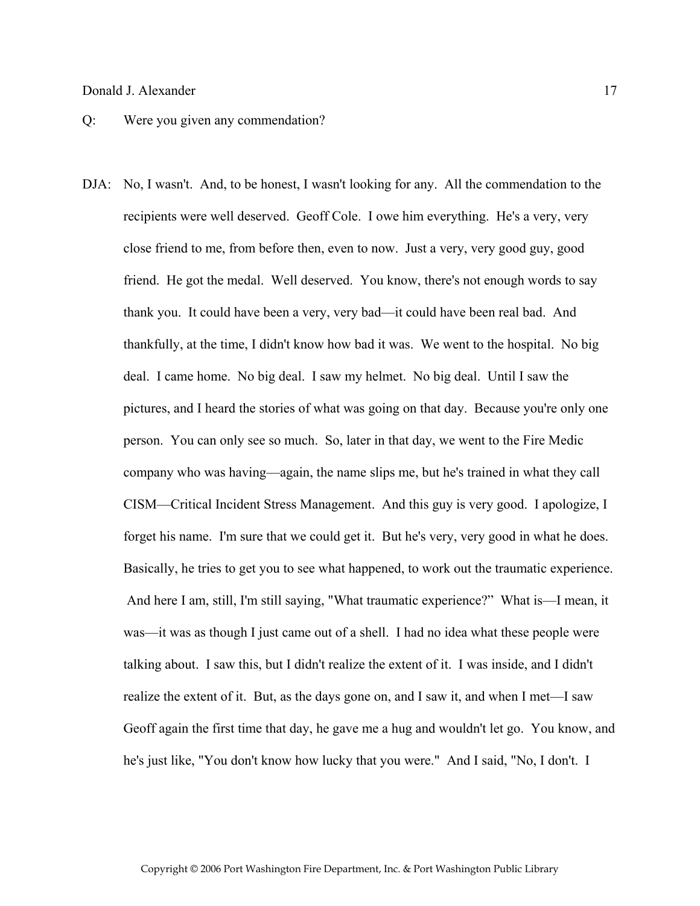Q: Were you given any commendation?

DJA: No, I wasn't. And, to be honest, I wasn't looking for any. All the commendation to the recipients were well deserved. Geoff Cole. I owe him everything. He's a very, very close friend to me, from before then, even to now. Just a very, very good guy, good friend. He got the medal. Well deserved. You know, there's not enough words to say thank you. It could have been a very, very bad—it could have been real bad. And thankfully, at the time, I didn't know how bad it was. We went to the hospital. No big deal. I came home. No big deal. I saw my helmet. No big deal. Until I saw the pictures, and I heard the stories of what was going on that day. Because you're only one person. You can only see so much. So, later in that day, we went to the Fire Medic company who was having—again, the name slips me, but he's trained in what they call CISM—Critical Incident Stress Management. And this guy is very good. I apologize, I forget his name. I'm sure that we could get it. But he's very, very good in what he does. Basically, he tries to get you to see what happened, to work out the traumatic experience. And here I am, still, I'm still saying, "What traumatic experience?" What is—I mean, it was—it was as though I just came out of a shell. I had no idea what these people were talking about. I saw this, but I didn't realize the extent of it. I was inside, and I didn't realize the extent of it. But, as the days gone on, and I saw it, and when I met—I saw Geoff again the first time that day, he gave me a hug and wouldn't let go. You know, and he's just like, "You don't know how lucky that you were." And I said, "No, I don't. I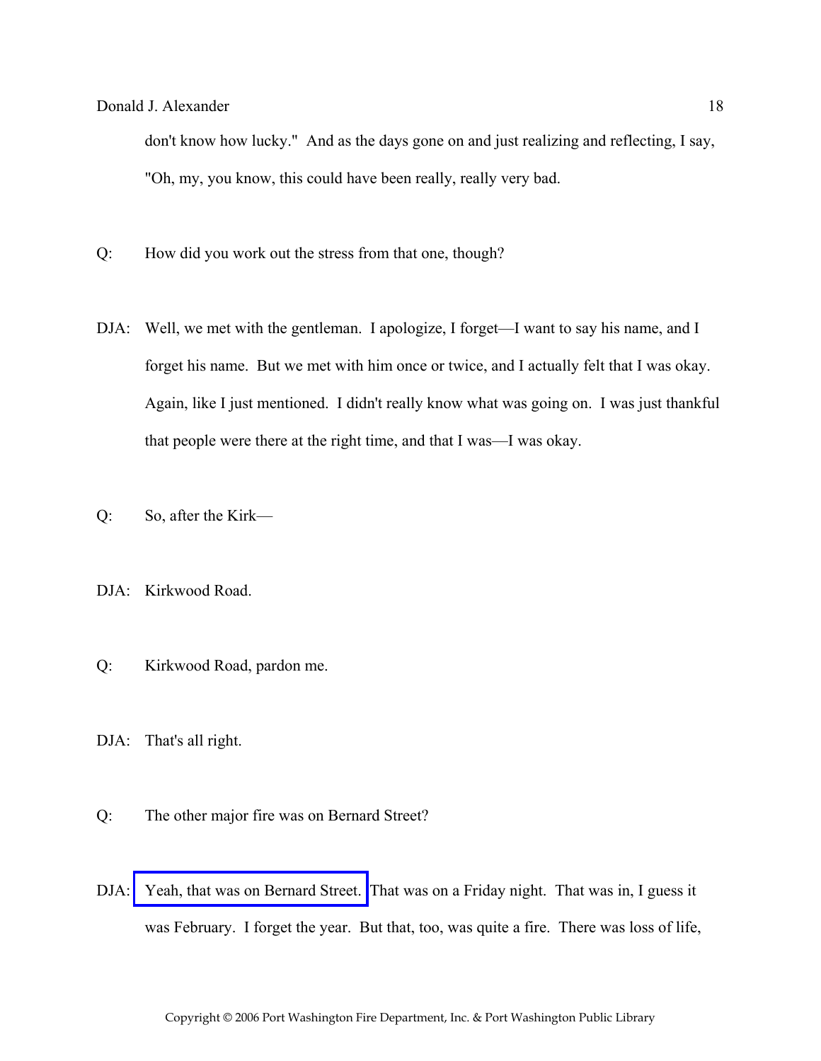don't know how lucky." And as the days gone on and just realizing and reflecting, I say, "Oh, my, you know, this could have been really, really very bad.

Q: How did you work out the stress from that one, though?

DJA: Well, we met with the gentleman. I apologize, I forget—I want to say his name, and I forget his name. But we met with him once or twice, and I actually felt that I was okay. Again, like I just mentioned. I didn't really know what was going on. I was just thankful that people were there at the right time, and that I was—I was okay.

Q: So, after the Kirk—

DJA: Kirkwood Road.

Q: Kirkwood Road, pardon me.

DJA: That's all right.

Q: The other major fire was on Bernard Street?

DJA: Yeah, that was on Bernard Street. That was on a Friday night. That was in, I guess it was February. I forget the year. But that, too, was quite a fire. There was loss of life,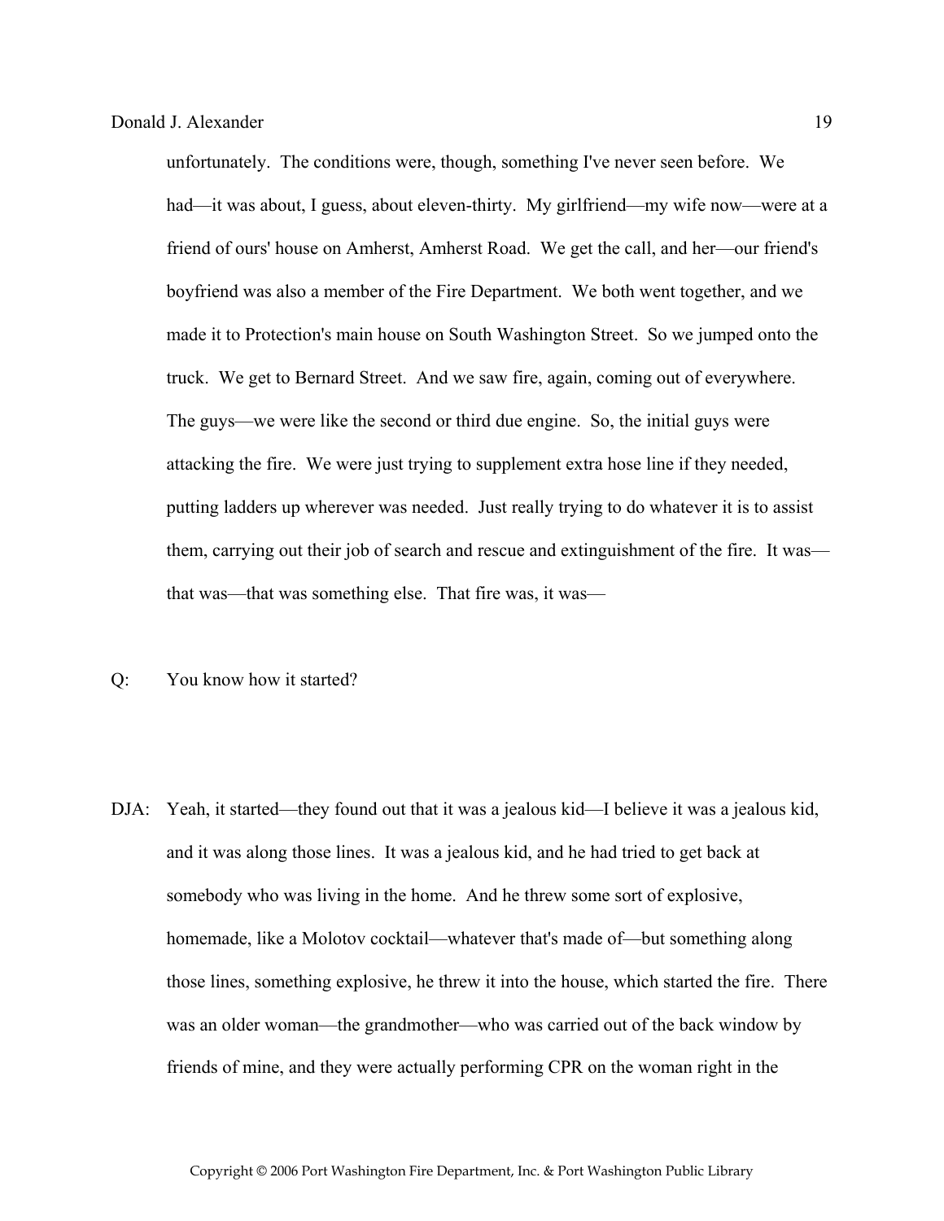unfortunately. The conditions were, though, something I've never seen before. We had—it was about, I guess, about eleven-thirty. My girlfriend—my wife now—were at a friend of ours' house on Amherst, Amherst Road. We get the call, and her—our friend's boyfriend was also a member of the Fire Department. We both went together, and we made it to Protection's main house on South Washington Street. So we jumped onto the truck. We get to Bernard Street. And we saw fire, again, coming out of everywhere. The guys—we were like the second or third due engine. So, the initial guys were attacking the fire. We were just trying to supplement extra hose line if they needed, putting ladders up wherever was needed. Just really trying to do whatever it is to assist them, carrying out their job of search and rescue and extinguishment of the fire. It was—that was—that was something else. That fire was, it was—

Q: You know how it started?

DJA: Yeah, it started—they found out that it was a jealous kid—I believe it was a jealous kid, and it was along those lines. It was a jealous kid, and he had tried to get back at somebody who was living in the home. And he threw some sort of explosive, homemade, like a Molotov cocktail—whatever that's made of—but something along those lines, something explosive, he threw it into the house, which started the fire. There was an older woman—the grandmother—who was carried out of the back window by friends of mine, and they were actually performing CPR on the woman right in the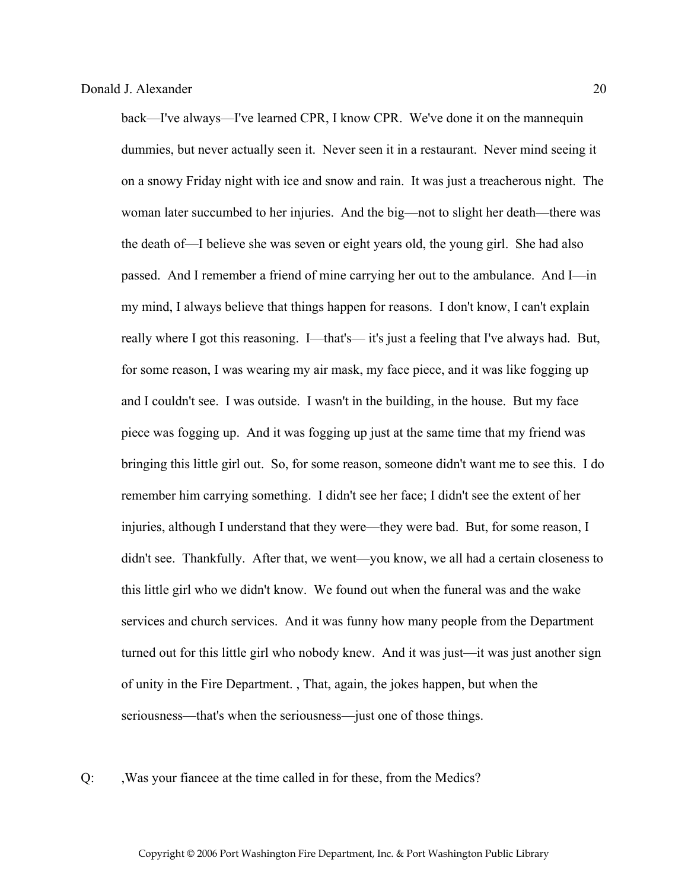back—I've always—I've learned CPR, I know CPR. We've done it on the mannequin dummies, but never actually seen it. Never seen it in a restaurant. Never mind seeing it on a snowy Friday night with ice and snow and rain. It was just a treacherous night. The woman later succumbed to her injuries. And the big—not to slight her death—there was the death of—I believe she was seven or eight years old, the young girl. She had also passed. And I remember a friend of mine carrying her out to the ambulance. And I—in my mind, I always believe that things happen for reasons. I don't know, I can't explain really where I got this reasoning. I—that's— it's just a feeling that I've always had. But, for some reason, I was wearing my air mask, my face piece, and it was like fogging up and I couldn't see. I was outside. I wasn't in the building, in the house. But my face piece was fogging up. And it was fogging up just at the same time that my friend was bringing this little girl out. So, for some reason, someone didn't want me to see this. I do remember him carrying something. I didn't see her face; I didn't see the extent of her injuries, although I understand that they were—they were bad. But, for some reason, I didn't see. Thankfully. After that, we went—you know, we all had a certain closeness to this little girl who we didn't know. We found out when the funeral was and the wake services and church services. And it was funny how many people from the Department turned out for this little girl who nobody knew. And it was just—it was just another sign of unity in the Fire Department. , That, again, the jokes happen, but when the seriousness—that's when the seriousness—just one of those things.

Q: ,Was your fiancee at the time called in for these, from the Medics?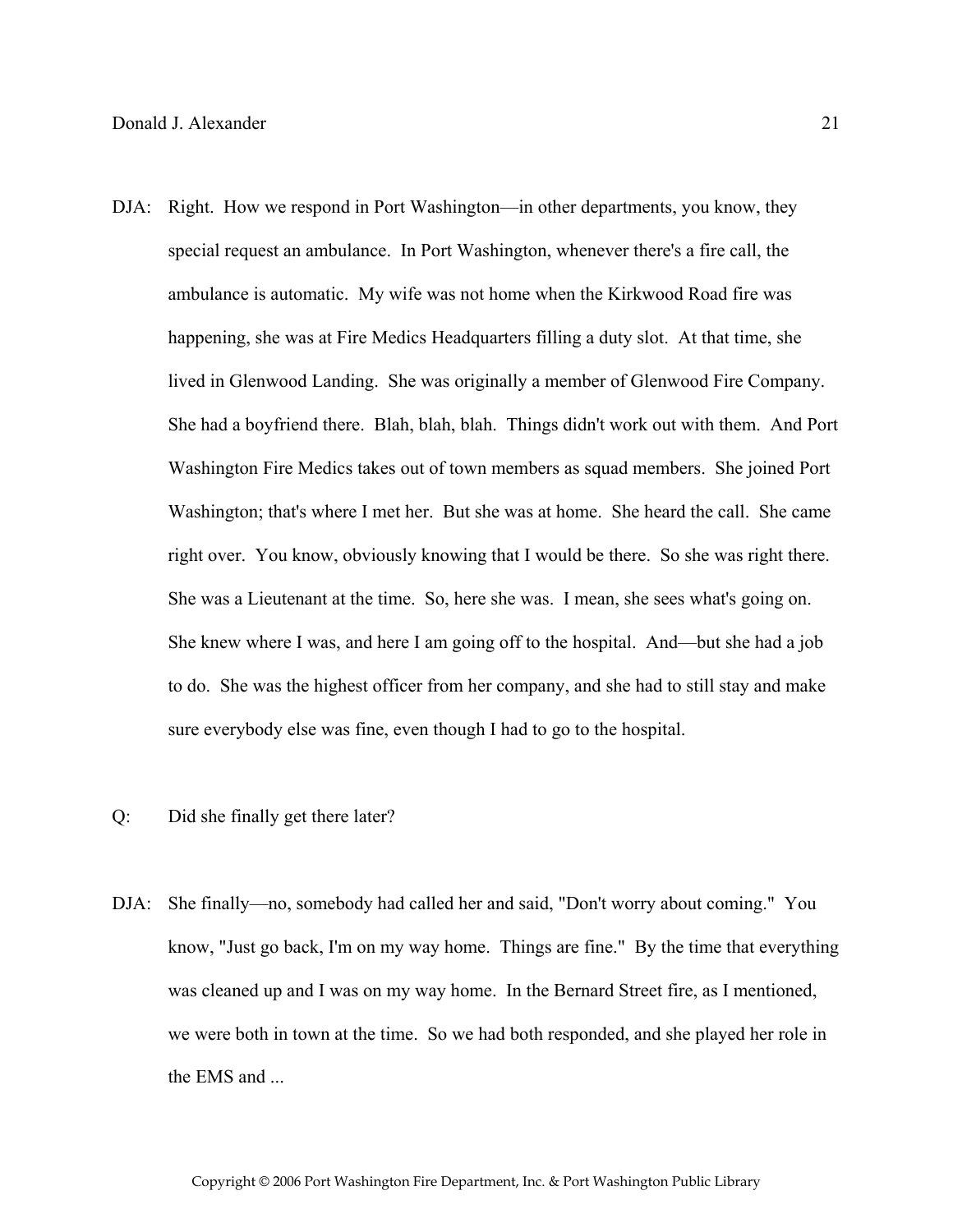DJA: Right. How we respond in Port Washington—in other departments, you know, they special request an ambulance. In Port Washington, whenever there's a fire call, the ambulance is automatic. My wife was not home when the Kirkwood Road fire was happening, she was at Fire Medics Headquarters filling a duty slot. At that time, she lived in Glenwood Landing. She was originally a member of Glenwood Fire Company. She had a boyfriend there. Blah, blah, blah. Things didn't work out with them. And Port Washington Fire Medics takes out of town members as squad members. She joined Port Washington; that's where I met her. But she was at home. She heard the call. She came right over. You know, obviously knowing that I would be there. So she was right there. She was a Lieutenant at the time. So, here she was. I mean, she sees what's going on. She knew where I was, and here I am going off to the hospital. And—but she had a job to do. She was the highest officer from her company, and she had to still stay and make sure everybody else was fine, even though I had to go to the hospital.

Q: Did she finally get there later?

DJA: She finally—no, somebody had called her and said, "Don't worry about coming." You know, "Just go back, I'm on my way home. Things are fine." By the time that everything was cleaned up and I was on my way home. In the Bernard Street fire, as I mentioned, we were both in town at the time. So we had both responded, and she played her role in the EMS and ...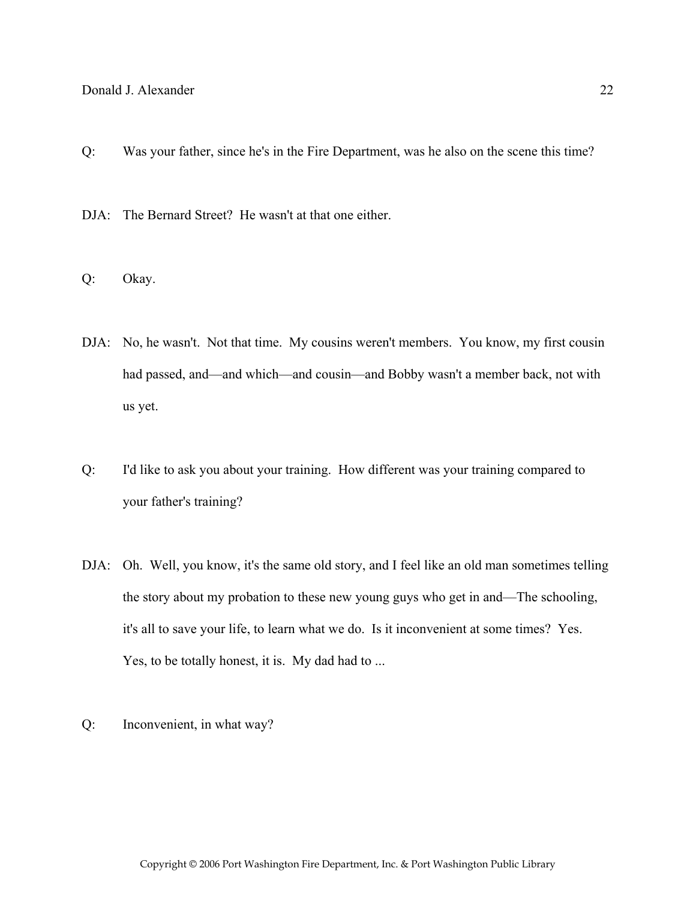Q: Was your father, since he's in the Fire Department, was he also on the scene this time?

DJA: The Bernard Street? He wasn't at that one either.

Q: Okay.

DJA: No, he wasn't. Not that time. My cousins weren't members. You know, my first cousin had passed, and—and which—and cousin—and Bobby wasn't a member back, not with us yet.

Q: I'd like to ask you about your training. How different was your training compared to your father's training?

DJA: Oh. Well, you know, it's the same old story, and I feel like an old man sometimes telling the story about my probation to these new young guys who get in and—The schooling, it's all to save your life, to learn what we do. Is it inconvenient at some times? Yes. Yes, to be totally honest, it is. My dad had to ...

Q: Inconvenient, in what way?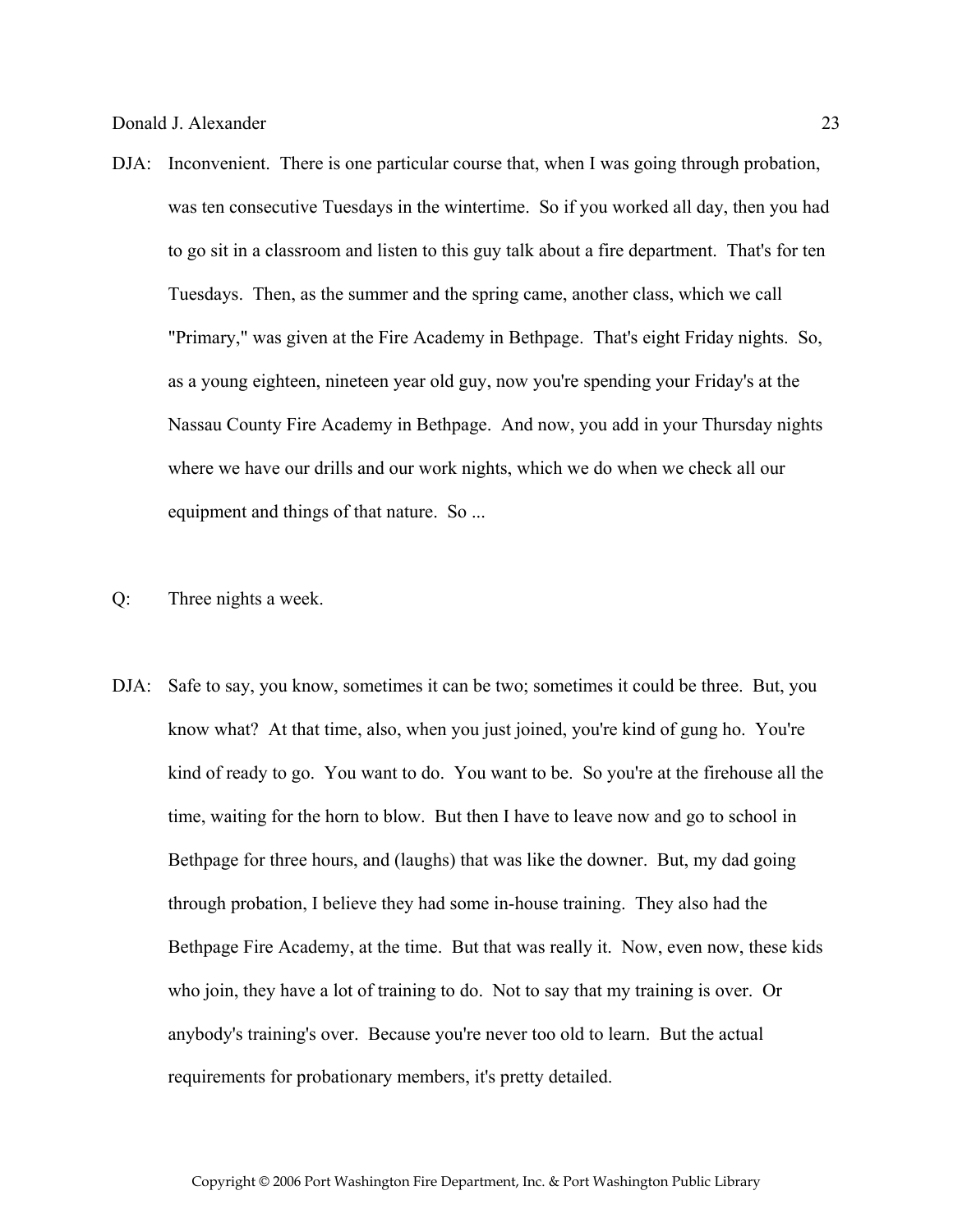DJA: Inconvenient. There is one particular course that, when I was going through probation, was ten consecutive Tuesdays in the wintertime. So if you worked all day, then you had to go sit in a classroom and listen to this guy talk about a fire department. That's for ten Tuesdays. Then, as the summer and the spring came, another class, which we call "Primary," was given at the Fire Academy in Bethpage. That's eight Friday nights. So, as a young eighteen, nineteen year old guy, now you're spending your Friday's at the Nassau County Fire Academy in Bethpage. And now, you add in your Thursday nights where we have our drills and our work nights, which we do when we check all our equipment and things of that nature. So ...

Q: Three nights a week.

DJA: Safe to say, you know, sometimes it can be two; sometimes it could be three. But, you know what? At that time, also, when you just joined, you're kind of gung ho. You're kind of ready to go. You want to do. You want to be. So you're at the firehouse all the time, waiting for the horn to blow. But then I have to leave now and go to school in Bethpage for three hours, and (laughs) that was like the downer. But, my dad going through probation, I believe they had some in-house training. They also had the Bethpage Fire Academy, at the time. But that was really it. Now, even now, these kids who join, they have a lot of training to do. Not to say that my training is over. Or anybody's training's over. Because you're never too old to learn. But the actual requirements for probationary members, it's pretty detailed.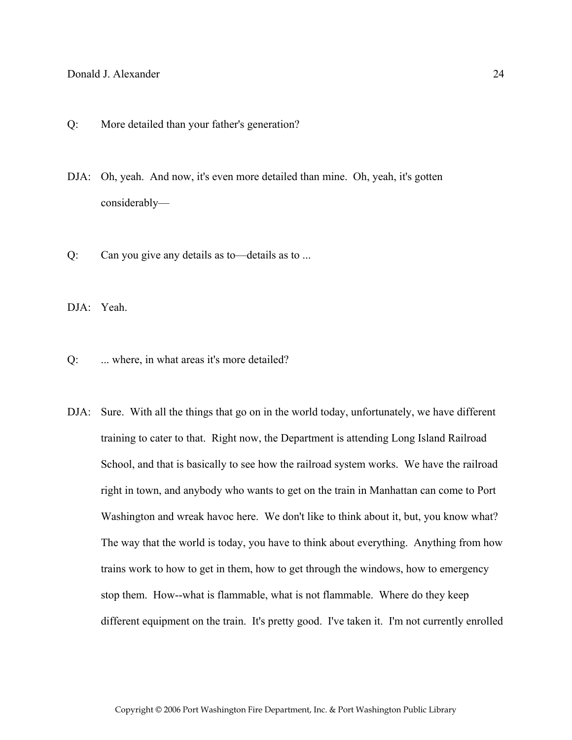Q: More detailed than your father's generation?

DJA: Oh, yeah. And now, it's even more detailed than mine. Oh, yeah, it's gotten considerably—

Q: Can you give any details as to—details as to ...

DJA: Yeah.

Q: ... where, in what areas it's more detailed?

DJA: Sure. With all the things that go on in the world today, unfortunately, we have different training to cater to that. Right now, the Department is attending Long Island Railroad School, and that is basically to see how the railroad system works. We have the railroad right in town, and anybody who wants to get on the train in Manhattan can come to Port Washington and wreak havoc here. We don't like to think about it, but, you know what? The way that the world is today, you have to think about everything. Anything from how trains work to how to get in them, how to get through the windows, how to emergency stop them. How--what is flammable, what is not flammable. Where do they keep different equipment on the train. It's pretty good. I've taken it. I'm not currently enrolled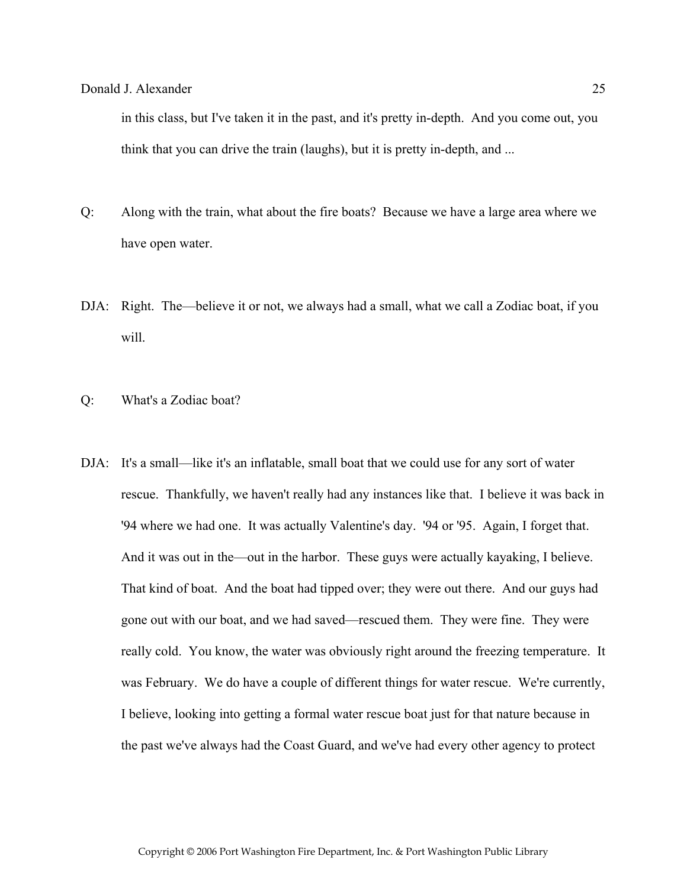in this class, but I've taken it in the past, and it's pretty in-depth. And you come out, you think that you can drive the train (laughs), but it is pretty in-depth, and ...

Q: Along with the train, what about the fire boats? Because we have a large area where we have open water.

DJA: Right. The—believe it or not, we always had a small, what we call a Zodiac boat, if you will.

Q: What's a Zodiac boat?

DJA: It's a small—like it's an inflatable, small boat that we could use for any sort of water rescue. Thankfully, we haven't really had any instances like that. I believe it was back in '94 where we had one. It was actually Valentine's day. '94 or '95. Again, I forget that. And it was out in the—out in the harbor. These guys were actually kayaking, I believe. That kind of boat. And the boat had tipped over; they were out there. And our guys had gone out with our boat, and we had saved—rescued them. They were fine. They were really cold. You know, the water was obviously right around the freezing temperature. It was February. We do have a couple of different things for water rescue. We're currently, I believe, looking into getting a formal water rescue boat just for that nature because in the past we've always had the Coast Guard, and we've had every other agency to protect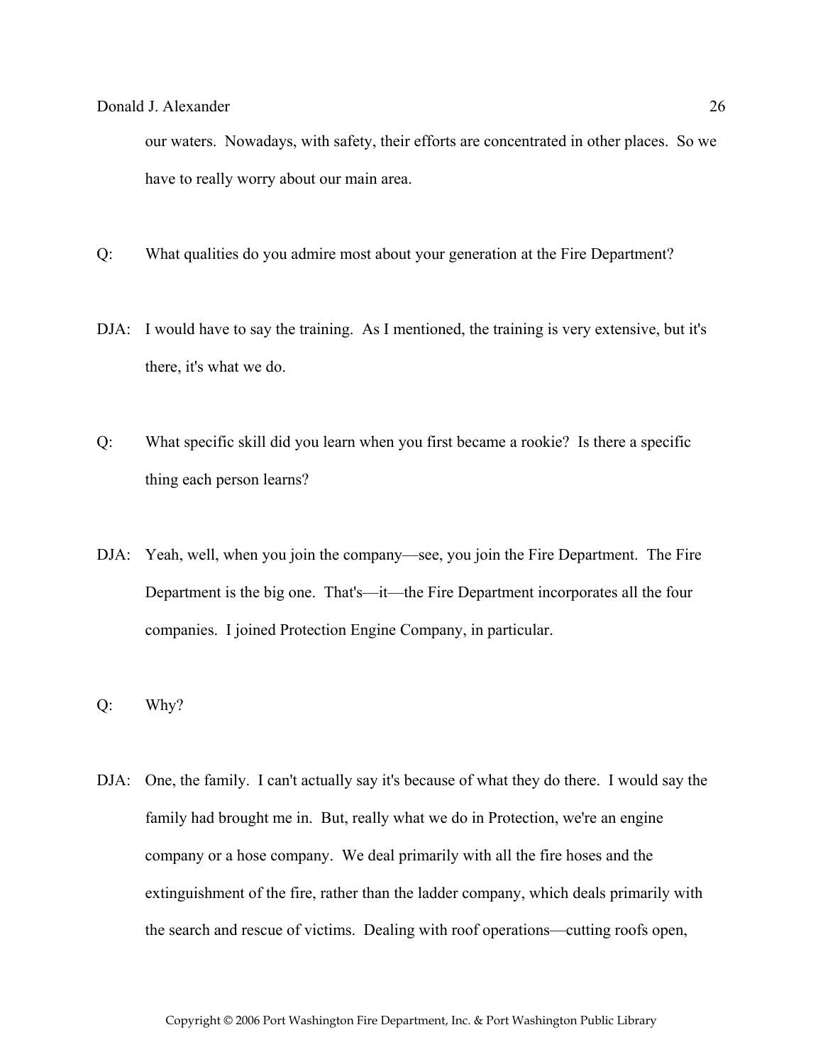our waters. Nowadays, with safety, their efforts are concentrated in other places. So we have to really worry about our main area.

Q: What qualities do you admire most about your generation at the Fire Department?

DJA: I would have to say the training. As I mentioned, the training is very extensive, but it's there, it's what we do.

Q: What specific skill did you learn when you first became a rookie? Is there a specific thing each person learns?

DJA: Yeah, well, when you join the company—see, you join the Fire Department. The Fire Department is the big one. That's—it—the Fire Department incorporates all the four companies. I joined Protection Engine Company, in particular.

Q: Why?

DJA: One, the family. I can't actually say it's because of what they do there. I would say the family had brought me in. But, really what we do in Protection, we're an engine company or a hose company. We deal primarily with all the fire hoses and the extinguishment of the fire, rather than the ladder company, which deals primarily with the search and rescue of victims. Dealing with roof operations—cutting roofs open,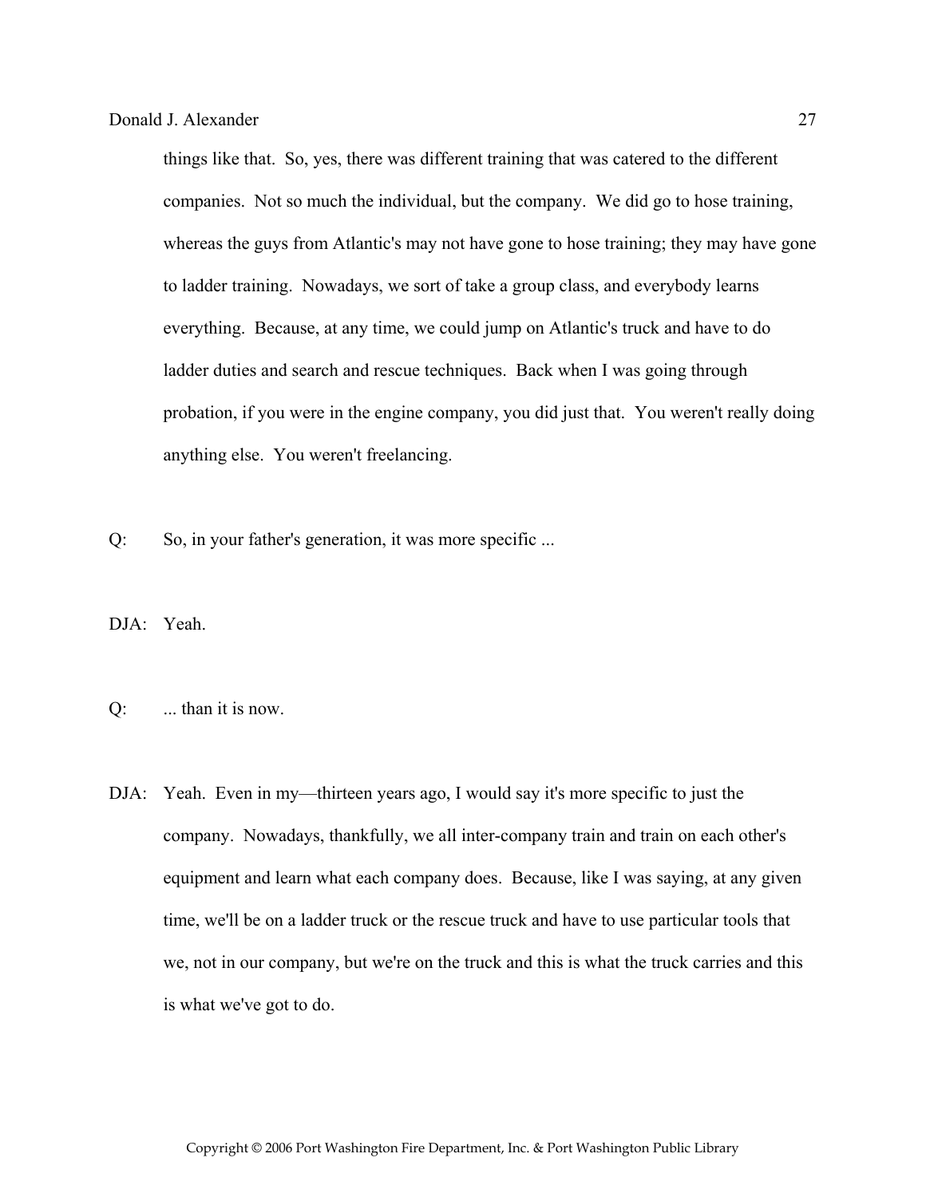things like that. So, yes, there was different training that was catered to the different companies. Not so much the individual, but the company. We did go to hose training, whereas the guys from Atlantic's may not have gone to hose training; they may have gone to ladder training. Nowadays, we sort of take a group class, and everybody learns everything. Because, at any time, we could jump on Atlantic's truck and have to do ladder duties and search and rescue techniques. Back when I was going through probation, if you were in the engine company, you did just that. You weren't really doing anything else. You weren't freelancing.

Q: So, in your father's generation, it was more specific ...

DJA: Yeah.

Q: ... than it is now.

DJA: Yeah. Even in my—thirteen years ago, I would say it's more specific to just the company. Nowadays, thankfully, we all inter-company train and train on each other's equipment and learn what each company does. Because, like I was saying, at any given time, we'll be on a ladder truck or the rescue truck and have to use particular tools that we, not in our company, but we're on the truck and this is what the truck carries and this is what we've got to do.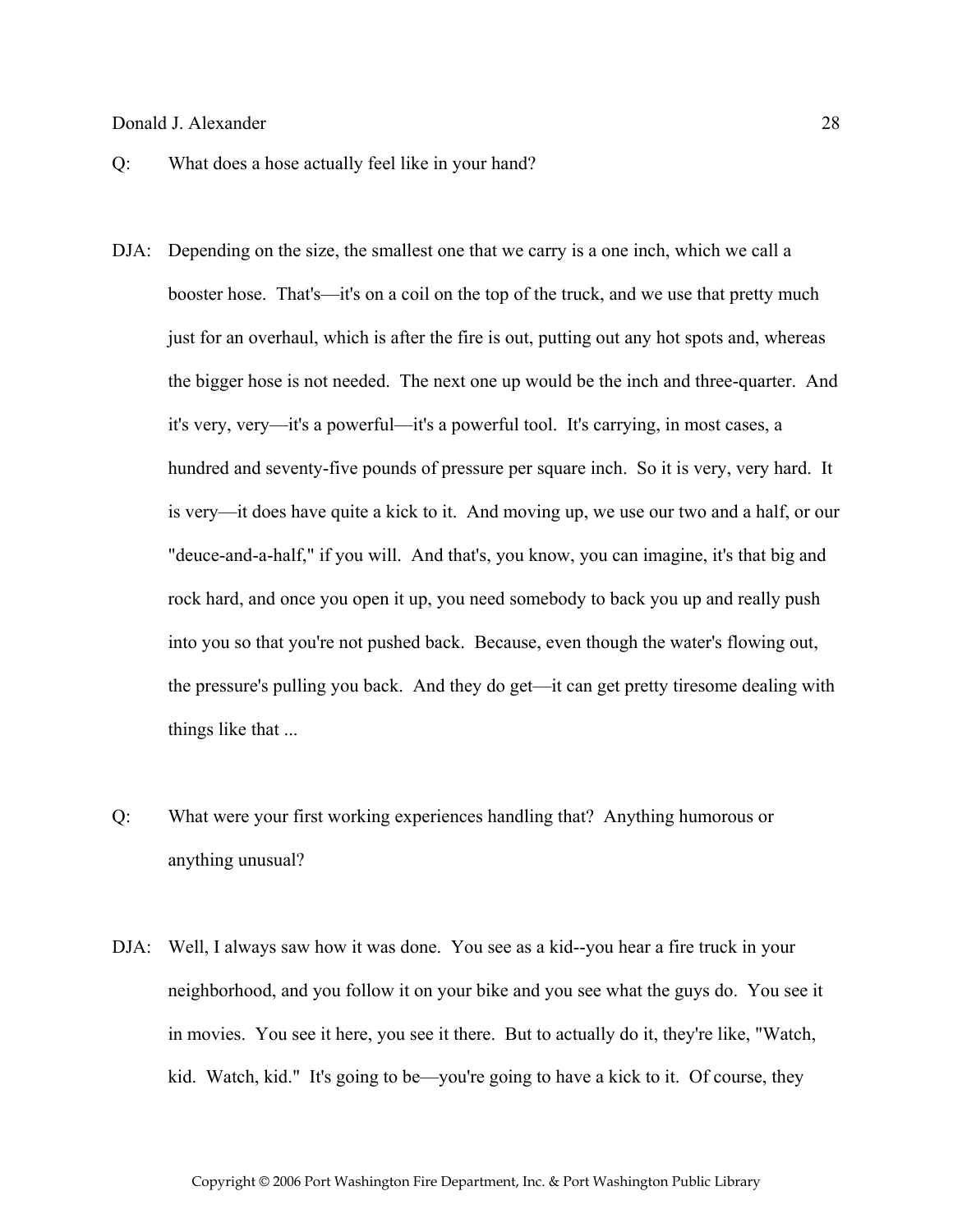Q: What does a hose actually feel like in your hand?

DJA: Depending on the size, the smallest one that we carry is a one inch, which we call a booster hose. That's—it's on a coil on the top of the truck, and we use that pretty much just for an overhaul, which is after the fire is out, putting out any hot spots and, whereas the bigger hose is not needed. The next one up would be the inch and three-quarter. And it's very, very—it's a powerful—it's a powerful tool. It's carrying, in most cases, a hundred and seventy-five pounds of pressure per square inch. So it is very, very hard. It is very—it does have quite a kick to it. And moving up, we use our two and a half, or our "deuce-and-a-half," if you will. And that's, you know, you can imagine, it's that big and rock hard, and once you open it up, you need somebody to back you up and really push into you so that you're not pushed back. Because, even though the water's flowing out, the pressure's pulling you back. And they do get—it can get pretty tiresome dealing with things like that ...

Q: What were your first working experiences handling that? Anything humorous or anything unusual?

DJA: Well, I always saw how it was done. You see as a kid--you hear a fire truck in your neighborhood, and you follow it on your bike and you see what the guys do. You see it in movies. You see it here, you see it there. But to actually do it, they're like, "Watch, kid. Watch, kid." It's going to be—you're going to have a kick to it. Of course, they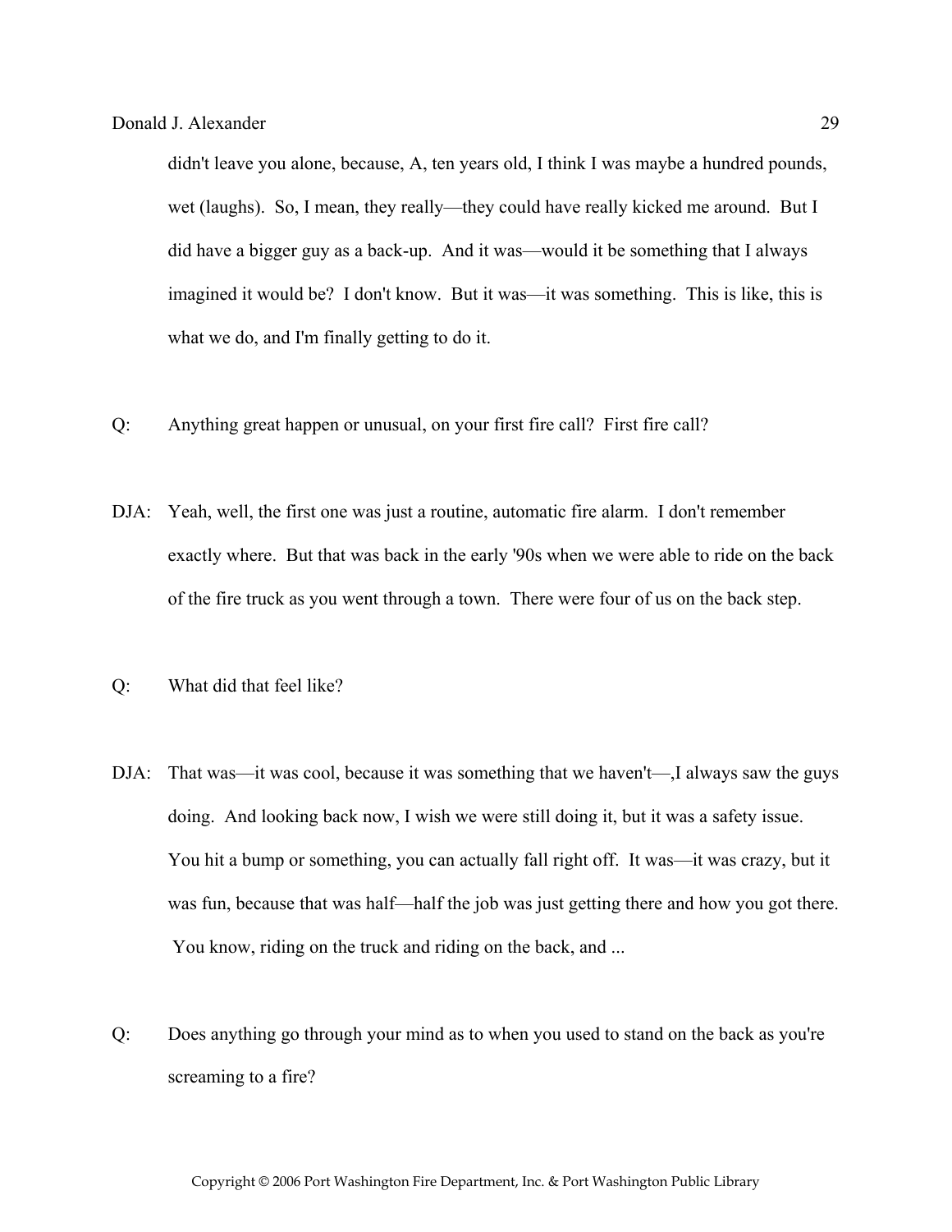didn't leave you alone, because, A, ten years old, I think I was maybe a hundred pounds, wet (laughs). So, I mean, they really—they could have really kicked me around. But I did have a bigger guy as a back-up. And it was—would it be something that I always imagined it would be? I don't know. But it was—it was something. This is like, this is what we do, and I'm finally getting to do it.

Q: Anything great happen or unusual, on your first fire call? First fire call?

DJA: Yeah, well, the first one was just a routine, automatic fire alarm. I don't remember exactly where. But that was back in the early '90s when we were able to ride on the back of the fire truck as you went through a town. There were four of us on the back step.

Q: What did that feel like?

DJA: That was—it was cool, because it was something that we haven't—,I always saw the guys doing. And looking back now, I wish we were still doing it, but it was a safety issue. You hit a bump or something, you can actually fall right off. It was—it was crazy, but it was fun, because that was half—half the job was just getting there and how you got there. You know, riding on the truck and riding on the back, and ...

Q: Does anything go through your mind as to when you used to stand on the back as you're screaming to a fire?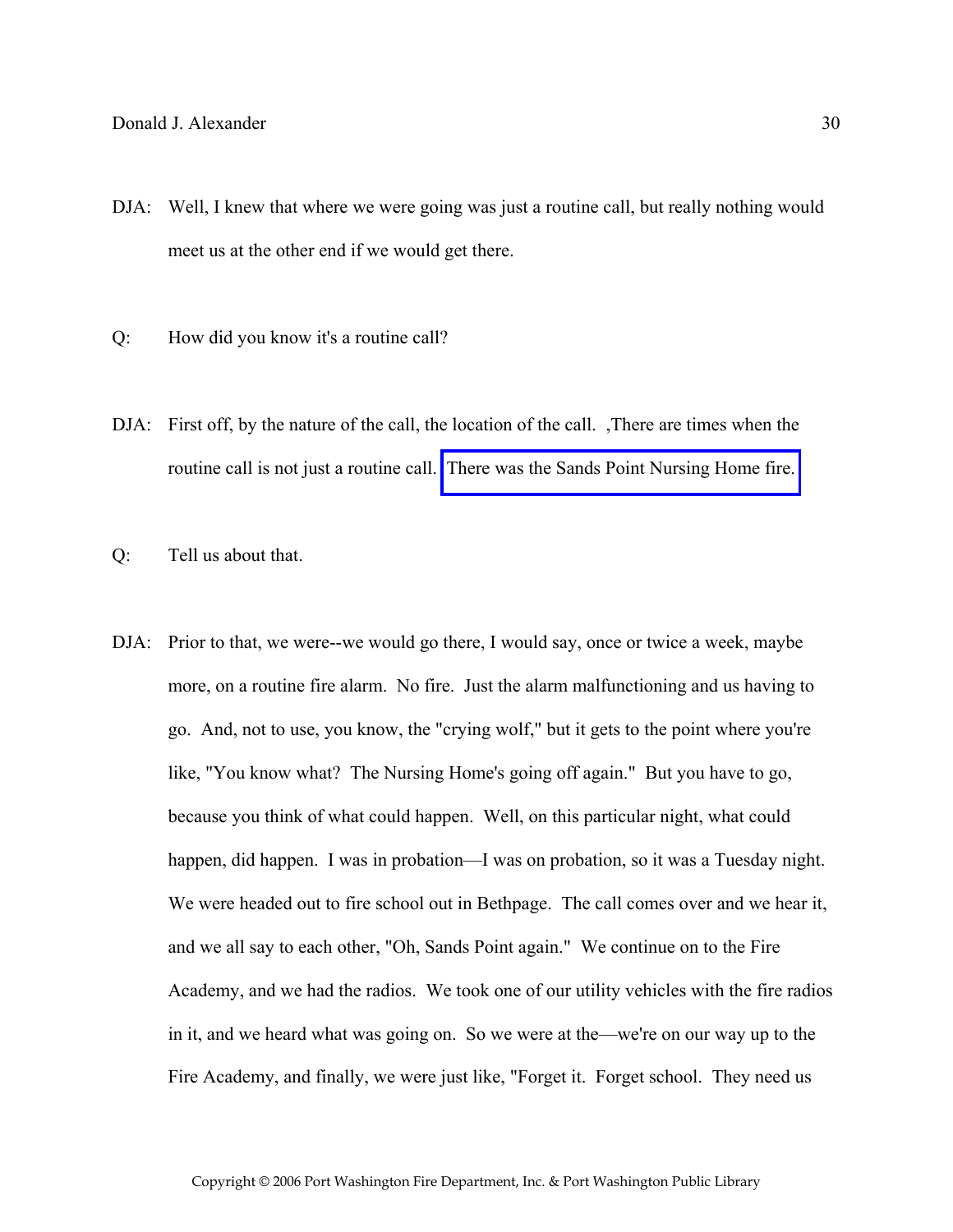DJA: Well, I knew that where we were going was just a routine call, but really nothing would meet us at the other end if we would get there.

Q: How did you know it's a routine call?

DJA: First off, by the nature of the call, the location of the call. ,There are times when the routine call is not just a routine call. There was the Sands Point Nursing Home fire.

Q: Tell us about that.

DJA: Prior to that, we were--we would go there, I would say, once or twice a week, maybe more, on a routine fire alarm. No fire. Just the alarm malfunctioning and us having to go. And, not to use, you know, the "crying wolf," but it gets to the point where you're like, "You know what? The Nursing Home's going off again." But you have to go, because you think of what could happen. Well, on this particular night, what could happen, did happen. I was in probation—I was on probation, so it was a Tuesday night. We were headed out to fire school out in Bethpage. The call comes over and we hear it, and we all say to each other, "Oh, Sands Point again." We continue on to the Fire Academy, and we had the radios. We took one of our utility vehicles with the fire radios in it, and we heard what was going on. So we were at the—we're on our way up to the Fire Academy, and finally, we were just like, "Forget it. Forget school. They need us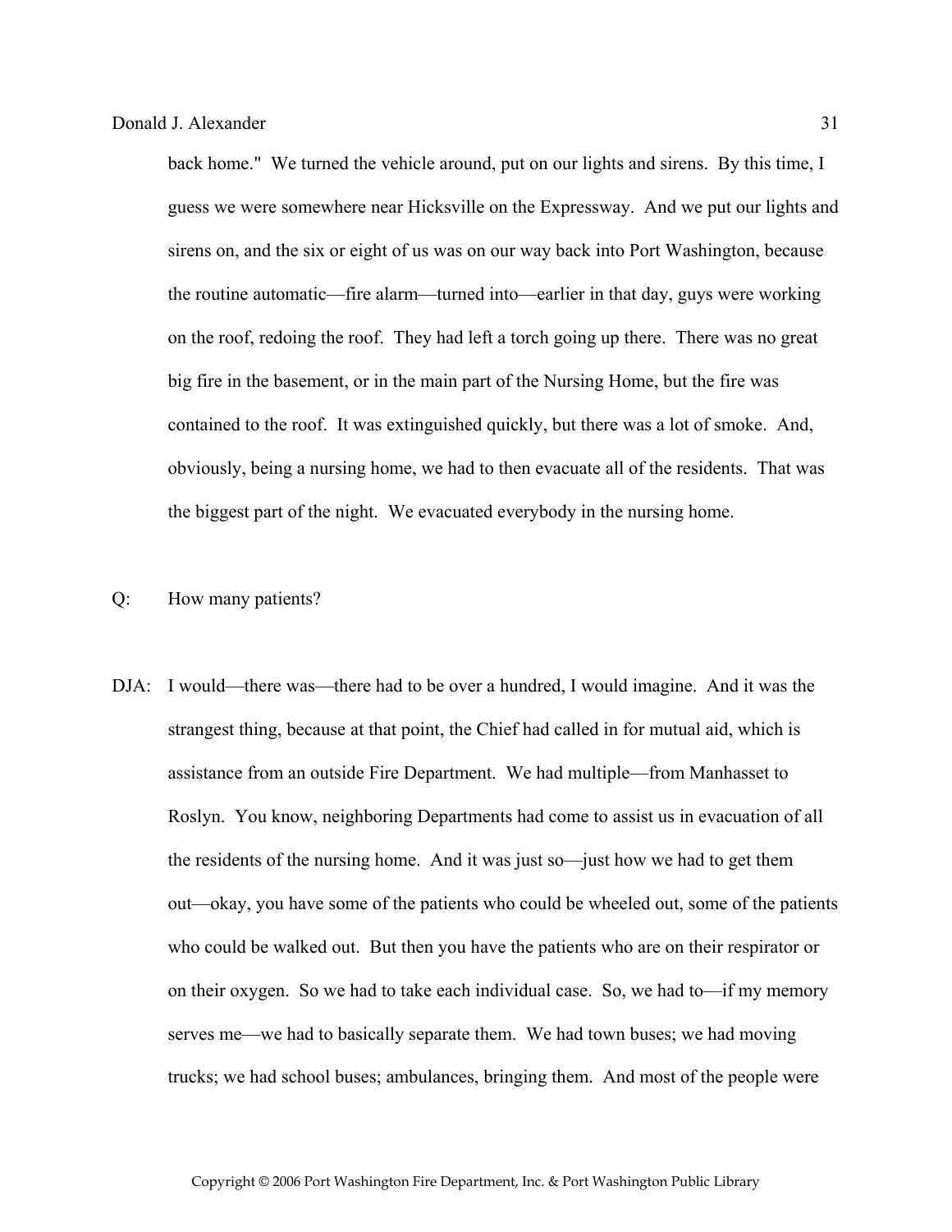back home." We turned the vehicle around, put on our lights and sirens. By this time, I guess we were somewhere near Hicksville on the Expressway. And we put our lights and sirens on, and the six or eight of us was on our way back into Port Washington, because the routine automatic—fire alarm—turned into—earlier in that day, guys were working on the roof, redoing the roof. They had left a torch going up there. There was no great big fire in the basement, or in the main part of the Nursing Home, but the fire was contained to the roof. It was extinguished quickly, but there was a lot of smoke. And, obviously, being a nursing home, we had to then evacuate all of the residents. That was the biggest part of the night. We evacuated everybody in the nursing home.

Q: How many patients?

DJA: I would—there was—there had to be over a hundred, I would imagine. And it was the strangest thing, because at that point, the Chief had called in for mutual aid, which is assistance from an outside Fire Department. We had multiple—from Manhasset to Roslyn. You know, neighboring Departments had come to assist us in evacuation of all the residents of the nursing home. And it was just so—just how we had to get them out—okay, you have some of the patients who could be wheeled out, some of the patients who could be walked out. But then you have the patients who are on their respirator or on their oxygen. So we had to take each individual case. So, we had to—if my memory serves me—we had to basically separate them. We had town buses; we had moving trucks; we had school buses; ambulances, bringing them. And most of the people were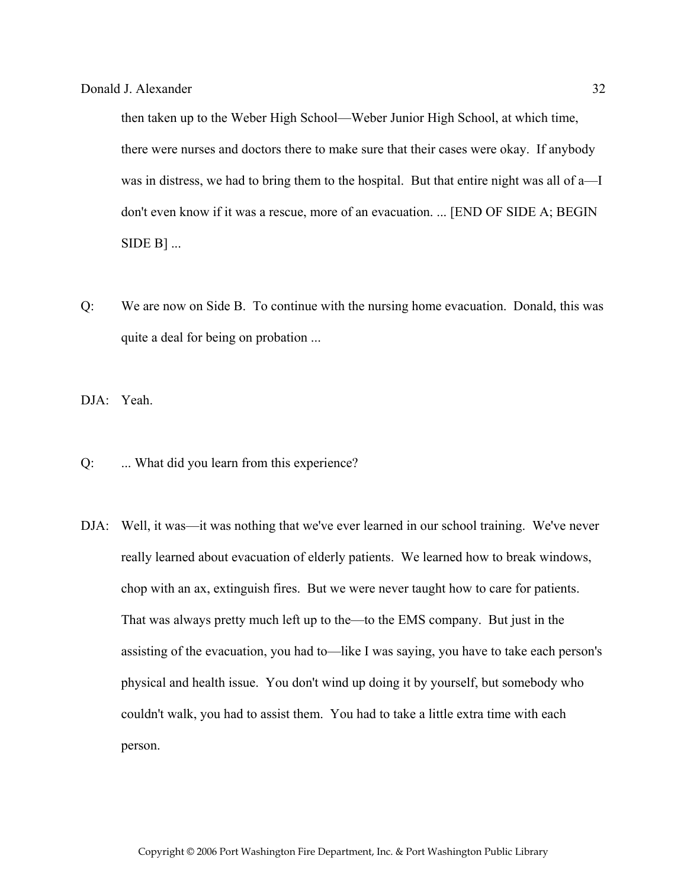then taken up to the Weber High School—Weber Junior High School, at which time, there were nurses and doctors there to make sure that their cases were okay. If anybody was in distress, we had to bring them to the hospital. But that entire night was all of a—I don't even know if it was a rescue, more of an evacuation. ... [END OF SIDE A; BEGIN SIDE B] ...

Q: We are now on Side B. To continue with the nursing home evacuation. Donald, this was quite a deal for being on probation ...

DJA: Yeah.

Q: ... What did you learn from this experience?

DJA: Well, it was—it was nothing that we've ever learned in our school training. We've never really learned about evacuation of elderly patients. We learned how to break windows, chop with an ax, extinguish fires. But we were never taught how to care for patients. That was always pretty much left up to the—to the EMS company. But just in the assisting of the evacuation, you had to—like I was saying, you have to take each person's physical and health issue. You don't wind up doing it by yourself, but somebody who couldn't walk, you had to assist them. You had to take a little extra time with each person.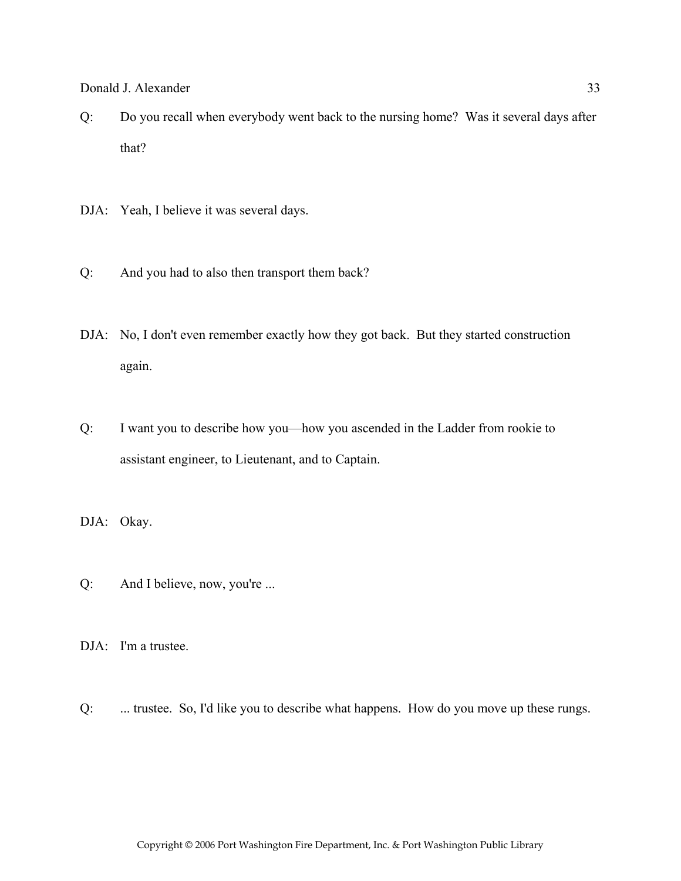Q: Do you recall when everybody went back to the nursing home? Was it several days after that?

DJA: Yeah, I believe it was several days.

Q: And you had to also then transport them back?

DJA: No, I don't even remember exactly how they got back. But they started construction again.

Q: I want you to describe how you—how you ascended in the Ladder from rookie to assistant engineer, to Lieutenant, and to Captain.

DJA: Okay.

Q: And I believe, now, you're ...

DJA: I'm a trustee.

Q: ... trustee. So, I'd like you to describe what happens. How do you move up these rungs.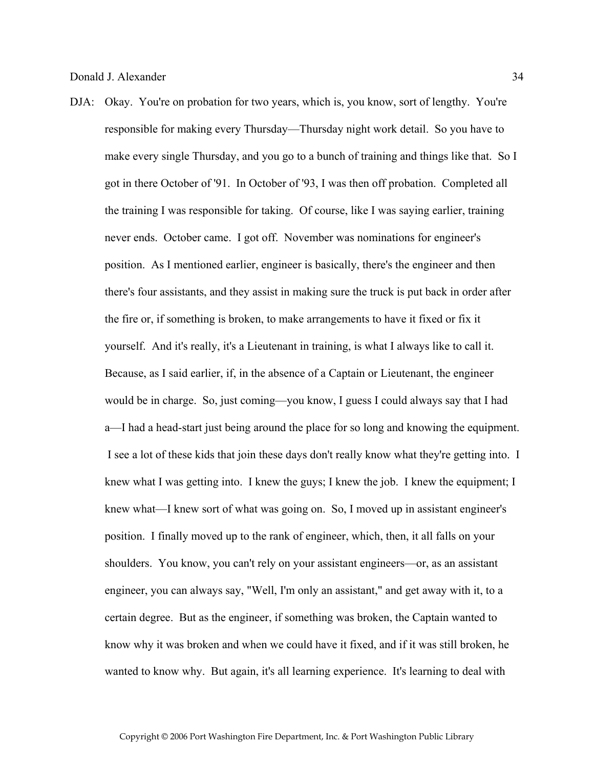DJA: Okay. You're on probation for two years, which is, you know, sort of lengthy. You're responsible for making every Thursday—Thursday night work detail. So you have to make every single Thursday, and you go to a bunch of training and things like that. So I got in there October of '91. In October of '93, I was then off probation. Completed all the training I was responsible for taking. Of course, like I was saying earlier, training never ends. October came. I got off. November was nominations for engineer's position. As I mentioned earlier, engineer is basically, there's the engineer and then there's four assistants, and they assist in making sure the truck is put back in order after the fire or, if something is broken, to make arrangements to have it fixed or fix it yourself. And it's really, it's a Lieutenant in training, is what I always like to call it. Because, as I said earlier, if, in the absence of a Captain or Lieutenant, the engineer would be in charge. So, just coming—you know, I guess I could always say that I had a—I had a head-start just being around the place for so long and knowing the equipment. I see a lot of these kids that join these days don't really know what they're getting into. I knew what I was getting into. I knew the guys; I knew the job. I knew the equipment; I knew what—I knew sort of what was going on. So, I moved up in assistant engineer's position. I finally moved up to the rank of engineer, which, then, it all falls on your shoulders. You know, you can't rely on your assistant engineers—or, as an assistant engineer, you can always say, "Well, I'm only an assistant," and get away with it, to a certain degree. But as the engineer, if something was broken, the Captain wanted to know why it was broken and when we could have it fixed, and if it was still broken, he wanted to know why. But again, it's all learning experience. It's learning to deal with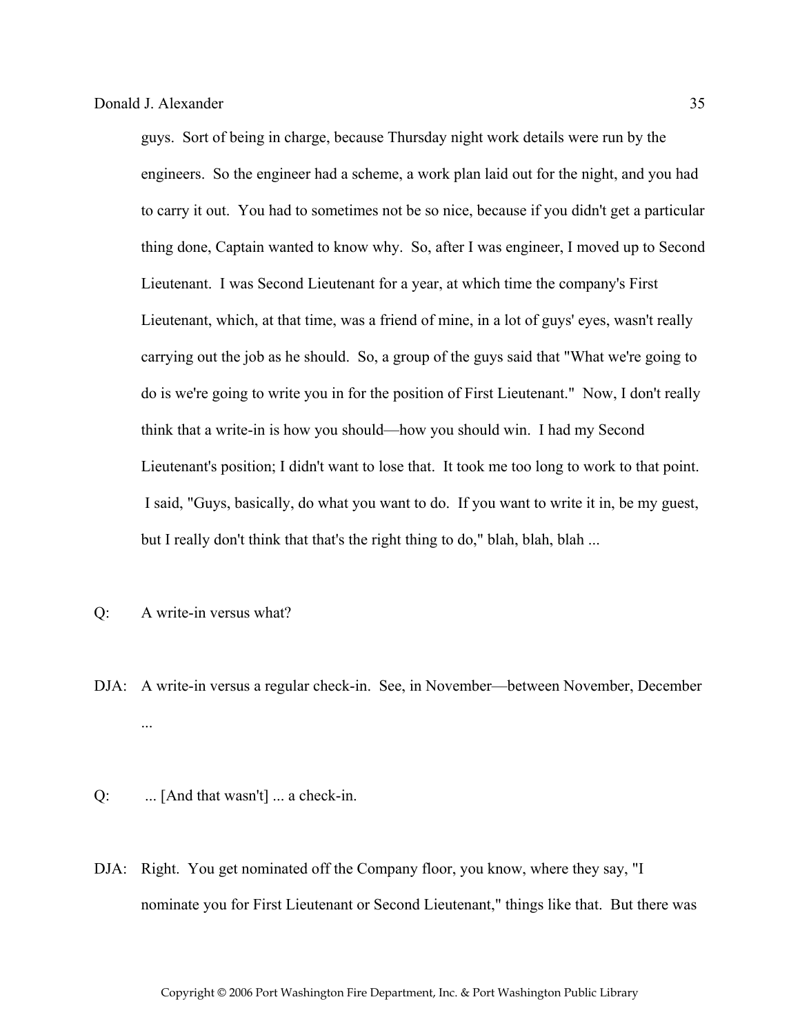guys. Sort of being in charge, because Thursday night work details were run by the engineers. So the engineer had a scheme, a work plan laid out for the night, and you had to carry it out. You had to sometimes not be so nice, because if you didn't get a particular thing done, Captain wanted to know why. So, after I was engineer, I moved up to Second Lieutenant. I was Second Lieutenant for a year, at which time the company's First Lieutenant, which, at that time, was a friend of mine, in a lot of guys' eyes, wasn't really carrying out the job as he should. So, a group of the guys said that "What we're going to do is we're going to write you in for the position of First Lieutenant." Now, I don't really think that a write-in is how you should—how you should win. I had my Second Lieutenant's position; I didn't want to lose that. It took me too long to work to that point. I said, "Guys, basically, do what you want to do. If you want to write it in, be my guest, but I really don't think that that's the right thing to do," blah, blah, blah ...

Q: A write-in versus what?

DJA: A write-in versus a regular check-in. See, in November—between November, December ...

Q: ... [And that wasn't] ... a check-in.

DJA: Right. You get nominated off the Company floor, you know, where they say, "I nominate you for First Lieutenant or Second Lieutenant," things like that. But there was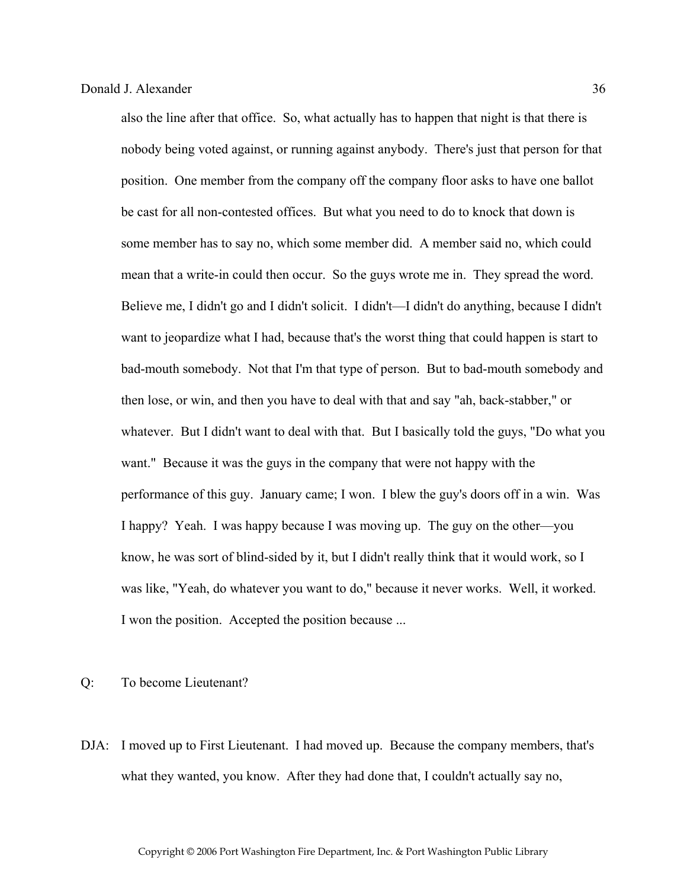also the line after that office. So, what actually has to happen that night is that there is nobody being voted against, or running against anybody. There's just that person for that position. One member from the company off the company floor asks to have one ballot be cast for all non-contested offices. But what you need to do to knock that down is some member has to say no, which some member did. A member said no, which could mean that a write-in could then occur. So the guys wrote me in. They spread the word. Believe me, I didn't go and I didn't solicit. I didn't—I didn't do anything, because I didn't want to jeopardize what I had, because that's the worst thing that could happen is start to bad-mouth somebody. Not that I'm that type of person. But to bad-mouth somebody and then lose, or win, and then you have to deal with that and say "ah, back-stabber," or whatever. But I didn't want to deal with that. But I basically told the guys, "Do what you want." Because it was the guys in the company that were not happy with the performance of this guy. January came; I won. I blew the guy's doors off in a win. Was I happy? Yeah. I was happy because I was moving up. The guy on the other—you know, he was sort of blind-sided by it, but I didn't really think that it would work, so I was like, "Yeah, do whatever you want to do," because it never works. Well, it worked. I won the position. Accepted the position because ...

Q: To become Lieutenant?

DJA: I moved up to First Lieutenant. I had moved up. Because the company members, that's what they wanted, you know. After they had done that, I couldn't actually say no,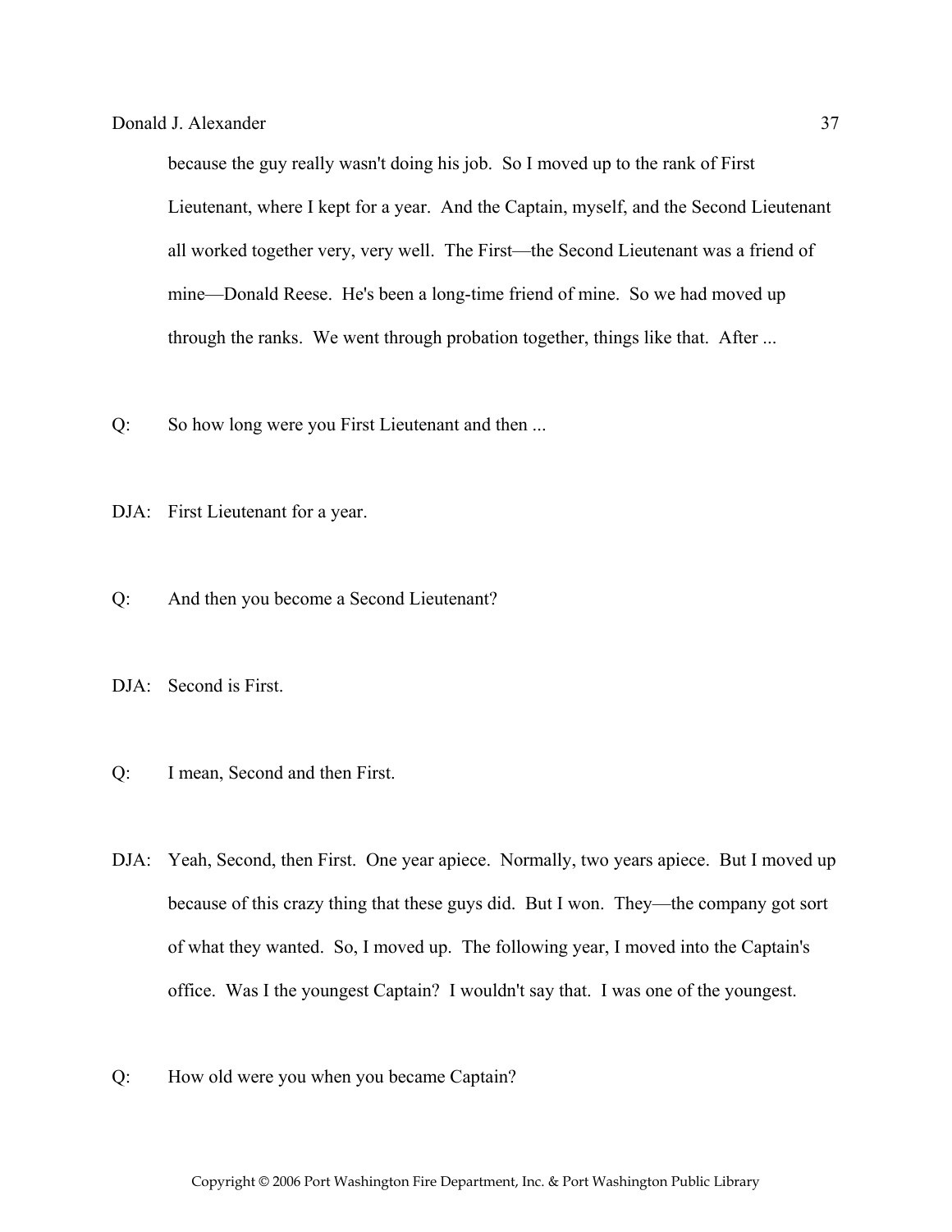because the guy really wasn't doing his job. So I moved up to the rank of First Lieutenant, where I kept for a year. And the Captain, myself, and the Second Lieutenant all worked together very, very well. The First—the Second Lieutenant was a friend of mine—Donald Reese. He's been a long-time friend of mine. So we had moved up through the ranks. We went through probation together, things like that. After ...

Q: So how long were you First Lieutenant and then ...

DJA: First Lieutenant for a year.

Q: And then you become a Second Lieutenant?

DJA: Second is First.

Q: I mean, Second and then First.

DJA: Yeah, Second, then First. One year apiece. Normally, two years apiece. But I moved up because of this crazy thing that these guys did. But I won. They—the company got sort of what they wanted. So, I moved up. The following year, I moved into the Captain's office. Was I the youngest Captain? I wouldn't say that. I was one of the youngest.

Q: How old were you when you became Captain?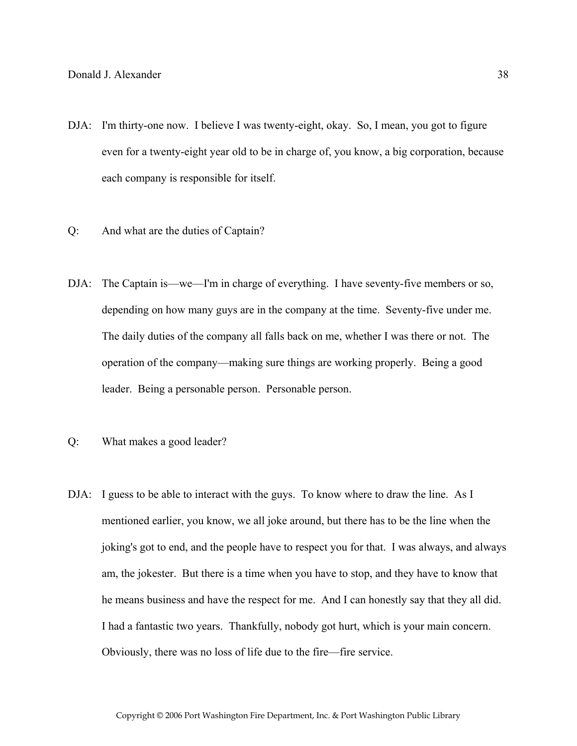DJA: I'm thirty-one now. I believe I was twenty-eight, okay. So, I mean, you got to figure even for a twenty-eight year old to be in charge of, you know, a big corporation, because each company is responsible for itself.

Q: And what are the duties of Captain?

DJA: The Captain is—we—I'm in charge of everything. I have seventy-five members or so, depending on how many guys are in the company at the time. Seventy-five under me. The daily duties of the company all falls back on me, whether I was there or not. The operation of the company—making sure things are working properly. Being a good leader. Being a personable person. Personable person.

Q: What makes a good leader?

DJA: I guess to be able to interact with the guys. To know where to draw the line. As I mentioned earlier, you know, we all joke around, but there has to be the line when the joking's got to end, and the people have to respect you for that. I was always, and always am, the jokester. But there is a time when you have to stop, and they have to know that he means business and have the respect for me. And I can honestly say that they all did. I had a fantastic two years. Thankfully, nobody got hurt, which is your main concern. Obviously, there was no loss of life due to the fire—fire service.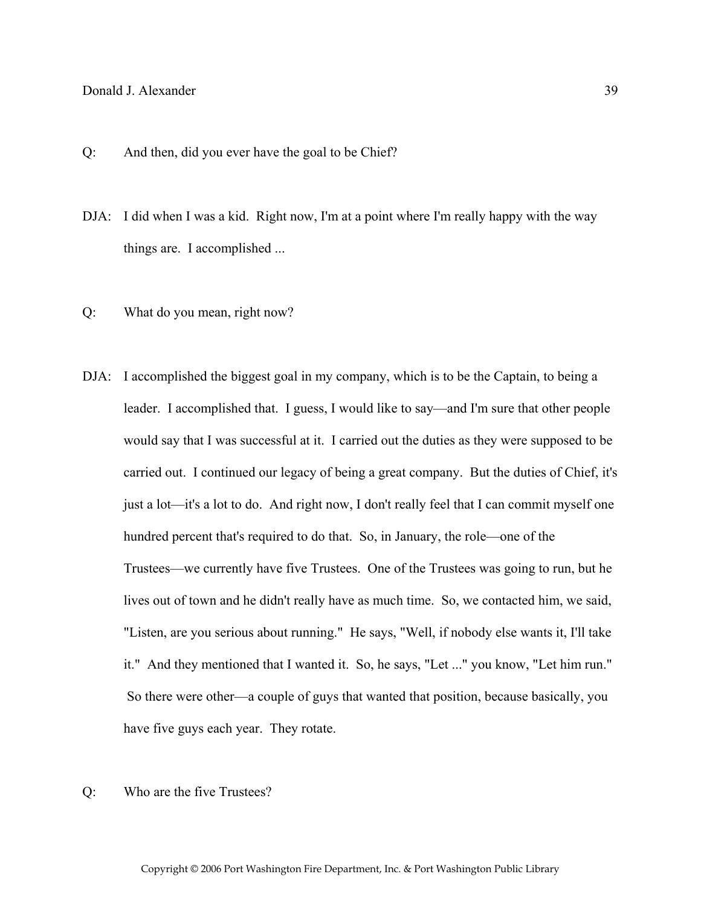Q: And then, did you ever have the goal to be Chief?

DJA: I did when I was a kid. Right now, I'm at a point where I'm really happy with the way things are. I accomplished ...

Q: What do you mean, right now?

DJA: I accomplished the biggest goal in my company, which is to be the Captain, to being a leader. I accomplished that. I guess, I would like to say—and I'm sure that other people would say that I was successful at it. I carried out the duties as they were supposed to be carried out. I continued our legacy of being a great company. But the duties of Chief, it's just a lot—it's a lot to do. And right now, I don't really feel that I can commit myself one hundred percent that's required to do that. So, in January, the role—one of the Trustees—we currently have five Trustees. One of the Trustees was going to run, but he lives out of town and he didn't really have as much time. So, we contacted him, we said, "Listen, are you serious about running." He says, "Well, if nobody else wants it, I'll take it." And they mentioned that I wanted it. So, he says, "Let ..." you know, "Let him run." So there were other—a couple of guys that wanted that position, because basically, you have five guys each year. They rotate.

Q: Who are the five Trustees?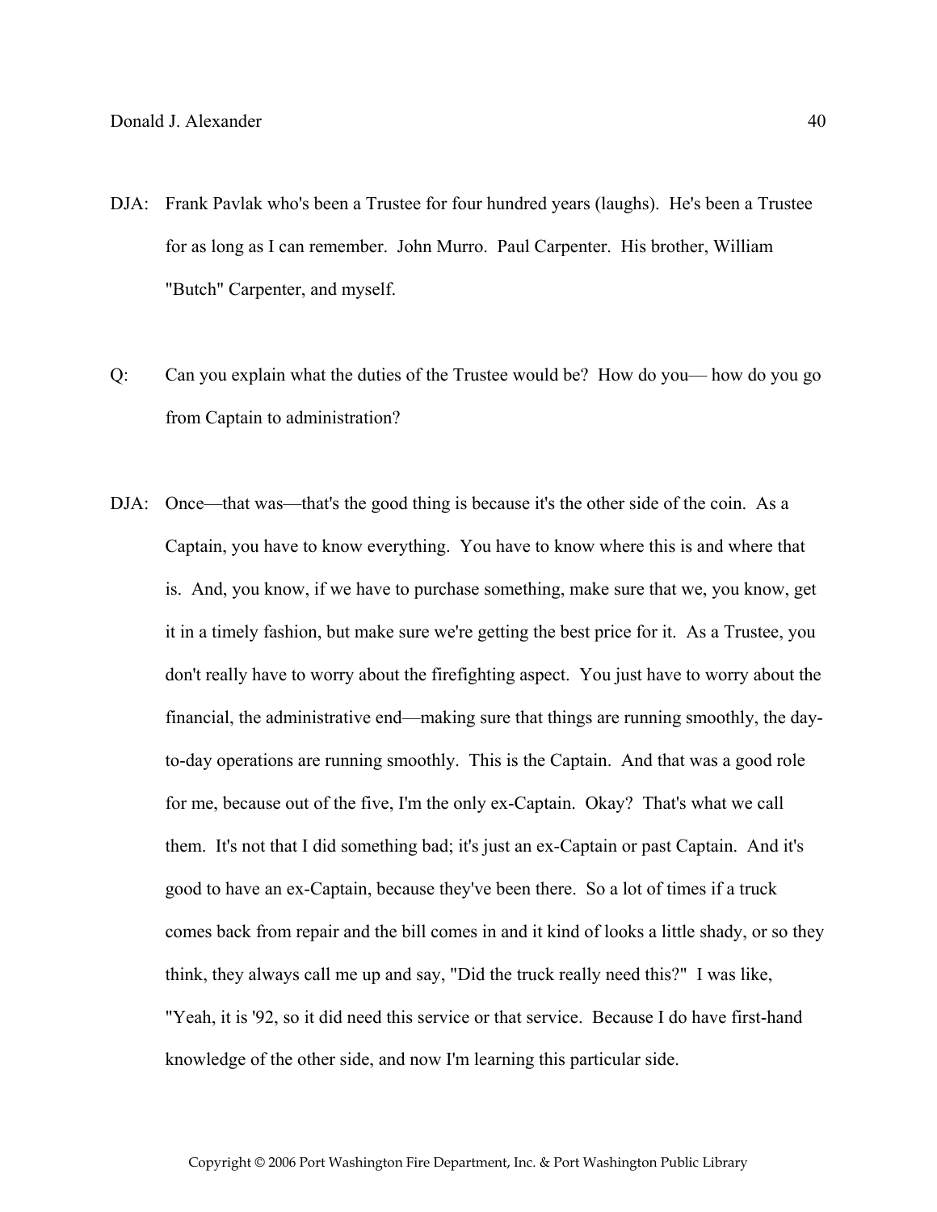DJA: Frank Pavlak who's been a Trustee for four hundred years (laughs). He's been a Trustee for as long as I can remember. John Murro. Paul Carpenter. His brother, William "Butch" Carpenter, and myself.

Q: Can you explain what the duties of the Trustee would be? How do you— how do you go from Captain to administration?

DJA: Once—that was—that's the good thing is because it's the other side of the coin. As a Captain, you have to know everything. You have to know where this is and where that is. And, you know, if we have to purchase something, make sure that we, you know, get it in a timely fashion, but make sure we're getting the best price for it. As a Trustee, you don't really have to worry about the firefighting aspect. You just have to worry about the financial, the administrative end—making sure that things are running smoothly, the day-to-day operations are running smoothly. This is the Captain. And that was a good role for me, because out of the five, I'm the only ex-Captain. Okay? That's what we call them. It's not that I did something bad; it's just an ex-Captain or past Captain. And it's good to have an ex-Captain, because they've been there. So a lot of times if a truck comes back from repair and the bill comes in and it kind of looks a little shady, or so they think, they always call me up and say, "Did the truck really need this?" I was like, "Yeah, it is '92, so it did need this service or that service. Because I do have first-hand knowledge of the other side, and now I'm learning this particular side.

Copyright © 2006 Port Washington Fire Department, Inc. & Port Washington Public Library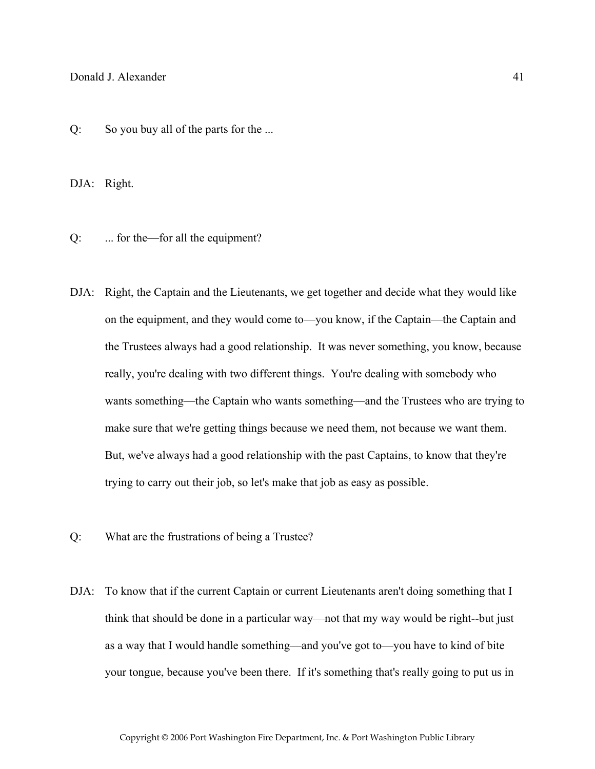Q: So you buy all of the parts for the ...

DJA: Right.

Q: ... for the—for all the equipment?

DJA: Right, the Captain and the Lieutenants, we get together and decide what they would like on the equipment, and they would come to—you know, if the Captain—the Captain and the Trustees always had a good relationship. It was never something, you know, because really, you're dealing with two different things. You're dealing with somebody who wants something—the Captain who wants something—and the Trustees who are trying to make sure that we're getting things because we need them, not because we want them. But, we've always had a good relationship with the past Captains, to know that they're trying to carry out their job, so let's make that job as easy as possible.

Q: What are the frustrations of being a Trustee?

DJA: To know that if the current Captain or current Lieutenants aren't doing something that I think that should be done in a particular way—not that my way would be right--but just as a way that I would handle something—and you've got to—you have to kind of bite your tongue, because you've been there. If it's something that's really going to put us in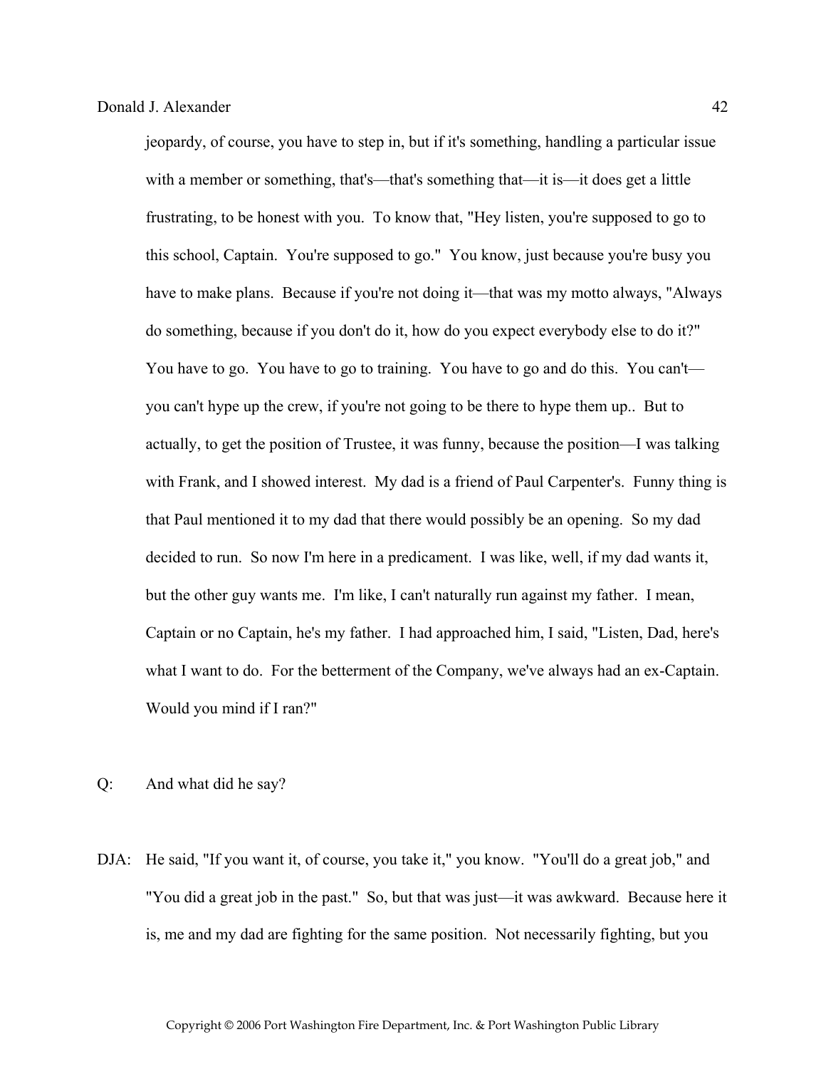jeopardy, of course, you have to step in, but if it's something, handling a particular issue with a member or something, that's—that's something that—it is—it does get a little frustrating, to be honest with you. To know that, "Hey listen, you're supposed to go to this school, Captain. You're supposed to go." You know, just because you're busy you have to make plans. Because if you're not doing it—that was my motto always, "Always do something, because if you don't do it, how do you expect everybody else to do it?" You have to go. You have to go to training. You have to go and do this. You can't—you can't hype up the crew, if you're not going to be there to hype them up.. But to actually, to get the position of Trustee, it was funny, because the position—I was talking with Frank, and I showed interest. My dad is a friend of Paul Carpenter's. Funny thing is that Paul mentioned it to my dad that there would possibly be an opening. So my dad decided to run. So now I'm here in a predicament. I was like, well, if my dad wants it, but the other guy wants me. I'm like, I can't naturally run against my father. I mean, Captain or no Captain, he's my father. I had approached him, I said, "Listen, Dad, here's what I want to do. For the betterment of the Company, we've always had an ex-Captain. Would you mind if I ran?"

Q: And what did he say?

DJA: He said, "If you want it, of course, you take it," you know. "You'll do a great job," and "You did a great job in the past." So, but that was just—it was awkward. Because here it is, me and my dad are fighting for the same position. Not necessarily fighting, but you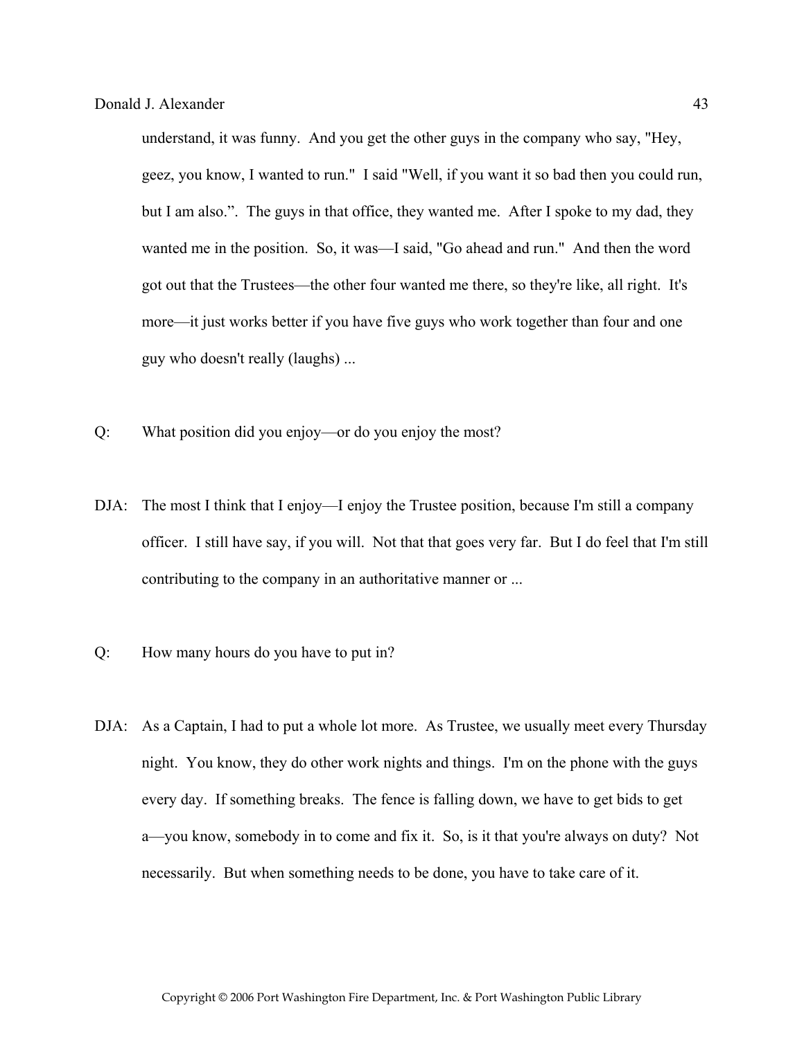understand, it was funny. And you get the other guys in the company who say, "Hey, geez, you know, I wanted to run." I said "Well, if you want it so bad then you could run, but I am also.". The guys in that office, they wanted me. After I spoke to my dad, they wanted me in the position. So, it was—I said, "Go ahead and run." And then the word got out that the Trustees—the other four wanted me there, so they're like, all right. It's more—it just works better if you have five guys who work together than four and one guy who doesn't really (laughs) ...

Q: What position did you enjoy—or do you enjoy the most?

DJA: The most I think that I enjoy—I enjoy the Trustee position, because I'm still a company officer. I still have say, if you will. Not that that goes very far. But I do feel that I'm still contributing to the company in an authoritative manner or ...

Q: How many hours do you have to put in?

DJA: As a Captain, I had to put a whole lot more. As Trustee, we usually meet every Thursday night. You know, they do other work nights and things. I'm on the phone with the guys every day. If something breaks. The fence is falling down, we have to get bids to get a—you know, somebody in to come and fix it. So, is it that you're always on duty? Not necessarily. But when something needs to be done, you have to take care of it.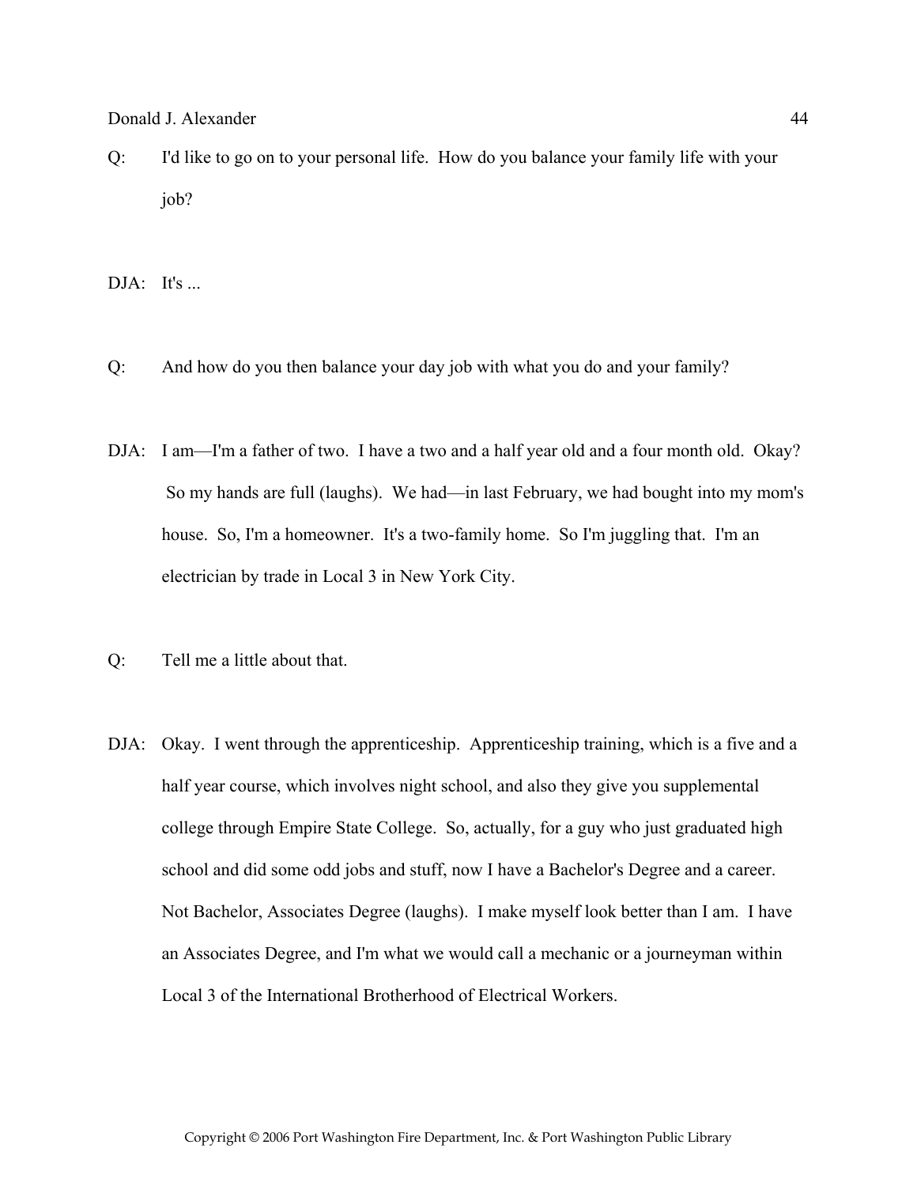Q: I'd like to go on to your personal life. How do you balance your family life with your job?

DJA: It's ...

Q: And how do you then balance your day job with what you do and your family?

DJA: I am—I'm a father of two. I have a two and a half year old and a four month old. Okay? So my hands are full (laughs). We had—in last February, we had bought into my mom's house. So, I'm a homeowner. It's a two-family home. So I'm juggling that. I'm an electrician by trade in Local 3 in New York City.

Q: Tell me a little about that.

DJA: Okay. I went through the apprenticeship. Apprenticeship training, which is a five and a half year course, which involves night school, and also they give you supplemental college through Empire State College. So, actually, for a guy who just graduated high school and did some odd jobs and stuff, now I have a Bachelor's Degree and a career. Not Bachelor, Associates Degree (laughs). I make myself look better than I am. I have an Associates Degree, and I'm what we would call a mechanic or a journeyman within Local 3 of the International Brotherhood of Electrical Workers.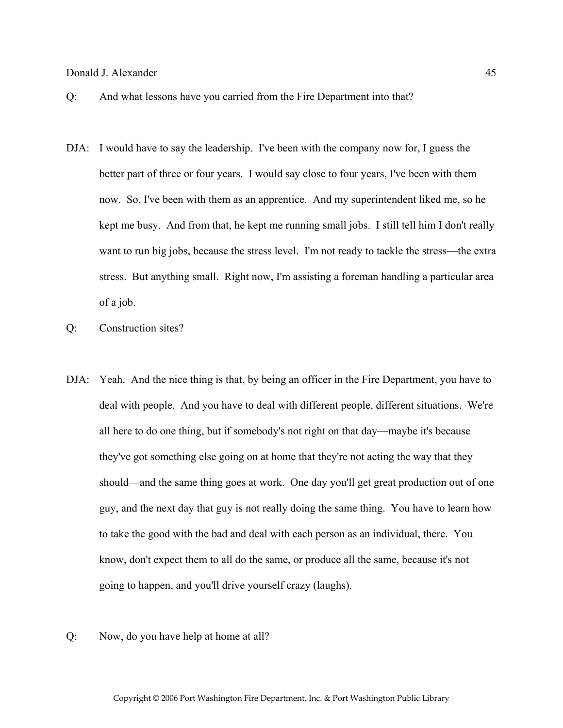Q: And what lessons have you carried from the Fire Department into that?

DJA: I would have to say the leadership. I've been with the company now for, I guess the better part of three or four years. I would say close to four years, I've been with them now. So, I've been with them as an apprentice. And my superintendent liked me, so he kept me busy. And from that, he kept me running small jobs. I still tell him I don't really want to run big jobs, because the stress level. I'm not ready to tackle the stress—the extra stress. But anything small. Right now, I'm assisting a foreman handling a particular area of a job.

Q: Construction sites?

DJA: Yeah. And the nice thing is that, by being an officer in the Fire Department, you have to deal with people. And you have to deal with different people, different situations. We're all here to do one thing, but if somebody's not right on that day—maybe it's because they've got something else going on at home that they're not acting the way that they should—and the same thing goes at work. One day you'll get great production out of one guy, and the next day that guy is not really doing the same thing. You have to learn how to take the good with the bad and deal with each person as an individual, there. You know, don't expect them to all do the same, or produce all the same, because it's not going to happen, and you'll drive yourself crazy (laughs).

Q: Now, do you have help at home at all?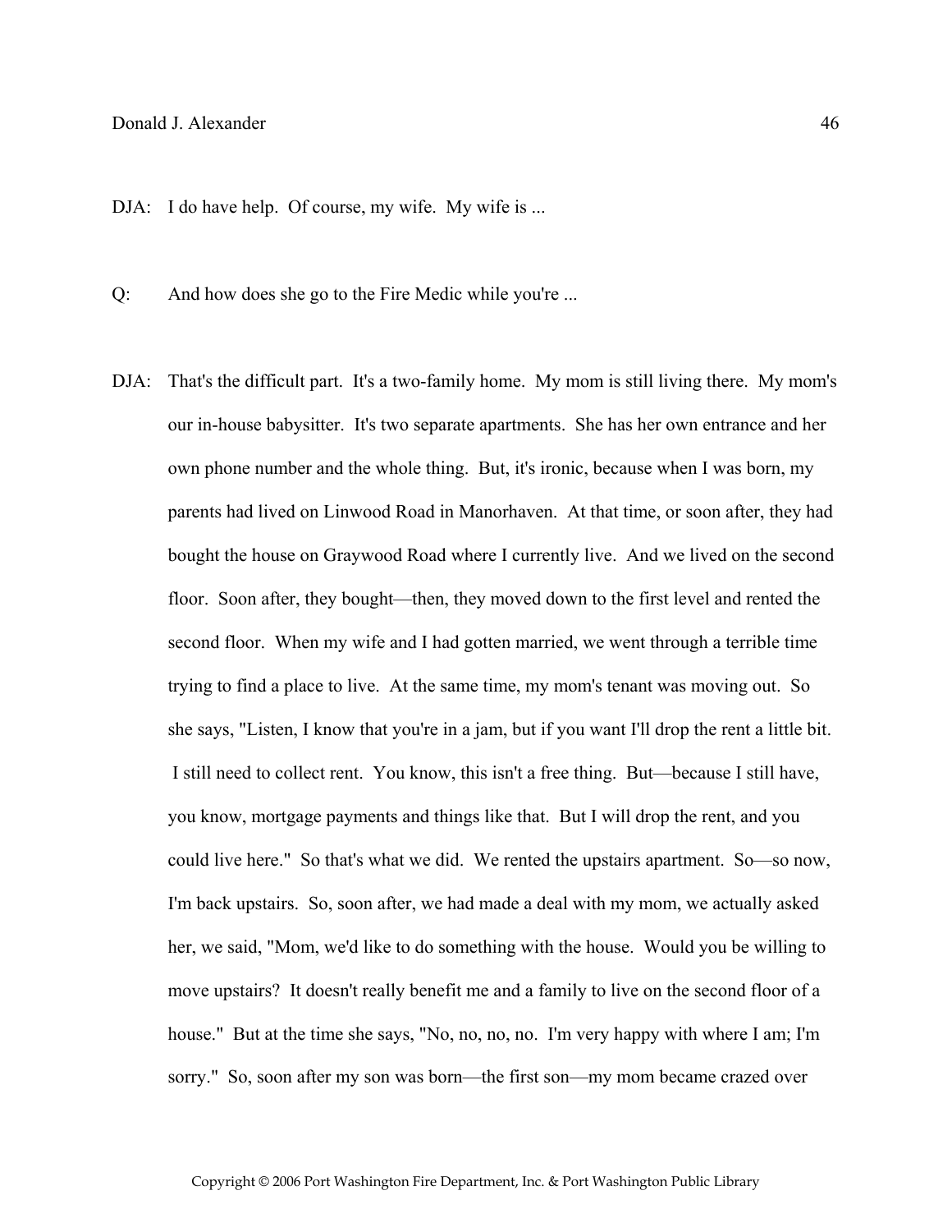DJA: I do have help. Of course, my wife. My wife is ...

Q: And how does she go to the Fire Medic while you're ...

DJA: That's the difficult part. It's a two-family home. My mom is still living there. My mom's our in-house babysitter. It's two separate apartments. She has her own entrance and her own phone number and the whole thing. But, it's ironic, because when I was born, my parents had lived on Linwood Road in Manorhaven. At that time, or soon after, they had bought the house on Graywood Road where I currently live. And we lived on the second floor. Soon after, they bought—then, they moved down to the first level and rented the second floor. When my wife and I had gotten married, we went through a terrible time trying to find a place to live. At the same time, my mom's tenant was moving out. So she says, "Listen, I know that you're in a jam, but if you want I'll drop the rent a little bit. I still need to collect rent. You know, this isn't a free thing. But—because I still have, you know, mortgage payments and things like that. But I will drop the rent, and you could live here." So that's what we did. We rented the upstairs apartment. So—so now, I'm back upstairs. So, soon after, we had made a deal with my mom, we actually asked her, we said, "Mom, we'd like to do something with the house. Would you be willing to move upstairs? It doesn't really benefit me and a family to live on the second floor of a house." But at the time she says, "No, no, no, no. I'm very happy with where I am; I'm sorry." So, soon after my son was born—the first son—my mom became crazed over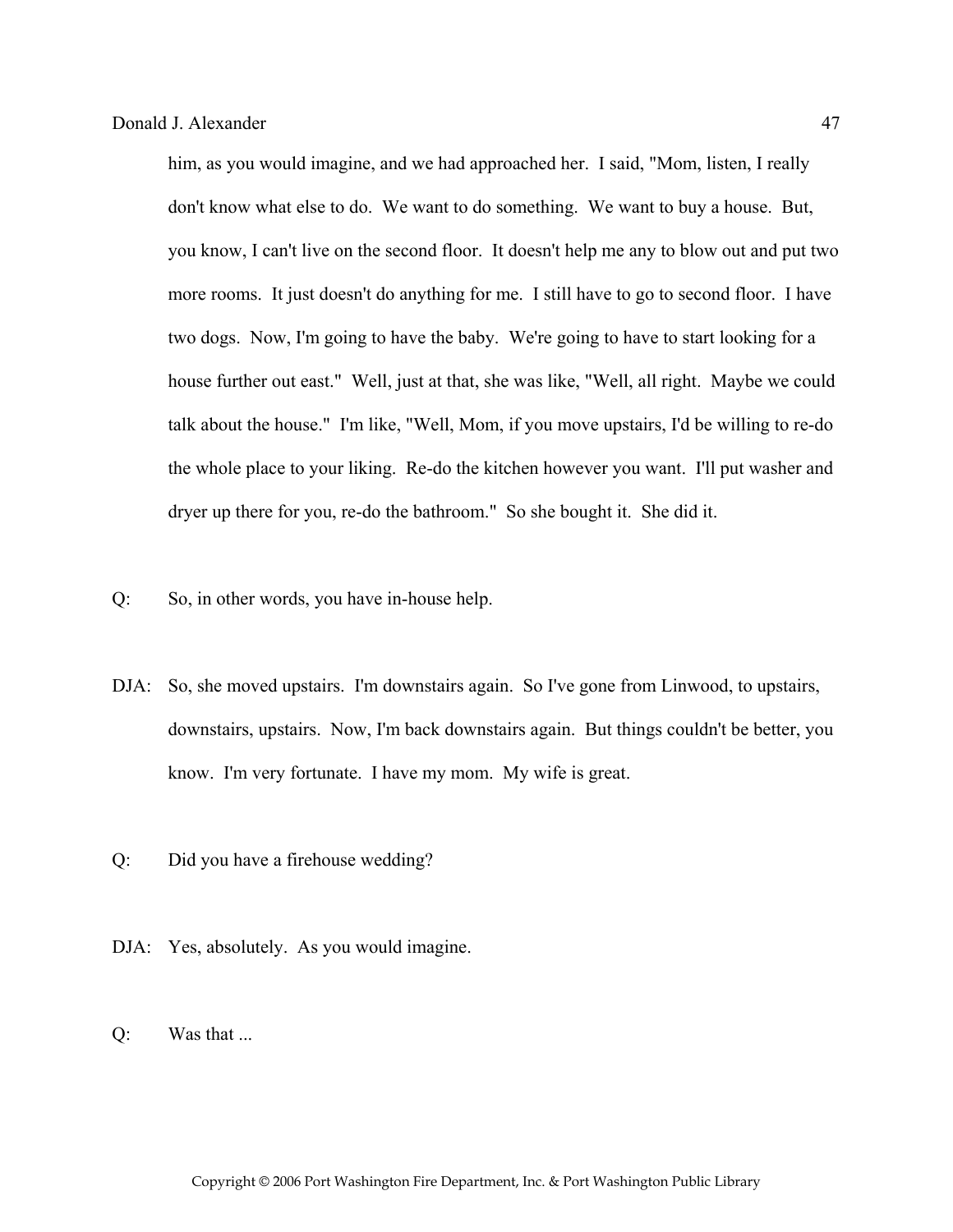him, as you would imagine, and we had approached her. I said, "Mom, listen, I really don't know what else to do. We want to do something. We want to buy a house. But, you know, I can't live on the second floor. It doesn't help me any to blow out and put two more rooms. It just doesn't do anything for me. I still have to go to second floor. I have two dogs. Now, I'm going to have the baby. We're going to have to start looking for a house further out east." Well, just at that, she was like, "Well, all right. Maybe we could talk about the house." I'm like, "Well, Mom, if you move upstairs, I'd be willing to re-do the whole place to your liking. Re-do the kitchen however you want. I'll put washer and dryer up there for you, re-do the bathroom." So she bought it. She did it.

Q: So, in other words, you have in-house help.

DJA: So, she moved upstairs. I'm downstairs again. So I've gone from Linwood, to upstairs, downstairs, upstairs. Now, I'm back downstairs again. But things couldn't be better, you know. I'm very fortunate. I have my mom. My wife is great.

Q: Did you have a firehouse wedding?

DJA: Yes, absolutely. As you would imagine.

Q: Was that ...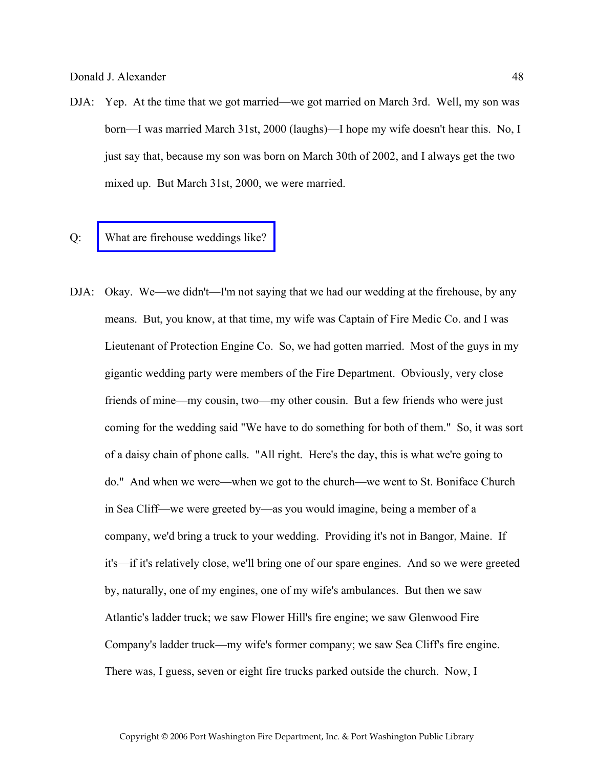DJA: Yep. At the time that we got married—we got married on March 3rd. Well, my son was born—I was married March 31st, 2000 (laughs)—I hope my wife doesn't hear this. No, I just say that, because my son was born on March 30th of 2002, and I always get the two mixed up. But March 31st, 2000, we were married.

Q: What are firehouse weddings like?

DJA: Okay. We—we didn't—I'm not saying that we had our wedding at the firehouse, by any means. But, you know, at that time, my wife was Captain of Fire Medic Co. and I was Lieutenant of Protection Engine Co. So, we had gotten married. Most of the guys in my gigantic wedding party were members of the Fire Department. Obviously, very close friends of mine—my cousin, two—my other cousin. But a few friends who were just coming for the wedding said "We have to do something for both of them." So, it was sort of a daisy chain of phone calls. "All right. Here's the day, this is what we're going to do." And when we were—when we got to the church—we went to St. Boniface Church in Sea Cliff—we were greeted by—as you would imagine, being a member of a company, we'd bring a truck to your wedding. Providing it's not in Bangor, Maine. If it's—if it's relatively close, we'll bring one of our spare engines. And so we were greeted by, naturally, one of my engines, one of my wife's ambulances. But then we saw Atlantic's ladder truck; we saw Flower Hill's fire engine; we saw Glenwood Fire Company's ladder truck—my wife's former company; we saw Sea Cliff's fire engine. There was, I guess, seven or eight fire trucks parked outside the church. Now, I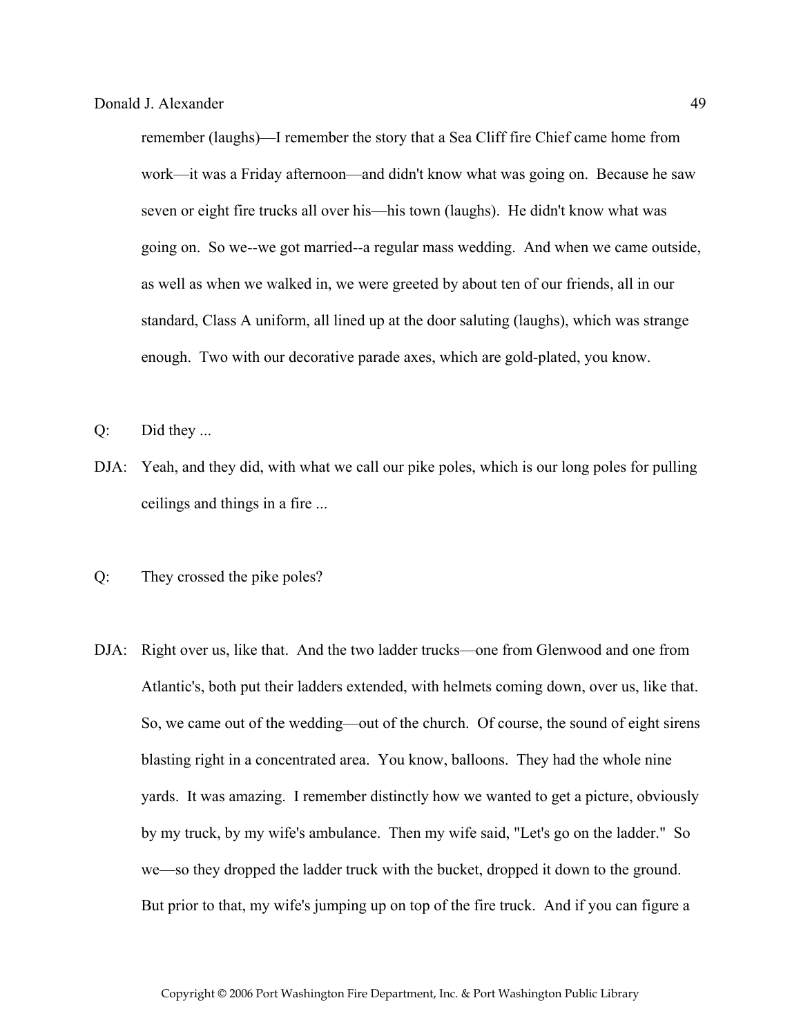remember (laughs)—I remember the story that a Sea Cliff fire Chief came home from work—it was a Friday afternoon—and didn't know what was going on. Because he saw seven or eight fire trucks all over his—his town (laughs). He didn't know what was going on. So we--we got married--a regular mass wedding. And when we came outside, as well as when we walked in, we were greeted by about ten of our friends, all in our standard, Class A uniform, all lined up at the door saluting (laughs), which was strange enough. Two with our decorative parade axes, which are gold-plated, you know.

Q: Did they ...

DJA: Yeah, and they did, with what we call our pike poles, which is our long poles for pulling ceilings and things in a fire ...

Q: They crossed the pike poles?

DJA: Right over us, like that. And the two ladder trucks—one from Glenwood and one from Atlantic's, both put their ladders extended, with helmets coming down, over us, like that. So, we came out of the wedding—out of the church. Of course, the sound of eight sirens blasting right in a concentrated area. You know, balloons. They had the whole nine yards. It was amazing. I remember distinctly how we wanted to get a picture, obviously by my truck, by my wife's ambulance. Then my wife said, "Let's go on the ladder." So we—so they dropped the ladder truck with the bucket, dropped it down to the ground. But prior to that, my wife's jumping up on top of the fire truck. And if you can figure a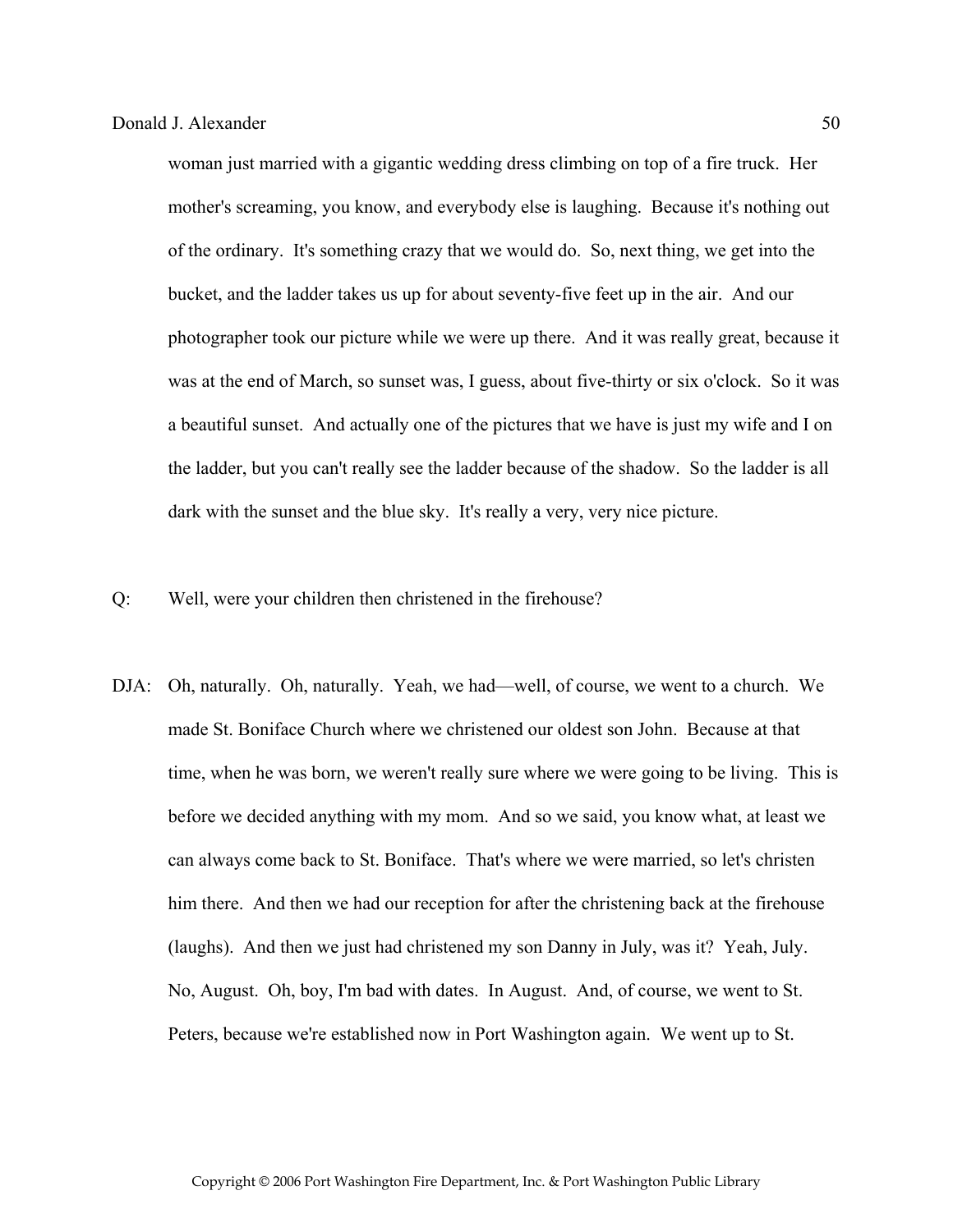woman just married with a gigantic wedding dress climbing on top of a fire truck. Her mother's screaming, you know, and everybody else is laughing. Because it's nothing out of the ordinary. It's something crazy that we would do. So, next thing, we get into the bucket, and the ladder takes us up for about seventy-five feet up in the air. And our photographer took our picture while we were up there. And it was really great, because it was at the end of March, so sunset was, I guess, about five-thirty or six o'clock. So it was a beautiful sunset. And actually one of the pictures that we have is just my wife and I on the ladder, but you can't really see the ladder because of the shadow. So the ladder is all dark with the sunset and the blue sky. It's really a very, very nice picture.

Q: Well, were your children then christened in the firehouse?

DJA: Oh, naturally. Oh, naturally. Yeah, we had—well, of course, we went to a church. We made St. Boniface Church where we christened our oldest son John. Because at that time, when he was born, we weren't really sure where we were going to be living. This is before we decided anything with my mom. And so we said, you know what, at least we can always come back to St. Boniface. That's where we were married, so let's christen him there. And then we had our reception for after the christening back at the firehouse (laughs). And then we just had christened my son Danny in July, was it? Yeah, July. No, August. Oh, boy, I'm bad with dates. In August. And, of course, we went to St. Peters, because we're established now in Port Washington again. We went up to St.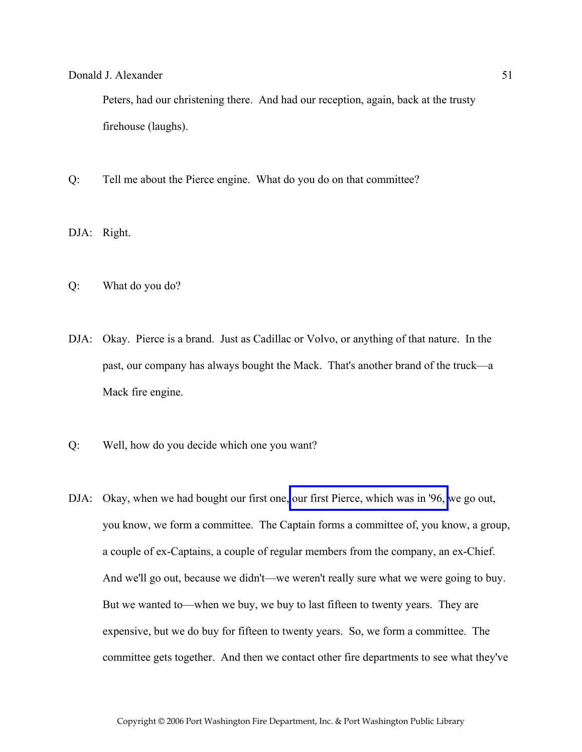Peters, had our christening there. And had our reception, again, back at the trusty firehouse (laughs).

Q: Tell me about the Pierce engine. What do you do on that committee?

DJA: Right.

Q: What do you do?

DJA: Okay. Pierce is a brand. Just as Cadillac or Volvo, or anything of that nature. In the past, our company has always bought the Mack. That's another brand of the truck—a Mack fire engine.

Q: Well, how do you decide which one you want?

DJA: Okay, when we had bought our first one, our first Pierce, which was in '96, we go out, you know, we form a committee. The Captain forms a committee of, you know, a group, a couple of ex-Captains, a couple of regular members from the company, an ex-Chief. And we'll go out, because we didn't—we weren't really sure what we were going to buy. But we wanted to—when we buy, we buy to last fifteen to twenty years. They are expensive, but we do buy for fifteen to twenty years. So, we form a committee. The committee gets together. And then we contact other fire departments to see what they've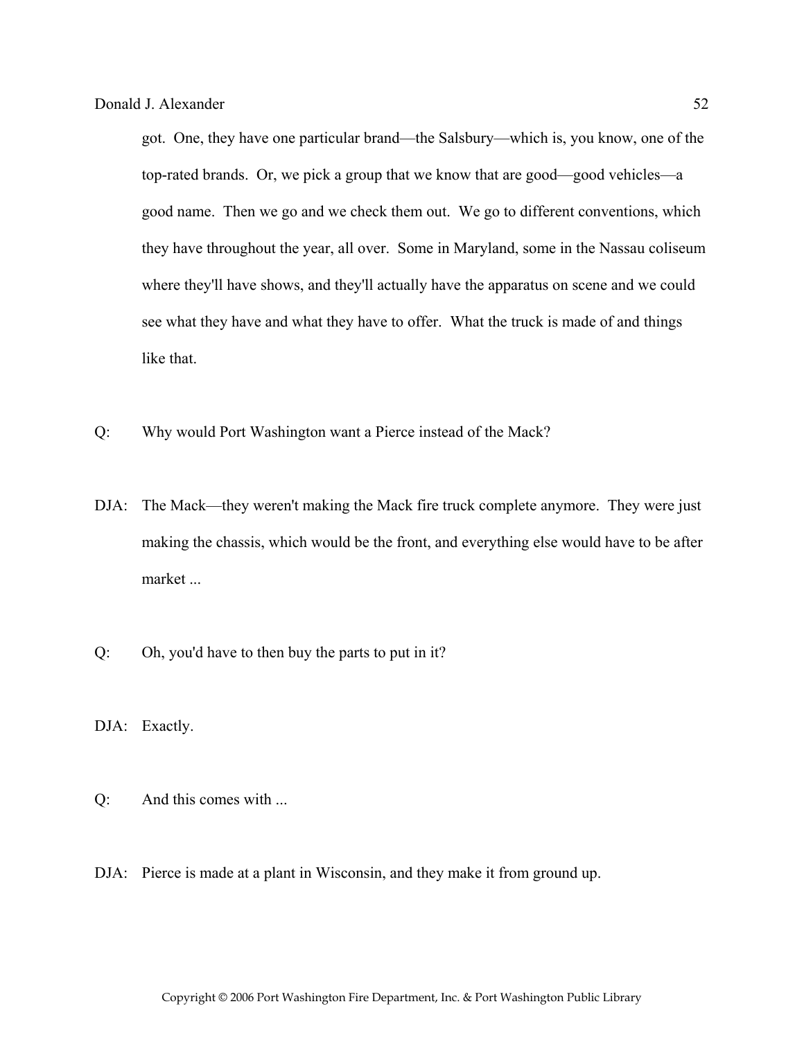got. One, they have one particular brand—the Salsbury—which is, you know, one of the top-rated brands. Or, we pick a group that we know that are good—good vehicles—a good name. Then we go and we check them out. We go to different conventions, which they have throughout the year, all over. Some in Maryland, some in the Nassau coliseum where they'll have shows, and they'll actually have the apparatus on scene and we could see what they have and what they have to offer. What the truck is made of and things like that.

Q: Why would Port Washington want a Pierce instead of the Mack?

DJA: The Mack—they weren't making the Mack fire truck complete anymore. They were just making the chassis, which would be the front, and everything else would have to be after market ...

Q: Oh, you'd have to then buy the parts to put in it?

DJA: Exactly.

Q: And this comes with ...

DJA: Pierce is made at a plant in Wisconsin, and they make it from ground up.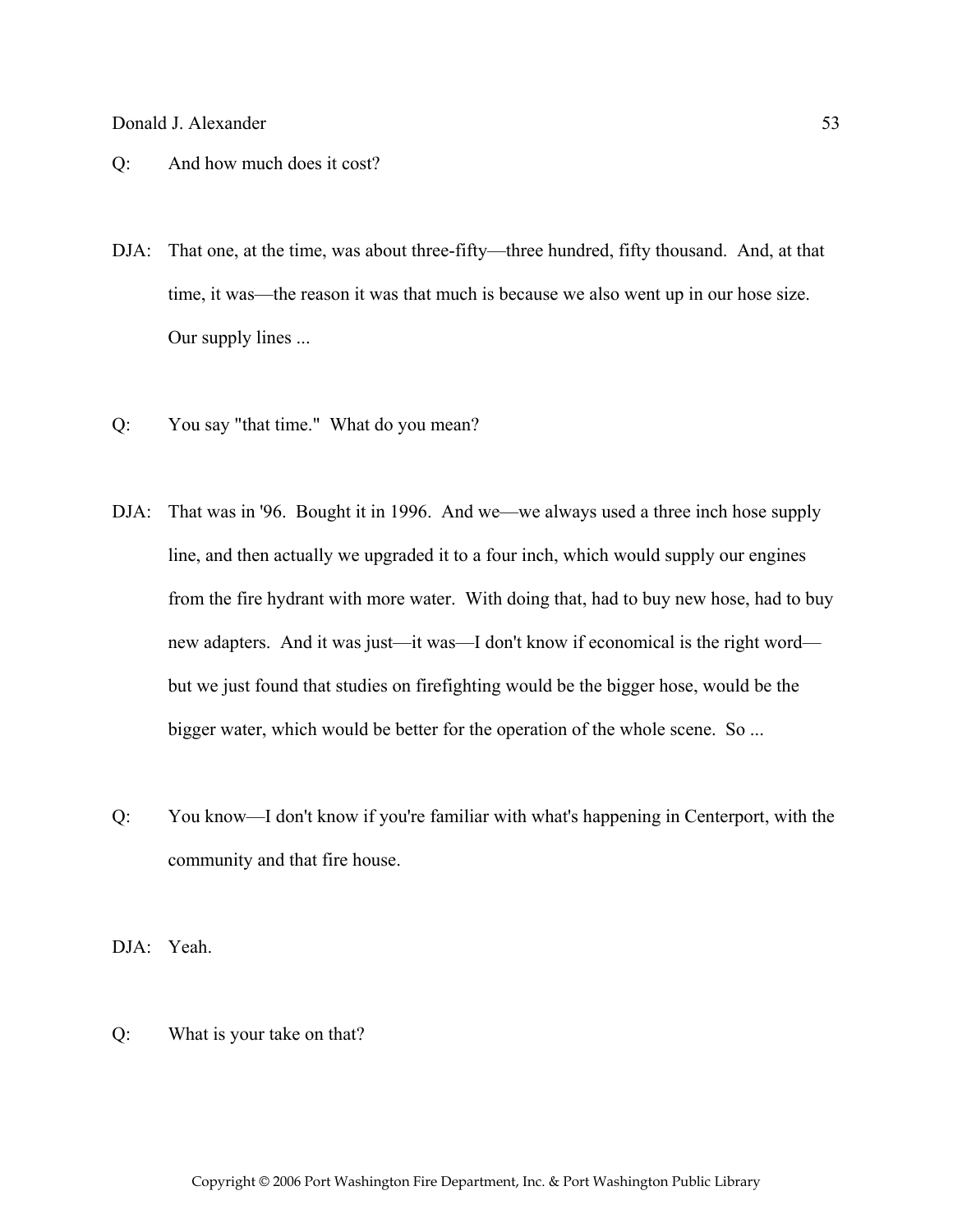Q: And how much does it cost?

DJA: That one, at the time, was about three-fifty—three hundred, fifty thousand. And, at that time, it was—the reason it was that much is because we also went up in our hose size. Our supply lines ...

Q: You say "that time." What do you mean?

DJA: That was in '96. Bought it in 1996. And we—we always used a three inch hose supply line, and then actually we upgraded it to a four inch, which would supply our engines from the fire hydrant with more water. With doing that, had to buy new hose, had to buy new adapters. And it was just—it was—I don't know if economical is the right word—but we just found that studies on firefighting would be the bigger hose, would be the bigger water, which would be better for the operation of the whole scene. So ...

Q: You know—I don't know if you're familiar with what's happening in Centerport, with the community and that fire house.

DJA: Yeah.

Q: What is your take on that?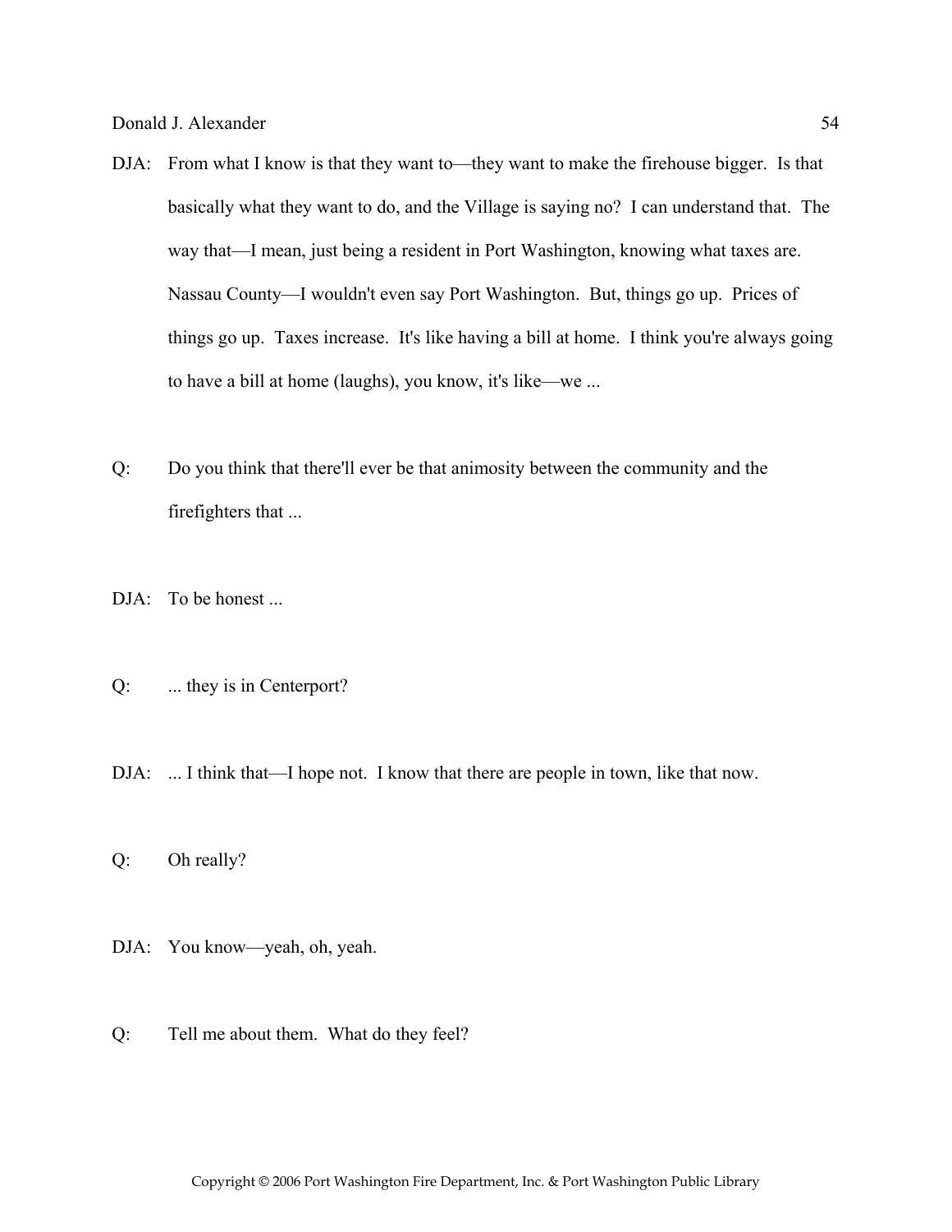DJA: From what I know is that they want to—they want to make the firehouse bigger. Is that basically what they want to do, and the Village is saying no? I can understand that. The way that—I mean, just being a resident in Port Washington, knowing what taxes are. Nassau County—I wouldn't even say Port Washington. But, things go up. Prices of things go up. Taxes increase. It's like having a bill at home. I think you're always going to have a bill at home (laughs), you know, it's like—we ...

Q: Do you think that there'll ever be that animosity between the community and the firefighters that ...

DJA: To be honest ...

Q: ... they is in Centerport?

DJA: ... I think that—I hope not. I know that there are people in town, like that now.

Q: Oh really?

DJA: You know—yeah, oh, yeah.

Q: Tell me about them. What do they feel?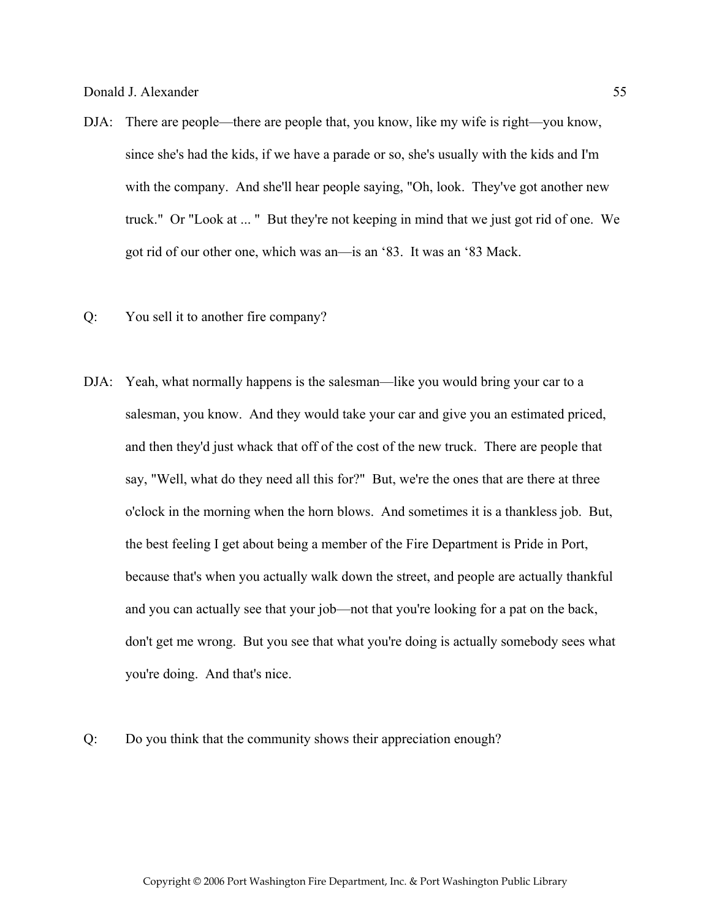DJA: There are people—there are people that, you know, like my wife is right—you know, since she's had the kids, if we have a parade or so, she's usually with the kids and I'm with the company. And she'll hear people saying, "Oh, look. They've got another new truck." Or "Look at ... " But they're not keeping in mind that we just got rid of one. We got rid of our other one, which was an—is an '83. It was an '83 Mack.

Q: You sell it to another fire company?

DJA: Yeah, what normally happens is the salesman—like you would bring your car to a salesman, you know. And they would take your car and give you an estimated priced, and then they'd just whack that off of the cost of the new truck. There are people that say, "Well, what do they need all this for?" But, we're the ones that are there at three o'clock in the morning when the horn blows. And sometimes it is a thankless job. But, the best feeling I get about being a member of the Fire Department is Pride in Port, because that's when you actually walk down the street, and people are actually thankful and you can actually see that your job—not that you're looking for a pat on the back, don't get me wrong. But you see that what you're doing is actually somebody sees what you're doing. And that's nice.

Q: Do you think that the community shows their appreciation enough?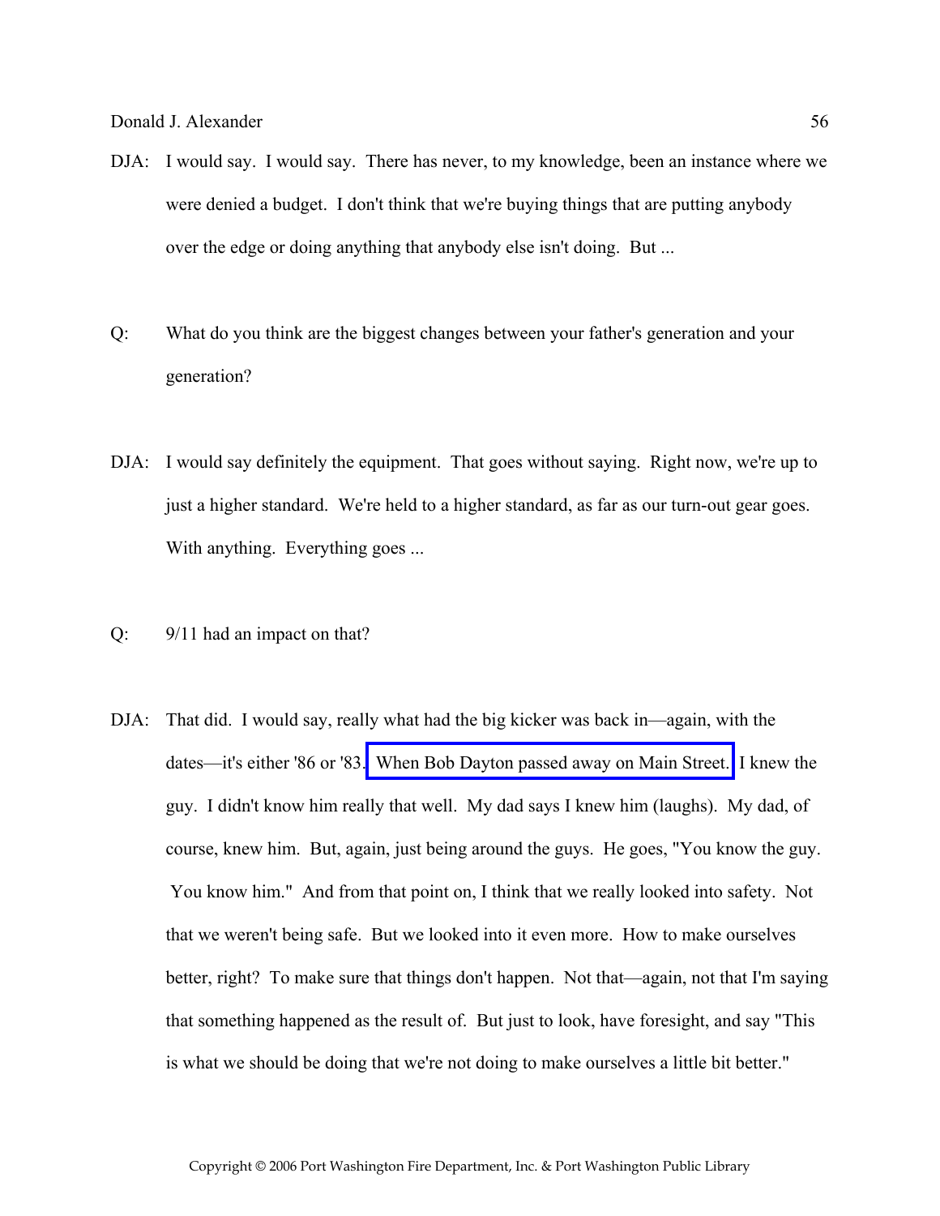DJA: I would say. I would say. There has never, to my knowledge, been an instance where we were denied a budget. I don't think that we're buying things that are putting anybody over the edge or doing anything that anybody else isn't doing. But ...

Q: What do you think are the biggest changes between your father's generation and your generation?

DJA: I would say definitely the equipment. That goes without saying. Right now, we're up to just a higher standard. We're held to a higher standard, as far as our turn-out gear goes. With anything. Everything goes ...

Q: 9/11 had an impact on that?

DJA: That did. I would say, really what had the big kicker was back in—again, with the dates—it's either '86 or '83. When Bob Dayton passed away on Main Street. I knew the guy. I didn't know him really that well. My dad says I knew him (laughs). My dad, of course, knew him. But, again, just being around the guys. He goes, "You know the guy. You know him." And from that point on, I think that we really looked into safety. Not that we weren't being safe. But we looked into it even more. How to make ourselves better, right? To make sure that things don't happen. Not that—again, not that I'm saying that something happened as the result of. But just to look, have foresight, and say "This is what we should be doing that we're not doing to make ourselves a little bit better."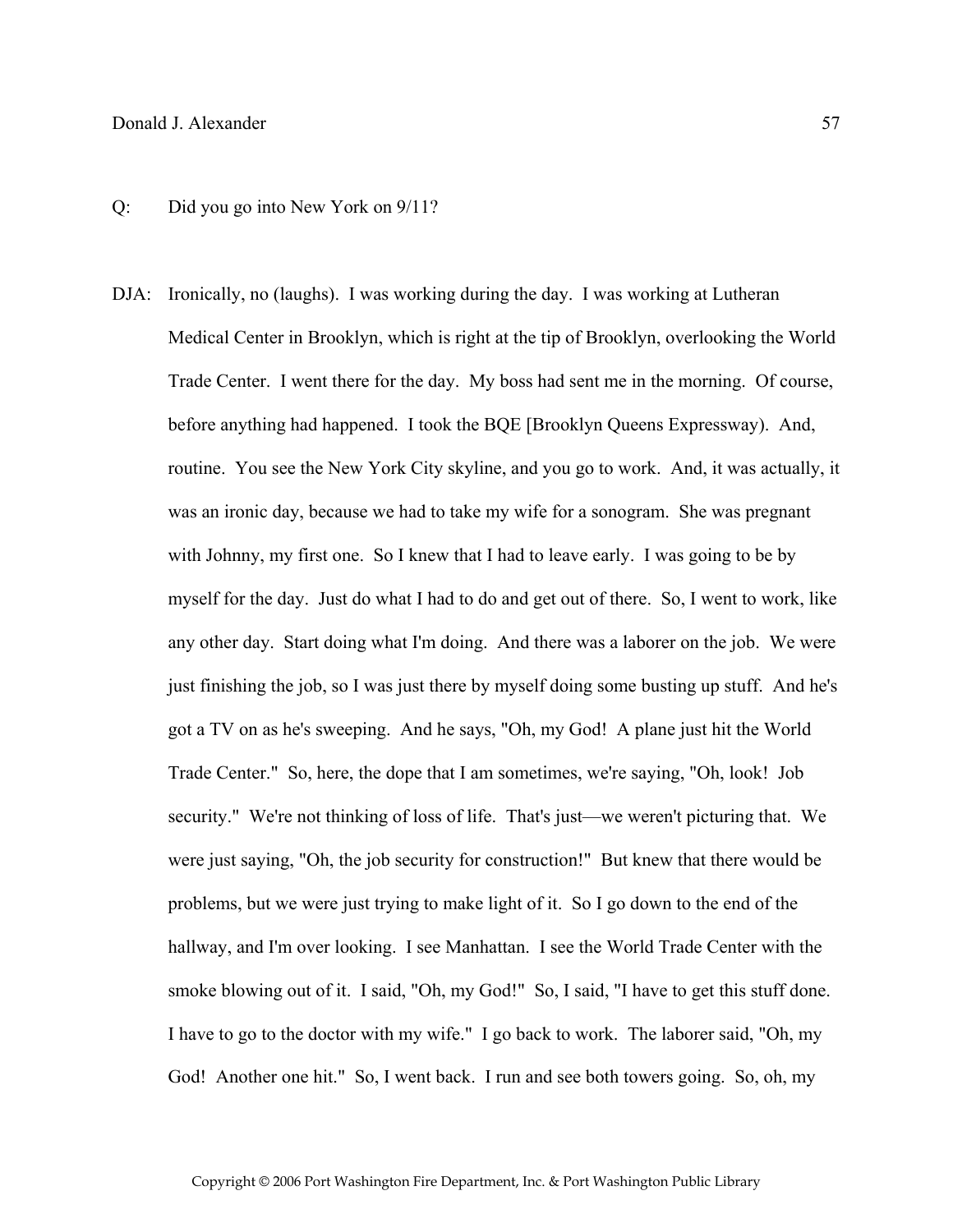Q: Did you go into New York on 9/11?

DJA: Ironically, no (laughs). I was working during the day. I was working at Lutheran Medical Center in Brooklyn, which is right at the tip of Brooklyn, overlooking the World Trade Center. I went there for the day. My boss had sent me in the morning. Of course, before anything had happened. I took the BQE [Brooklyn Queens Expressway). And, routine. You see the New York City skyline, and you go to work. And, it was actually, it was an ironic day, because we had to take my wife for a sonogram. She was pregnant with Johnny, my first one. So I knew that I had to leave early. I was going to be by myself for the day. Just do what I had to do and get out of there. So, I went to work, like any other day. Start doing what I'm doing. And there was a laborer on the job. We were just finishing the job, so I was just there by myself doing some busting up stuff. And he's got a TV on as he's sweeping. And he says, "Oh, my God! A plane just hit the World Trade Center." So, here, the dope that I am sometimes, we're saying, "Oh, look! Job security." We're not thinking of loss of life. That's just—we weren't picturing that. We were just saying, "Oh, the job security for construction!" But knew that there would be problems, but we were just trying to make light of it. So I go down to the end of the hallway, and I'm over looking. I see Manhattan. I see the World Trade Center with the smoke blowing out of it. I said, "Oh, my God!" So, I said, "I have to get this stuff done. I have to go to the doctor with my wife." I go back to work. The laborer said, "Oh, my God! Another one hit." So, I went back. I run and see both towers going. So, oh, my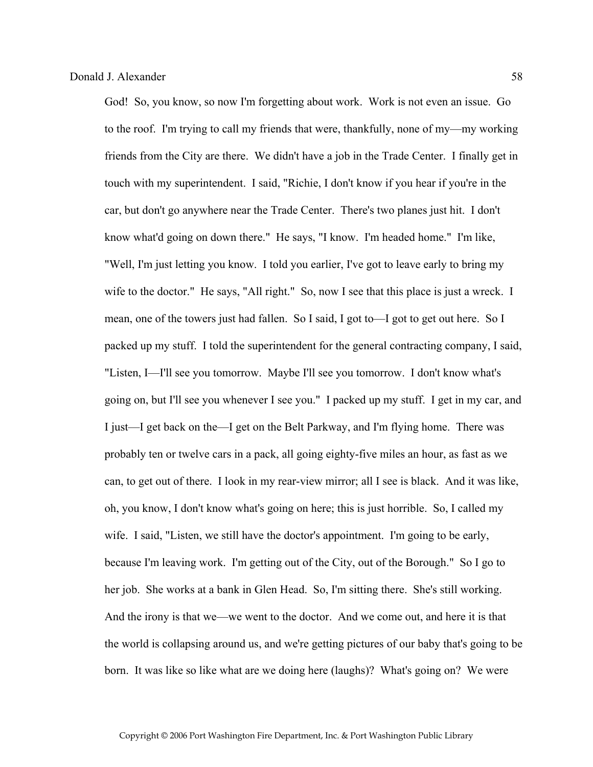God! So, you know, so now I'm forgetting about work. Work is not even an issue. Go to the roof. I'm trying to call my friends that were, thankfully, none of my—my working friends from the City are there. We didn't have a job in the Trade Center. I finally get in touch with my superintendent. I said, "Richie, I don't know if you hear if you're in the car, but don't go anywhere near the Trade Center. There's two planes just hit. I don't know what'd going on down there." He says, "I know. I'm headed home." I'm like, "Well, I'm just letting you know. I told you earlier, I've got to leave early to bring my wife to the doctor." He says, "All right." So, now I see that this place is just a wreck. I mean, one of the towers just had fallen. So I said, I got to—I got to get out here. So I packed up my stuff. I told the superintendent for the general contracting company, I said, "Listen, I—I'll see you tomorrow. Maybe I'll see you tomorrow. I don't know what's going on, but I'll see you whenever I see you." I packed up my stuff. I get in my car, and I just—I get back on the—I get on the Belt Parkway, and I'm flying home. There was probably ten or twelve cars in a pack, all going eighty-five miles an hour, as fast as we can, to get out of there. I look in my rear-view mirror; all I see is black. And it was like, oh, you know, I don't know what's going on here; this is just horrible. So, I called my wife. I said, "Listen, we still have the doctor's appointment. I'm going to be early, because I'm leaving work. I'm getting out of the City, out of the Borough." So I go to her job. She works at a bank in Glen Head. So, I'm sitting there. She's still working. And the irony is that we—we went to the doctor. And we come out, and here it is that the world is collapsing around us, and we're getting pictures of our baby that's going to be born. It was like so like what are we doing here (laughs)? What's going on? We were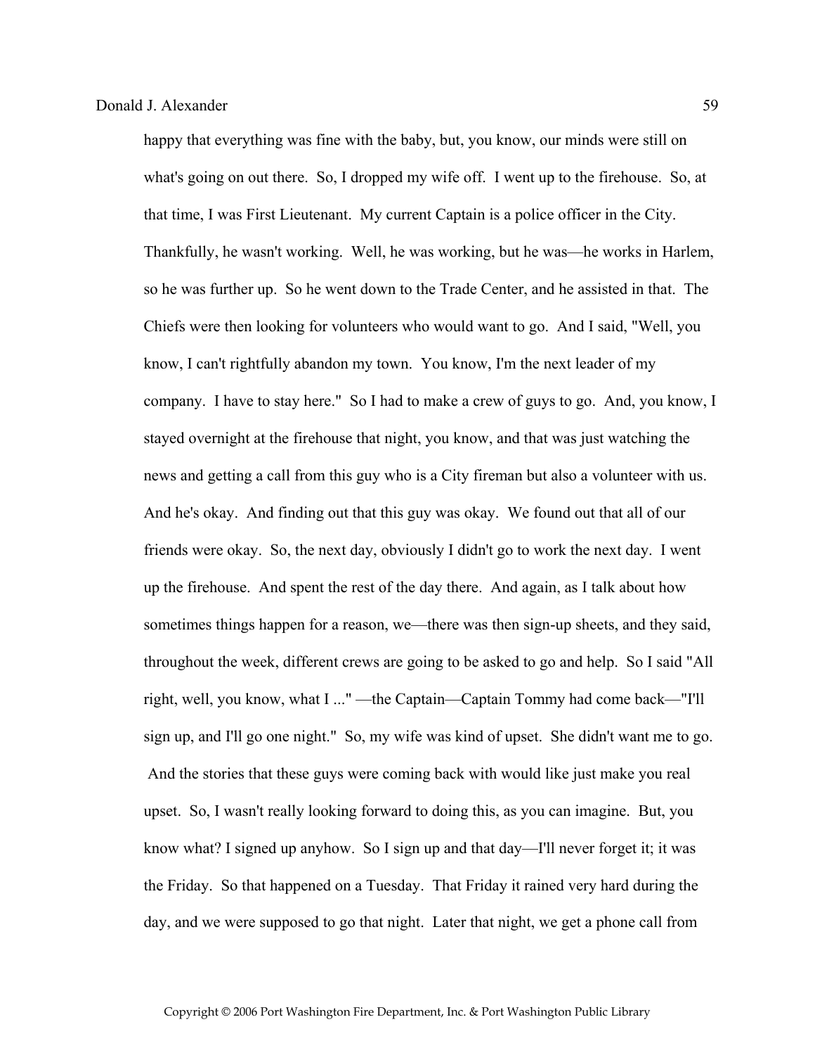happy that everything was fine with the baby, but, you know, our minds were still on what's going on out there. So, I dropped my wife off. I went up to the firehouse. So, at that time, I was First Lieutenant. My current Captain is a police officer in the City. Thankfully, he wasn't working. Well, he was working, but he was—he works in Harlem, so he was further up. So he went down to the Trade Center, and he assisted in that. The Chiefs were then looking for volunteers who would want to go. And I said, "Well, you know, I can't rightfully abandon my town. You know, I'm the next leader of my company. I have to stay here." So I had to make a crew of guys to go. And, you know, I stayed overnight at the firehouse that night, you know, and that was just watching the news and getting a call from this guy who is a City fireman but also a volunteer with us. And he's okay. And finding out that this guy was okay. We found out that all of our friends were okay. So, the next day, obviously I didn't go to work the next day. I went up the firehouse. And spent the rest of the day there. And again, as I talk about how sometimes things happen for a reason, we—there was then sign-up sheets, and they said, throughout the week, different crews are going to be asked to go and help. So I said "All right, well, you know, what I ..." —the Captain—Captain Tommy had come back—"I'll sign up, and I'll go one night." So, my wife was kind of upset. She didn't want me to go. And the stories that these guys were coming back with would like just make you real upset. So, I wasn't really looking forward to doing this, as you can imagine. But, you know what? I signed up anyhow. So I sign up and that day—I'll never forget it; it was the Friday. So that happened on a Tuesday. That Friday it rained very hard during the day, and we were supposed to go that night. Later that night, we get a phone call from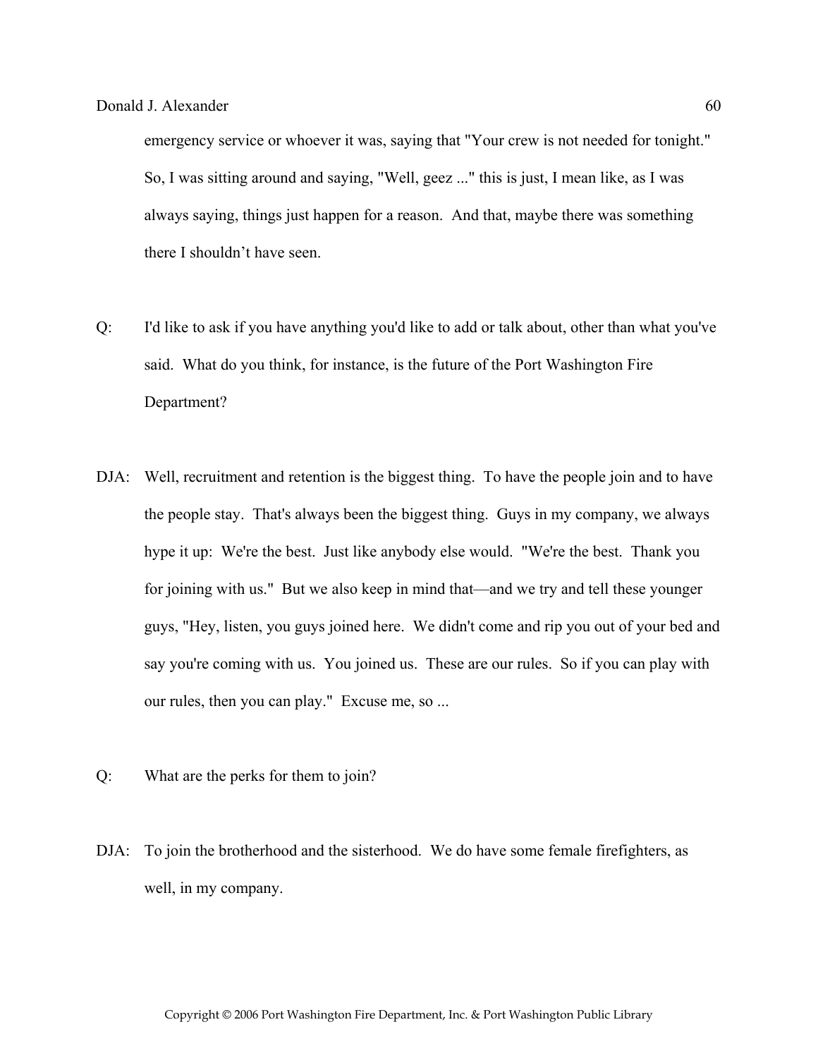emergency service or whoever it was, saying that "Your crew is not needed for tonight." So, I was sitting around and saying, "Well, geez ..." this is just, I mean like, as I was always saying, things just happen for a reason. And that, maybe there was something there I shouldn't have seen.

Q: I'd like to ask if you have anything you'd like to add or talk about, other than what you've said. What do you think, for instance, is the future of the Port Washington Fire Department?

DJA: Well, recruitment and retention is the biggest thing. To have the people join and to have the people stay. That's always been the biggest thing. Guys in my company, we always hype it up: We're the best. Just like anybody else would. "We're the best. Thank you for joining with us." But we also keep in mind that—and we try and tell these younger guys, "Hey, listen, you guys joined here. We didn't come and rip you out of your bed and say you're coming with us. You joined us. These are our rules. So if you can play with our rules, then you can play." Excuse me, so ...

Q: What are the perks for them to join?

DJA: To join the brotherhood and the sisterhood. We do have some female firefighters, as well, in my company.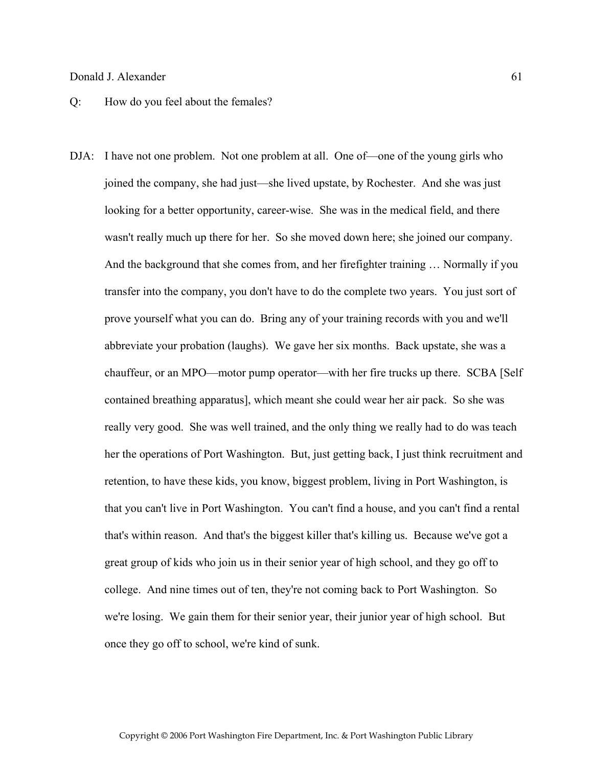Q: How do you feel about the females?

DJA: I have not one problem. Not one problem at all. One of—one of the young girls who joined the company, she had just—she lived upstate, by Rochester. And she was just looking for a better opportunity, career-wise. She was in the medical field, and there wasn't really much up there for her. So she moved down here; she joined our company. And the background that she comes from, and her firefighter training … Normally if you transfer into the company, you don't have to do the complete two years. You just sort of prove yourself what you can do. Bring any of your training records with you and we'll abbreviate your probation (laughs). We gave her six months. Back upstate, she was a chauffeur, or an MPO—motor pump operator—with her fire trucks up there. SCBA [Self contained breathing apparatus], which meant she could wear her air pack. So she was really very good. She was well trained, and the only thing we really had to do was teach her the operations of Port Washington. But, just getting back, I just think recruitment and retention, to have these kids, you know, biggest problem, living in Port Washington, is that you can't live in Port Washington. You can't find a house, and you can't find a rental that's within reason. And that's the biggest killer that's killing us. Because we've got a great group of kids who join us in their senior year of high school, and they go off to college. And nine times out of ten, they're not coming back to Port Washington. So we're losing. We gain them for their senior year, their junior year of high school. But once they go off to school, we're kind of sunk.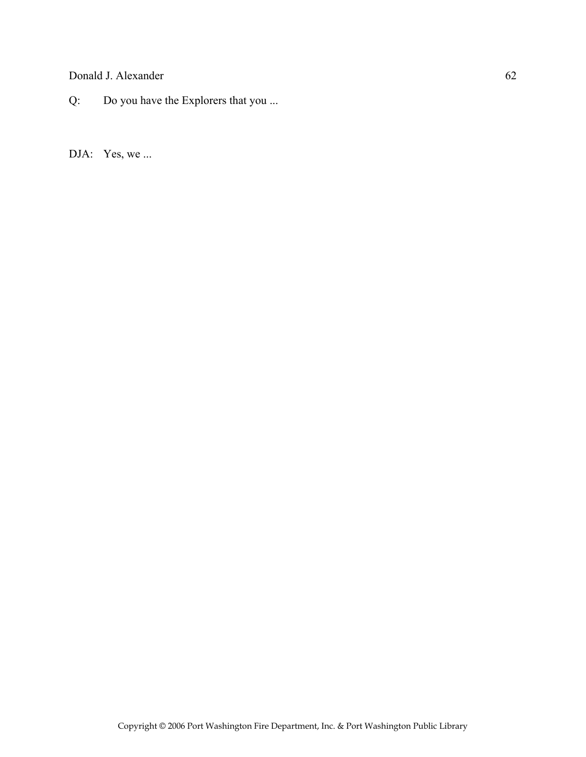Q: Do you have the Explorers that you ...

DJA: Yes, we ...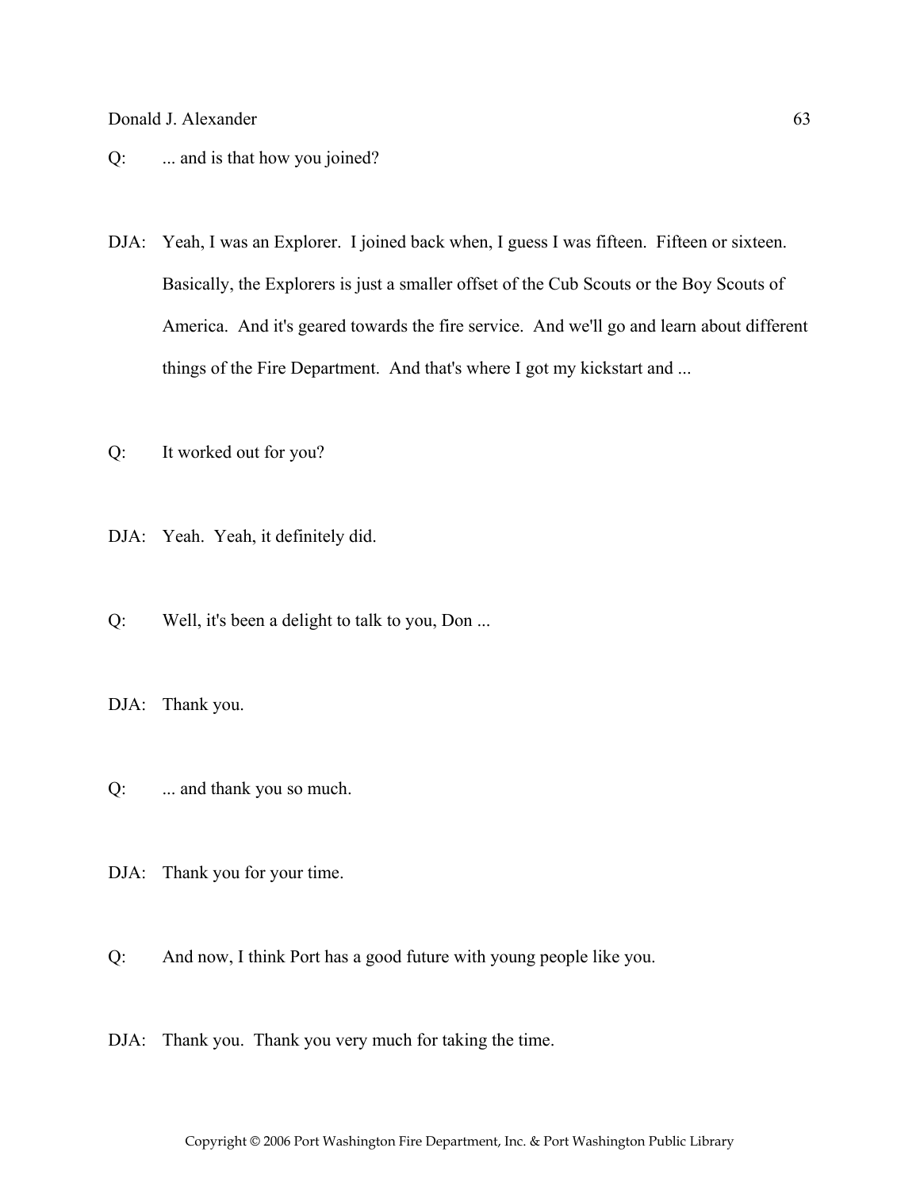Q: ... and is that how you joined?

DJA: Yeah, I was an Explorer. I joined back when, I guess I was fifteen. Fifteen or sixteen. Basically, the Explorers is just a smaller offset of the Cub Scouts or the Boy Scouts of America. And it's geared towards the fire service. And we'll go and learn about different things of the Fire Department. And that's where I got my kickstart and ...

Q: It worked out for you?

DJA: Yeah. Yeah, it definitely did.

Q: Well, it's been a delight to talk to you, Don ...

DJA: Thank you.

Q: ... and thank you so much.

DJA: Thank you for your time.

Q: And now, I think Port has a good future with young people like you.

DJA: Thank you. Thank you very much for taking the time.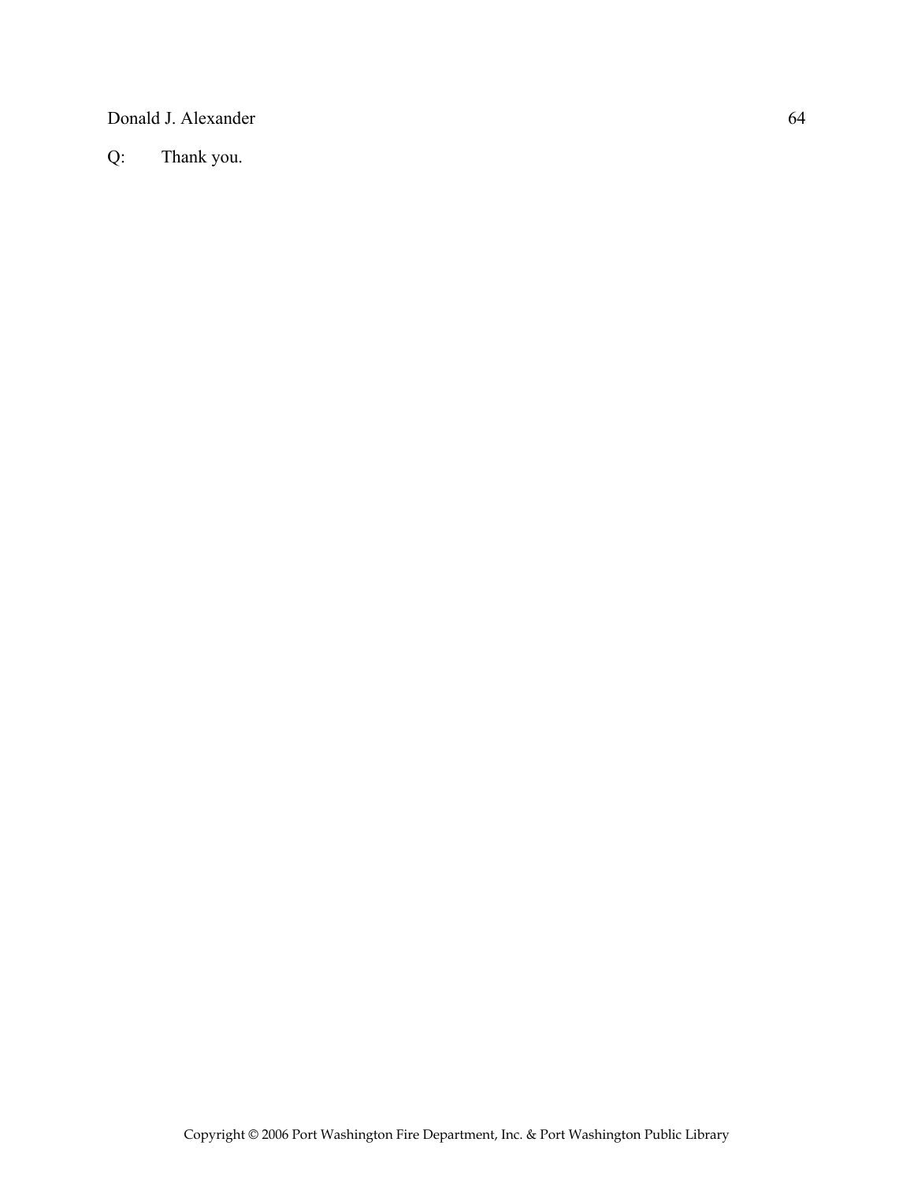Q: Thank you.